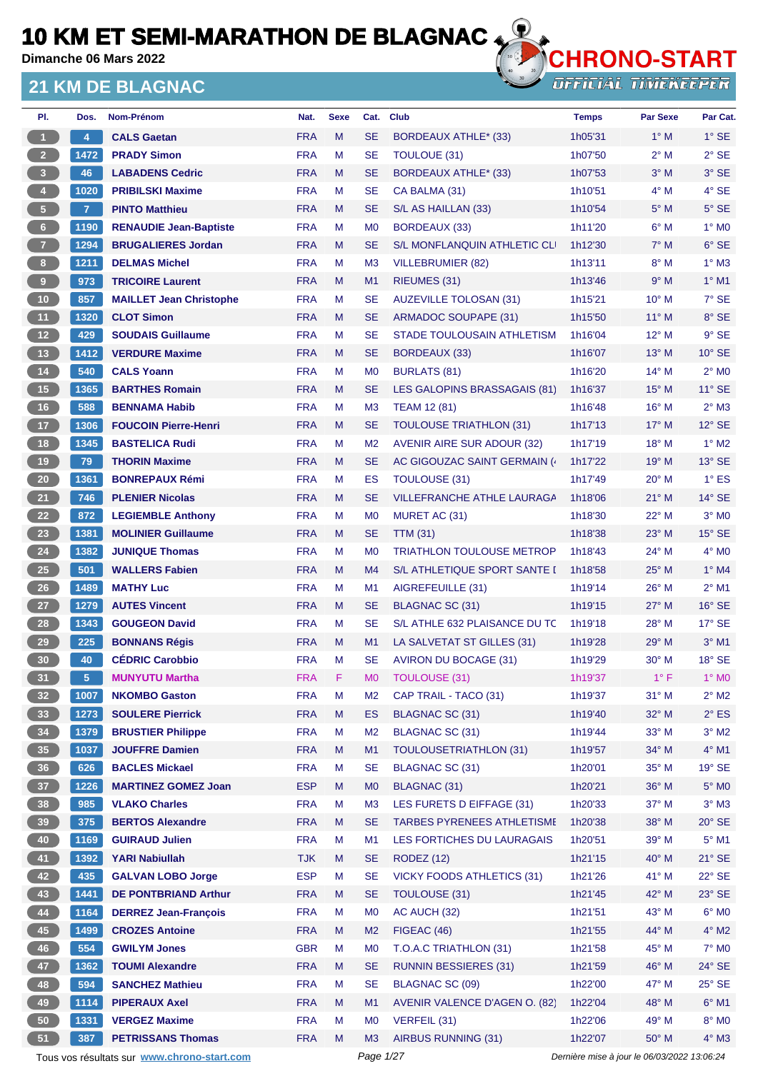# 10 KM ET SEMI-MARATHON DE BLAGNAC

**Dimanche 06 Mars 2022**

## 21 KM DE BLAGNAC

CHRONO-START
OFFICIAL TIMEKEEPER

| Pl. | Dos. | Nom-Prénom | Nat. | Sexe | Cat. | Club | Temps | Par Sexe | Par Cat. |
|---|---|---|---|---|---|---|---|---|---|
| 1 | 4 | **CALS Gaetan** | FRA | M | SE | BORDEAUX ATHLE* (33) | 1h05'31 | 1° M | 1° SE |
| 2 | 1472 | **PRADY Simon** | FRA | M | SE | TOULOUE (31) | 1h07'50 | 2° M | 2° SE |
| 3 | 46 | **LABADENS Cedric** | FRA | M | SE | BORDEAUX ATHLE* (33) | 1h07'53 | 3° M | 3° SE |
| 4 | 1020 | **PRIBILSKI Maxime** | FRA | M | SE | CA BALMA (31) | 1h10'51 | 4° M | 4° SE |
| 5 | 7 | **PINTO Matthieu** | FRA | M | SE | S/L AS HAILLAN (33) | 1h10'54 | 5° M | 5° SE |
| 6 | 1190 | **RENAUDIE Jean-Baptiste** | FRA | M | M0 | BORDEAUX (33) | 1h11'20 | 6° M | 1° M0 |
| 7 | 1294 | **BRUGALIERES Jordan** | FRA | M | SE | S/L MONFLANQUIN ATHLETIC CLI | 1h12'30 | 7° M | 6° SE |
| 8 | 1211 | **DELMAS Michel** | FRA | M | M3 | VILLEBRUMIER (82) | 1h13'11 | 8° M | 1° M3 |
| 9 | 973 | **TRICOIRE Laurent** | FRA | M | M1 | RIEUMES (31) | 1h13'46 | 9° M | 1° M1 |
| 10 | 857 | **MAILLET Jean Christophe** | FRA | M | SE | AUZEVILLE TOLOSAN (31) | 1h15'21 | 10° M | 7° SE |
| 11 | 1320 | **CLOT Simon** | FRA | M | SE | ARMADOC SOUPAPE (31) | 1h15'50 | 11° M | 8° SE |
| 12 | 429 | **SOUDAIS Guillaume** | FRA | M | SE | STADE TOULOUSAIN ATHLETISM | 1h16'04 | 12° M | 9° SE |
| 13 | 1412 | **VERDURE Maxime** | FRA | M | SE | BORDEAUX (33) | 1h16'07 | 13° M | 10° SE |
| 14 | 540 | **CALS Yoann** | FRA | M | M0 | BURLATS (81) | 1h16'20 | 14° M | 2° M0 |
| 15 | 1365 | **BARTHES Romain** | FRA | M | SE | LES GALOPINS BRASSAGAIS (81) | 1h16'37 | 15° M | 11° SE |
| 16 | 588 | **BENNAMA Habib** | FRA | M | M3 | TEAM 12 (81) | 1h16'48 | 16° M | 2° M3 |
| 17 | 1306 | **FOUCOIN Pierre-Henri** | FRA | M | SE | TOULOUSE TRIATHLON (31) | 1h17'13 | 17° M | 12° SE |
| 18 | 1345 | **BASTELICA Rudi** | FRA | M | M2 | AVENIR AIRE SUR ADOUR (32) | 1h17'19 | 18° M | 1° M2 |
| 19 | 79 | **THORIN Maxime** | FRA | M | SE | AC GIGOUZAC SAINT GERMAIN (4 | 1h17'22 | 19° M | 13° SE |
| 20 | 1361 | **BONREPAUX Rémi** | FRA | M | ES | TOULOUSE (31) | 1h17'49 | 20° M | 1° ES |
| 21 | 746 | **PLENIER Nicolas** | FRA | M | SE | VILLEFRANCHE ATHLE LAURAGA | 1h18'06 | 21° M | 14° SE |
| 22 | 872 | **LEGIEMBLE Anthony** | FRA | M | M0 | MURET AC (31) | 1h18'30 | 22° M | 3° M0 |
| 23 | 1381 | **MOLINIER Guillaume** | FRA | M | SE | TTM (31) | 1h18'38 | 23° M | 15° SE |
| 24 | 1382 | **JUNIQUE Thomas** | FRA | M | M0 | TRIATHLON TOULOUSE METROP | 1h18'43 | 24° M | 4° M0 |
| 25 | 501 | **WALLERS Fabien** | FRA | M | M4 | S/L ATHLETIQUE SPORT SANTE I | 1h18'58 | 25° M | 1° M4 |
| 26 | 1489 | **MATHY Luc** | FRA | M | M1 | AIGREFEUILLE (31) | 1h19'14 | 26° M | 2° M1 |
| 27 | 1279 | **AUTES Vincent** | FRA | M | SE | BLAGNAC SC (31) | 1h19'15 | 27° M | 16° SE |
| 28 | 1343 | **GOUGEON David** | FRA | M | SE | S/L ATHLE 632 PLAISANCE DU TC | 1h19'18 | 28° M | 17° SE |
| 29 | 225 | **BONNANS Régis** | FRA | M | M1 | LA SALVETAT ST GILLES (31) | 1h19'28 | 29° M | 3° M1 |
| 30 | 40 | **CÉDRIC Carobbio** | FRA | M | SE | AVIRON DU BOCAGE (31) | 1h19'29 | 30° M | 18° SE |
| 31 | 5 | **MUNYUTU Martha** | FRA | F | M0 | TOULOUSE (31) | 1h19'37 | 1° F | 1° M0 |
| 32 | 1007 | **NKOMBO Gaston** | FRA | M | M2 | CAP TRAIL - TACO (31) | 1h19'37 | 31° M | 2° M2 |
| 33 | 1273 | **SOULERE Pierrick** | FRA | M | ES | BLAGNAC SC (31) | 1h19'40 | 32° M | 2° ES |
| 34 | 1379 | **BRUSTIER Philippe** | FRA | M | M2 | BLAGNAC SC (31) | 1h19'44 | 33° M | 3° M2 |
| 35 | 1037 | **JOUFFRE Damien** | FRA | M | M1 | TOULOUSETRIATHLON (31) | 1h19'57 | 34° M | 4° M1 |
| 36 | 626 | **BACLES Mickael** | FRA | M | SE | BLAGNAC SC (31) | 1h20'01 | 35° M | 19° SE |
| 37 | 1226 | **MARTINEZ GOMEZ Joan** | ESP | M | M0 | BLAGNAC (31) | 1h20'21 | 36° M | 5° M0 |
| 38 | 985 | **VLAKO Charles** | FRA | M | M3 | LES FURETS D EIFFAGE (31) | 1h20'33 | 37° M | 3° M3 |
| 39 | 375 | **BERTOS Alexandre** | FRA | M | SE | TARBES PYRENEES ATHLETISME | 1h20'38 | 38° M | 20° SE |
| 40 | 1169 | **GUIRAUD Julien** | FRA | M | M1 | LES FORTICHES DU LAURAGAIS | 1h20'51 | 39° M | 5° M1 |
| 41 | 1392 | **YARI Nabiullah** | TJK | M | SE | RODEZ (12) | 1h21'15 | 40° M | 21° SE |
| 42 | 435 | **GALVAN LOBO Jorge** | ESP | M | SE | VICKY FOODS ATHLETICS (31) | 1h21'26 | 41° M | 22° SE |
| 43 | 1441 | **DE PONTBRIAND Arthur** | FRA | M | SE | TOULOUSE (31) | 1h21'45 | 42° M | 23° SE |
| 44 | 1164 | **DERREZ Jean-François** | FRA | M | M0 | AC AUCH (32) | 1h21'51 | 43° M | 6° M0 |
| 45 | 1499 | **CROZES Antoine** | FRA | M | M2 | FIGEAC (46) | 1h21'55 | 44° M | 4° M2 |
| 46 | 554 | **GWILYM Jones** | GBR | M | M0 | T.O.A.C TRIATHLON (31) | 1h21'58 | 45° M | 7° M0 |
| 47 | 1362 | **TOUMI Alexandre** | FRA | M | SE | RUNNIN BESSIERES (31) | 1h21'59 | 46° M | 24° SE |
| 48 | 594 | **SANCHEZ Mathieu** | FRA | M | SE | BLAGNAC SC (09) | 1h22'00 | 47° M | 25° SE |
| 49 | 1114 | **PIPERAUX Axel** | FRA | M | M1 | AVENIR VALENCE D'AGEN O. (82) | 1h22'04 | 48° M | 6° M1 |
| 50 | 1331 | **VERGEZ Maxime** | FRA | M | M0 | VERFEIL (31) | 1h22'06 | 49° M | 8° M0 |
| 51 | 387 | **PETRISSANS Thomas** | FRA | M | M3 | AIRBUS RUNNING (31) | 1h22'07 | 50° M | 4° M3 |

Tous vos résultats sur www.chrono-start.com — Dernière mise à jour le 06/03/2022 13:06:24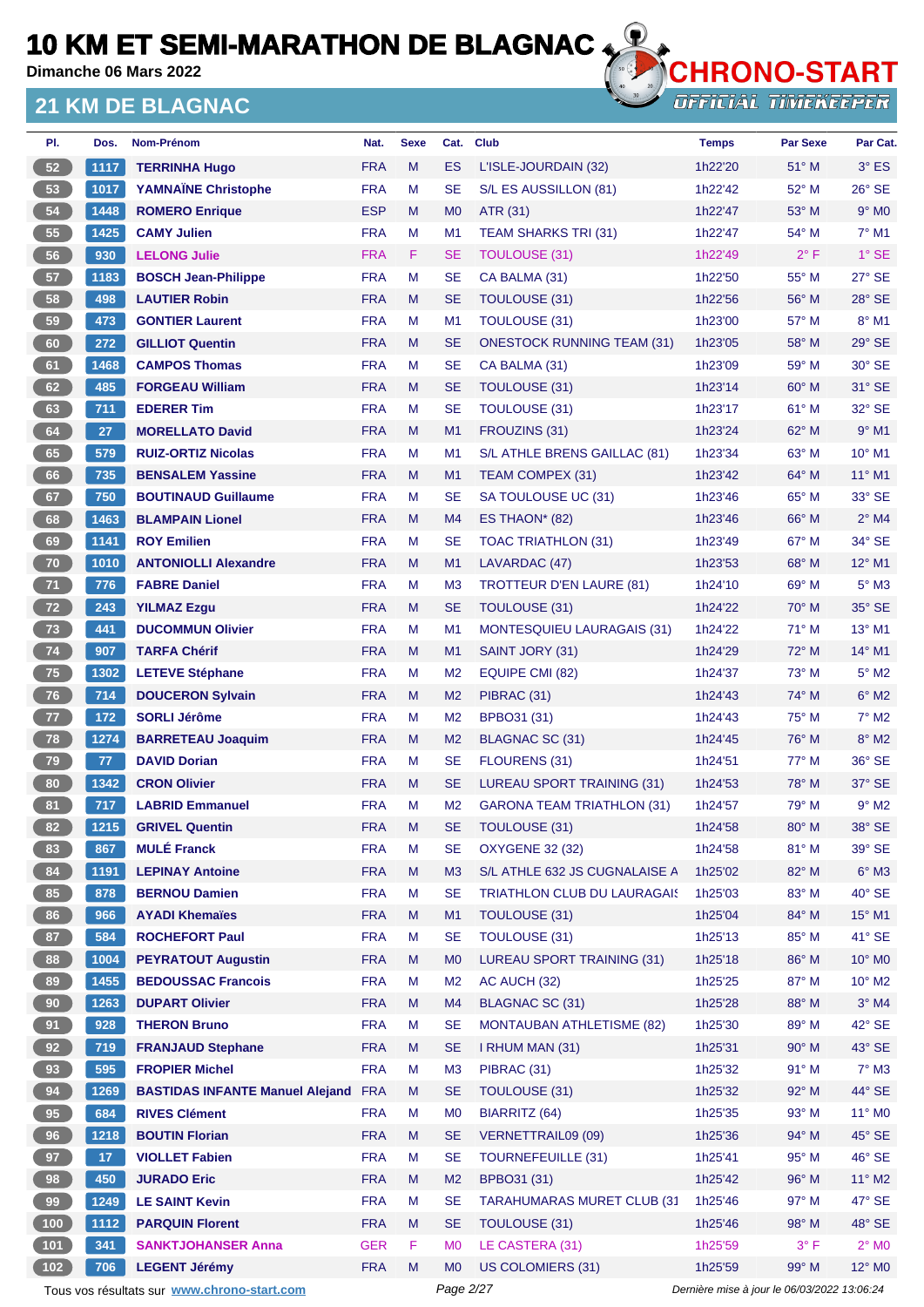# 10 KM ET SEMI-MARATHON DE BLAGNAC

Dimanche 06 Mars 2022

## 21 KM DE BLAGNAC

| Pl. | Dos. | Nom-Prénom | Nat. | Sexe | Cat. | Club | Temps | Par Sexe | Par Cat. |
|---|---|---|---|---|---|---|---|---|---|
| 52 | 1117 | TERRINHA Hugo | FRA | M | ES | L'ISLE-JOURDAIN (32) | 1h22'20 | 51° M | 3° ES |
| 53 | 1017 | YAMNAÏNE Christophe | FRA | M | SE | S/L ES AUSSILLON (81) | 1h22'42 | 52° M | 26° SE |
| 54 | 1448 | ROMERO Enrique | ESP | M | M0 | ATR (31) | 1h22'47 | 53° M | 9° M0 |
| 55 | 1425 | CAMY Julien | FRA | M | M1 | TEAM SHARKS TRI (31) | 1h22'47 | 54° M | 7° M1 |
| 56 | 930 | LELONG Julie | FRA | F | SE | TOULOUSE (31) | 1h22'49 | 2° F | 1° SE |
| 57 | 1183 | BOSCH Jean-Philippe | FRA | M | SE | CA BALMA (31) | 1h22'50 | 55° M | 27° SE |
| 58 | 498 | LAUTIER Robin | FRA | M | SE | TOULOUSE (31) | 1h22'56 | 56° M | 28° SE |
| 59 | 473 | GONTIER Laurent | FRA | M | M1 | TOULOUSE (31) | 1h23'00 | 57° M | 8° M1 |
| 60 | 272 | GILLIOT Quentin | FRA | M | SE | ONESTOCK RUNNING TEAM (31) | 1h23'05 | 58° M | 29° SE |
| 61 | 1468 | CAMPOS Thomas | FRA | M | SE | CA BALMA (31) | 1h23'09 | 59° M | 30° SE |
| 62 | 485 | FORGEAU William | FRA | M | SE | TOULOUSE (31) | 1h23'14 | 60° M | 31° SE |
| 63 | 711 | EDERER Tim | FRA | M | SE | TOULOUSE (31) | 1h23'17 | 61° M | 32° SE |
| 64 | 27 | MORELLATO David | FRA | M | M1 | FROUZINS (31) | 1h23'24 | 62° M | 9° M1 |
| 65 | 579 | RUIZ-ORTIZ Nicolas | FRA | M | M1 | S/L ATHLE BRENS GAILLAC (81) | 1h23'34 | 63° M | 10° M1 |
| 66 | 735 | BENSALEM Yassine | FRA | M | M1 | TEAM COMPEX (31) | 1h23'42 | 64° M | 11° M1 |
| 67 | 750 | BOUTINAUD Guillaume | FRA | M | SE | SA TOULOUSE UC (31) | 1h23'46 | 65° M | 33° SE |
| 68 | 1463 | BLAMPAIN Lionel | FRA | M | M4 | ES THAON* (82) | 1h23'46 | 66° M | 2° M4 |
| 69 | 1141 | ROY Emilien | FRA | M | SE | TOAC TRIATHLON (31) | 1h23'49 | 67° M | 34° SE |
| 70 | 1010 | ANTONIOLLI Alexandre | FRA | M | M1 | LAVARDAC (47) | 1h23'53 | 68° M | 12° M1 |
| 71 | 776 | FABRE Daniel | FRA | M | M3 | TROTTEUR D'EN LAURE (81) | 1h24'10 | 69° M | 5° M3 |
| 72 | 243 | YILMAZ Ezgu | FRA | M | SE | TOULOUSE (31) | 1h24'22 | 70° M | 35° SE |
| 73 | 441 | DUCOMMUN Olivier | FRA | M | M1 | MONTESQUIEU LAURAGAIS (31) | 1h24'22 | 71° M | 13° M1 |
| 74 | 907 | TARFA Chérif | FRA | M | M1 | SAINT JORY (31) | 1h24'29 | 72° M | 14° M1 |
| 75 | 1302 | LETEVE Stéphane | FRA | M | M2 | EQUIPE CMI (82) | 1h24'37 | 73° M | 5° M2 |
| 76 | 714 | DOUCERON Sylvain | FRA | M | M2 | PIBRAC (31) | 1h24'43 | 74° M | 6° M2 |
| 77 | 172 | SORLI Jérôme | FRA | M | M2 | BPBO31 (31) | 1h24'43 | 75° M | 7° M2 |
| 78 | 1274 | BARRETEAU Joaquim | FRA | M | M2 | BLAGNAC SC (31) | 1h24'45 | 76° M | 8° M2 |
| 79 | 77 | DAVID Dorian | FRA | M | SE | FLOURENS (31) | 1h24'51 | 77° M | 36° SE |
| 80 | 1342 | CRON Olivier | FRA | M | SE | LUREAU SPORT TRAINING (31) | 1h24'53 | 78° M | 37° SE |
| 81 | 717 | LABRID Emmanuel | FRA | M | M2 | GARONA TEAM TRIATHLON (31) | 1h24'57 | 79° M | 9° M2 |
| 82 | 1215 | GRIVEL Quentin | FRA | M | SE | TOULOUSE (31) | 1h24'58 | 80° M | 38° SE |
| 83 | 867 | MULÉ Franck | FRA | M | SE | OXYGENE 32 (32) | 1h24'58 | 81° M | 39° SE |
| 84 | 1191 | LEPINAY Antoine | FRA | M | M3 | S/L ATHLE 632 JS CUGNALAISE A | 1h25'02 | 82° M | 6° M3 |
| 85 | 878 | BERNOU Damien | FRA | M | SE | TRIATHLON CLUB DU LAURAGAIS | 1h25'03 | 83° M | 40° SE |
| 86 | 966 | AYADI Khemaïes | FRA | M | M1 | TOULOUSE (31) | 1h25'04 | 84° M | 15° M1 |
| 87 | 584 | ROCHEFORT Paul | FRA | M | SE | TOULOUSE (31) | 1h25'13 | 85° M | 41° SE |
| 88 | 1004 | PEYRATOUT Augustin | FRA | M | M0 | LUREAU SPORT TRAINING (31) | 1h25'18 | 86° M | 10° M0 |
| 89 | 1455 | BEDOUSSAC Francois | FRA | M | M2 | AC AUCH (32) | 1h25'25 | 87° M | 10° M2 |
| 90 | 1263 | DUPART Olivier | FRA | M | M4 | BLAGNAC SC (31) | 1h25'28 | 88° M | 3° M4 |
| 91 | 928 | THERON Bruno | FRA | M | SE | MONTAUBAN ATHLETISME (82) | 1h25'30 | 89° M | 42° SE |
| 92 | 719 | FRANJAUD Stephane | FRA | M | SE | I RHUM MAN (31) | 1h25'31 | 90° M | 43° SE |
| 93 | 595 | FROPIER Michel | FRA | M | M3 | PIBRAC (31) | 1h25'32 | 91° M | 7° M3 |
| 94 | 1269 | BASTIDAS INFANTE Manuel Alejand | FRA | M | SE | TOULOUSE (31) | 1h25'32 | 92° M | 44° SE |
| 95 | 684 | RIVES Clément | FRA | M | M0 | BIARRITZ (64) | 1h25'35 | 93° M | 11° M0 |
| 96 | 1218 | BOUTIN Florian | FRA | M | SE | VERNETTRAIL09 (09) | 1h25'36 | 94° M | 45° SE |
| 97 | 17 | VIOLLET Fabien | FRA | M | SE | TOURNEFEUILLE (31) | 1h25'41 | 95° M | 46° SE |
| 98 | 450 | JURADO Eric | FRA | M | M2 | BPBO31 (31) | 1h25'42 | 96° M | 11° M2 |
| 99 | 1249 | LE SAINT Kevin | FRA | M | SE | TARAHUMARAS MURET CLUB (31 | 1h25'46 | 97° M | 47° SE |
| 100 | 1112 | PARQUIN Florent | FRA | M | SE | TOULOUSE (31) | 1h25'46 | 98° M | 48° SE |
| 101 | 341 | SANKTJOHANSER Anna | GER | F | M0 | LE CASTERA (31) | 1h25'59 | 3° F | 2° M0 |
| 102 | 706 | LEGENT Jérémy | FRA | M | M0 | US COLOMIERS (31) | 1h25'59 | 99° M | 12° M0 |

Tous vos résultats sur www.chrono-start.com — Dernière mise à jour le 06/03/2022 13:06:24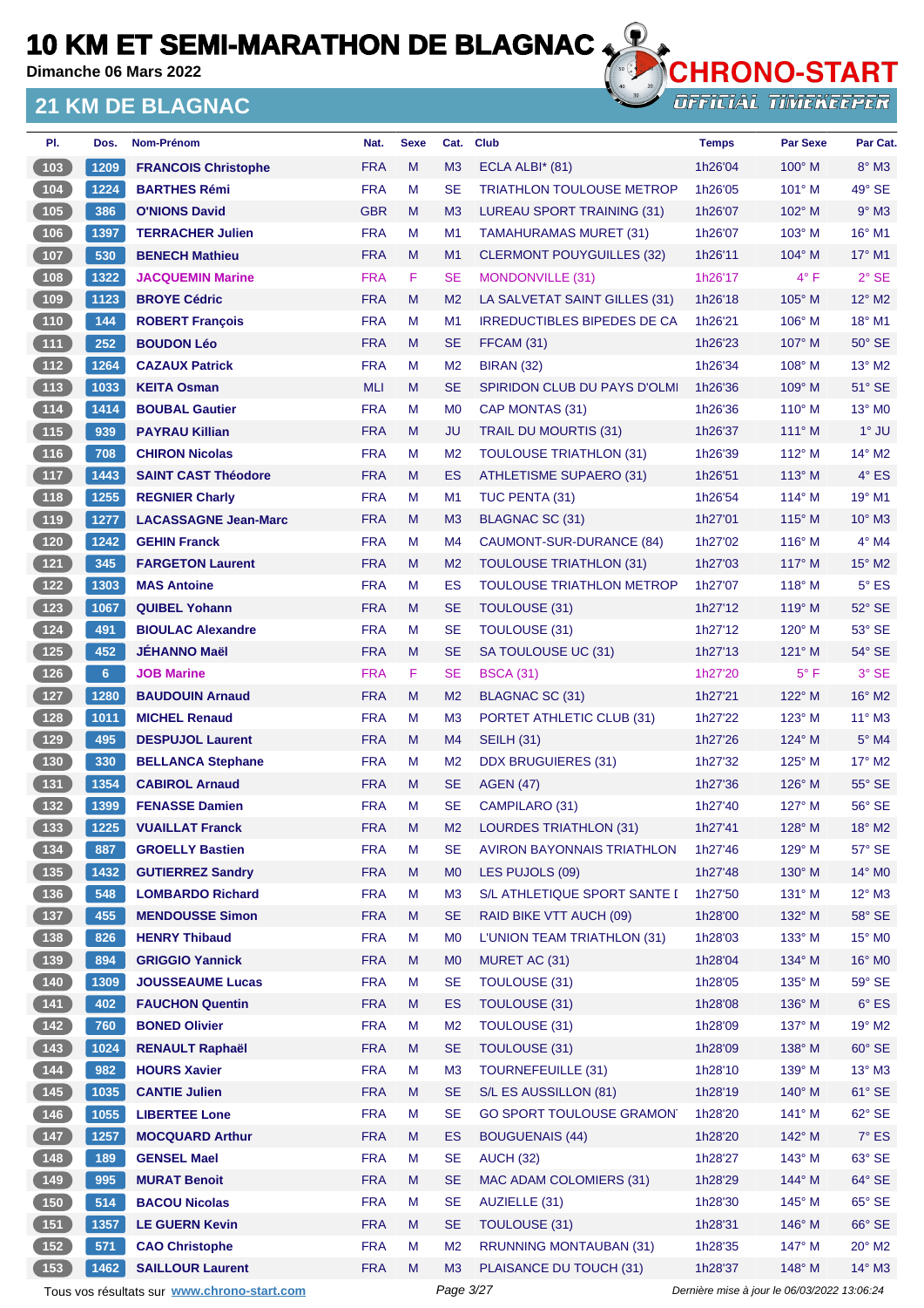# 10 KM ET SEMI-MARATHON DE BLAGNAC

Dimanche 06 Mars 2022

## 21 KM DE BLAGNAC

| Pl. | Dos. | Nom-Prénom | Nat. | Sexe | Cat. | Club | Temps | Par Sexe | Par Cat. |
|---|---|---|---|---|---|---|---|---|---|
| 103 | 1209 | FRANCOIS Christophe | FRA | M | M3 | ECLA ALBI* (81) | 1h26'04 | 100° M | 8° M3 |
| 104 | 1224 | BARTHES Rémi | FRA | M | SE | TRIATHLON TOULOUSE METROP | 1h26'05 | 101° M | 49° SE |
| 105 | 386 | O'NIONS David | GBR | M | M3 | LUREAU SPORT TRAINING (31) | 1h26'07 | 102° M | 9° M3 |
| 106 | 1397 | TERRACHER Julien | FRA | M | M1 | TAMAHURAMAS MURET (31) | 1h26'07 | 103° M | 16° M1 |
| 107 | 530 | BENECH Mathieu | FRA | M | M1 | CLERMONT POUYGUILLES (32) | 1h26'11 | 104° M | 17° M1 |
| 108 | 1322 | JACQUEMIN Marine | FRA | F | SE | MONDONVILLE (31) | 1h26'17 | 4° F | 2° SE |
| 109 | 1123 | BROYE Cédric | FRA | M | M2 | LA SALVETAT SAINT GILLES (31) | 1h26'18 | 105° M | 12° M2 |
| 110 | 144 | ROBERT François | FRA | M | M1 | IRREDUCTIBLES BIPEDES DE CA | 1h26'21 | 106° M | 18° M1 |
| 111 | 252 | BOUDON Léo | FRA | M | SE | FFCAM (31) | 1h26'23 | 107° M | 50° SE |
| 112 | 1264 | CAZAUX Patrick | FRA | M | M2 | BIRAN (32) | 1h26'34 | 108° M | 13° M2 |
| 113 | 1033 | KEITA Osman | MLI | M | SE | SPIRIDON CLUB DU PAYS D'OLMI | 1h26'36 | 109° M | 51° SE |
| 114 | 1414 | BOUBAL Gautier | FRA | M | M0 | CAP MONTAS (31) | 1h26'36 | 110° M | 13° M0 |
| 115 | 939 | PAYRAU Killian | FRA | M | JU | TRAIL DU MOURTIS (31) | 1h26'37 | 111° M | 1° JU |
| 116 | 708 | CHIRON Nicolas | FRA | M | M2 | TOULOUSE TRIATHLON (31) | 1h26'39 | 112° M | 14° M2 |
| 117 | 1443 | SAINT CAST Théodore | FRA | M | ES | ATHLETISME SUPAERO (31) | 1h26'51 | 113° M | 4° ES |
| 118 | 1255 | REGNIER Charly | FRA | M | M1 | TUC PENTA (31) | 1h26'54 | 114° M | 19° M1 |
| 119 | 1277 | LACASSAGNE Jean-Marc | FRA | M | M3 | BLAGNAC SC (31) | 1h27'01 | 115° M | 10° M3 |
| 120 | 1242 | GEHIN Franck | FRA | M | M4 | CAUMONT-SUR-DURANCE (84) | 1h27'02 | 116° M | 4° M4 |
| 121 | 345 | FARGETON Laurent | FRA | M | M2 | TOULOUSE TRIATHLON (31) | 1h27'03 | 117° M | 15° M2 |
| 122 | 1303 | MAS Antoine | FRA | M | ES | TOULOUSE TRIATHLON METROP | 1h27'07 | 118° M | 5° ES |
| 123 | 1067 | QUIBEL Yohann | FRA | M | SE | TOULOUSE (31) | 1h27'12 | 119° M | 52° SE |
| 124 | 491 | BIOULAC Alexandre | FRA | M | SE | TOULOUSE (31) | 1h27'12 | 120° M | 53° SE |
| 125 | 452 | JÉHANNO Maël | FRA | M | SE | SA TOULOUSE UC (31) | 1h27'13 | 121° M | 54° SE |
| 126 | 6 | JOB Marine | FRA | F | SE | BSCA (31) | 1h27'20 | 5° F | 3° SE |
| 127 | 1280 | BAUDOUIN Arnaud | FRA | M | M2 | BLAGNAC SC (31) | 1h27'21 | 122° M | 16° M2 |
| 128 | 1011 | MICHEL Renaud | FRA | M | M3 | PORTET ATHLETIC CLUB (31) | 1h27'22 | 123° M | 11° M3 |
| 129 | 495 | DESPUJOL Laurent | FRA | M | M4 | SEILH (31) | 1h27'26 | 124° M | 5° M4 |
| 130 | 330 | BELLANCA Stephane | FRA | M | M2 | DDX BRUGUIERES (31) | 1h27'32 | 125° M | 17° M2 |
| 131 | 1354 | CABIROL Arnaud | FRA | M | SE | AGEN (47) | 1h27'36 | 126° M | 55° SE |
| 132 | 1399 | FENASSE Damien | FRA | M | SE | CAMPILARO (31) | 1h27'40 | 127° M | 56° SE |
| 133 | 1225 | VUAILLAT Franck | FRA | M | M2 | LOURDES TRIATHLON (31) | 1h27'41 | 128° M | 18° M2 |
| 134 | 887 | GROELLY Bastien | FRA | M | SE | AVIRON BAYONNAIS TRIATHLON | 1h27'46 | 129° M | 57° SE |
| 135 | 1432 | GUTIERREZ Sandry | FRA | M | M0 | LES PUJOLS (09) | 1h27'48 | 130° M | 14° M0 |
| 136 | 548 | LOMBARDO Richard | FRA | M | M3 | S/L ATHLETIQUE SPORT SANTE I | 1h27'50 | 131° M | 12° M3 |
| 137 | 455 | MENDOUSSE Simon | FRA | M | SE | RAID BIKE VTT AUCH (09) | 1h28'00 | 132° M | 58° SE |
| 138 | 826 | HENRY Thibaud | FRA | M | M0 | L'UNION TEAM TRIATHLON (31) | 1h28'03 | 133° M | 15° M0 |
| 139 | 894 | GRIGGIO Yannick | FRA | M | M0 | MURET AC (31) | 1h28'04 | 134° M | 16° M0 |
| 140 | 1309 | JOUSSEAUME Lucas | FRA | M | SE | TOULOUSE (31) | 1h28'05 | 135° M | 59° SE |
| 141 | 402 | FAUCHON Quentin | FRA | M | ES | TOULOUSE (31) | 1h28'08 | 136° M | 6° ES |
| 142 | 760 | BONED Olivier | FRA | M | M2 | TOULOUSE (31) | 1h28'09 | 137° M | 19° M2 |
| 143 | 1024 | RENAULT Raphaël | FRA | M | SE | TOULOUSE (31) | 1h28'09 | 138° M | 60° SE |
| 144 | 982 | HOURS Xavier | FRA | M | M3 | TOURNEFEUILLE (31) | 1h28'10 | 139° M | 13° M3 |
| 145 | 1035 | CANTIE Julien | FRA | M | SE | S/L ES AUSSILLON (81) | 1h28'19 | 140° M | 61° SE |
| 146 | 1055 | LIBERTEE Lone | FRA | M | SE | GO SPORT TOULOUSE GRAMON | 1h28'20 | 141° M | 62° SE |
| 147 | 1257 | MOCQUARD Arthur | FRA | M | ES | BOUGUENAIS (44) | 1h28'20 | 142° M | 7° ES |
| 148 | 189 | GENSEL Mael | FRA | M | SE | AUCH (32) | 1h28'27 | 143° M | 63° SE |
| 149 | 995 | MURAT Benoit | FRA | M | SE | MAC ADAM COLOMIERS (31) | 1h28'29 | 144° M | 64° SE |
| 150 | 514 | BACOU Nicolas | FRA | M | SE | AUZIELLE (31) | 1h28'30 | 145° M | 65° SE |
| 151 | 1357 | LE GUERN Kevin | FRA | M | SE | TOULOUSE (31) | 1h28'31 | 146° M | 66° SE |
| 152 | 571 | CAO Christophe | FRA | M | M2 | RRUNNING MONTAUBAN (31) | 1h28'35 | 147° M | 20° M2 |
| 153 | 1462 | SAILLOUR Laurent | FRA | M | M3 | PLAISANCE DU TOUCH (31) | 1h28'37 | 148° M | 14° M3 |

Tous vos résultats sur www.chrono-start.com — Dernière mise à jour le 06/03/2022 13:06:24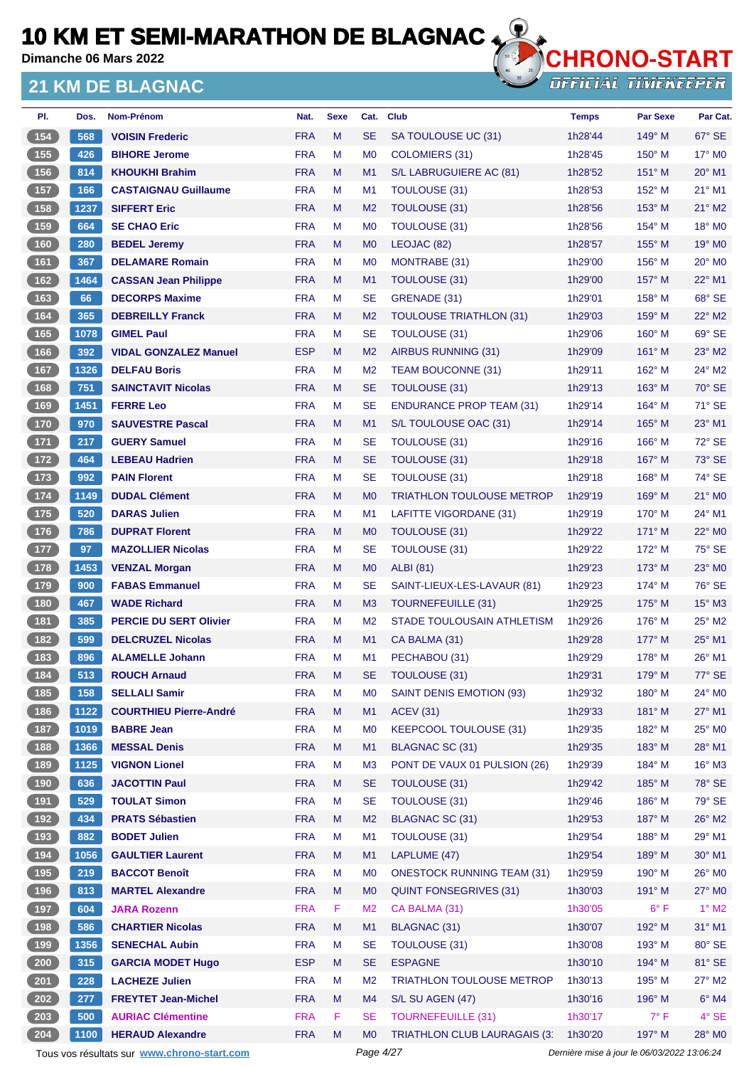# 10 KM ET SEMI-MARATHON DE BLAGNAC

**Dimanche 06 Mars 2022**

## 21 KM DE BLAGNAC

| Pl. | Dos. | Nom-Prénom | Nat. | Sexe | Cat. | Club | Temps | Par Sexe | Par Cat. |
|---|---|---|---|---|---|---|---|---|---|
| 154 | 568 | **VOISIN Frederic** | FRA | M | SE | SA TOULOUSE UC (31) | 1h28'44 | 149° M | 67° SE |
| 155 | 426 | **BIHORE Jerome** | FRA | M | M0 | COLOMIERS (31) | 1h28'45 | 150° M | 17° M0 |
| 156 | 814 | **KHOUKHI Brahim** | FRA | M | M1 | S/L LABRUGUIERE AC (81) | 1h28'52 | 151° M | 20° M1 |
| 157 | 166 | **CASTAIGNAU Guillaume** | FRA | M | M1 | TOULOUSE (31) | 1h28'53 | 152° M | 21° M1 |
| 158 | 1237 | **SIFFERT Eric** | FRA | M | M2 | TOULOUSE (31) | 1h28'56 | 153° M | 21° M2 |
| 159 | 664 | **SE CHAO Eric** | FRA | M | M0 | TOULOUSE (31) | 1h28'56 | 154° M | 18° M0 |
| 160 | 280 | **BEDEL Jeremy** | FRA | M | M0 | LEOJAC (82) | 1h28'57 | 155° M | 19° M0 |
| 161 | 367 | **DELAMARE Romain** | FRA | M | M0 | MONTRABE (31) | 1h29'00 | 156° M | 20° M0 |
| 162 | 1464 | **CASSAN Jean Philippe** | FRA | M | M1 | TOULOUSE (31) | 1h29'00 | 157° M | 22° M1 |
| 163 | 66 | **DECORPS Maxime** | FRA | M | SE | GRENADE (31) | 1h29'01 | 158° M | 68° SE |
| 164 | 365 | **DEBREILLY Franck** | FRA | M | M2 | TOULOUSE TRIATHLON (31) | 1h29'03 | 159° M | 22° M2 |
| 165 | 1078 | **GIMEL Paul** | FRA | M | SE | TOULOUSE (31) | 1h29'06 | 160° M | 69° SE |
| 166 | 392 | **VIDAL GONZALEZ Manuel** | ESP | M | M2 | AIRBUS RUNNING (31) | 1h29'09 | 161° M | 23° M2 |
| 167 | 1326 | **DELFAU Boris** | FRA | M | M2 | TEAM BOUCONNE (31) | 1h29'11 | 162° M | 24° M2 |
| 168 | 751 | **SAINCTAVIT Nicolas** | FRA | M | SE | TOULOUSE (31) | 1h29'13 | 163° M | 70° SE |
| 169 | 1451 | **FERRE Leo** | FRA | M | SE | ENDURANCE PROP TEAM (31) | 1h29'14 | 164° M | 71° SE |
| 170 | 970 | **SAUVESTRE Pascal** | FRA | M | M1 | S/L TOULOUSE OAC (31) | 1h29'14 | 165° M | 23° M1 |
| 171 | 217 | **GUERY Samuel** | FRA | M | SE | TOULOUSE (31) | 1h29'16 | 166° M | 72° SE |
| 172 | 464 | **LEBEAU Hadrien** | FRA | M | SE | TOULOUSE (31) | 1h29'18 | 167° M | 73° SE |
| 173 | 992 | **PAIN Florent** | FRA | M | SE | TOULOUSE (31) | 1h29'18 | 168° M | 74° SE |
| 174 | 1149 | **DUDAL Clément** | FRA | M | M0 | TRIATHLON TOULOUSE METROP | 1h29'19 | 169° M | 21° M0 |
| 175 | 520 | **DARAS Julien** | FRA | M | M1 | LAFITTE VIGORDANE (31) | 1h29'19 | 170° M | 24° M1 |
| 176 | 786 | **DUPRAT Florent** | FRA | M | M0 | TOULOUSE (31) | 1h29'22 | 171° M | 22° M0 |
| 177 | 97 | **MAZOLLIER Nicolas** | FRA | M | SE | TOULOUSE (31) | 1h29'22 | 172° M | 75° SE |
| 178 | 1453 | **VENZAL Morgan** | FRA | M | M0 | ALBI (81) | 1h29'23 | 173° M | 23° M0 |
| 179 | 900 | **FABAS Emmanuel** | FRA | M | SE | SAINT-LIEUX-LES-LAVAUR (81) | 1h29'23 | 174° M | 76° SE |
| 180 | 467 | **WADE Richard** | FRA | M | M3 | TOURNEFEUILLE (31) | 1h29'25 | 175° M | 15° M3 |
| 181 | 385 | **PERCIE DU SERT Olivier** | FRA | M | M2 | STADE TOULOUSAIN ATHLETISM | 1h29'26 | 176° M | 25° M2 |
| 182 | 599 | **DELCRUZEL Nicolas** | FRA | M | M1 | CA BALMA (31) | 1h29'28 | 177° M | 25° M1 |
| 183 | 896 | **ALAMELLE Johann** | FRA | M | M1 | PECHABOU (31) | 1h29'29 | 178° M | 26° M1 |
| 184 | 513 | **ROUCH Arnaud** | FRA | M | SE | TOULOUSE (31) | 1h29'31 | 179° M | 77° SE |
| 185 | 158 | **SELLALI Samir** | FRA | M | M0 | SAINT DENIS EMOTION (93) | 1h29'32 | 180° M | 24° M0 |
| 186 | 1122 | **COURTHIEU Pierre-André** | FRA | M | M1 | ACEV (31) | 1h29'33 | 181° M | 27° M1 |
| 187 | 1019 | **BABRE Jean** | FRA | M | M0 | KEEPCOOL TOULOUSE (31) | 1h29'35 | 182° M | 25° M0 |
| 188 | 1366 | **MESSAL Denis** | FRA | M | M1 | BLAGNAC SC (31) | 1h29'35 | 183° M | 28° M1 |
| 189 | 1125 | **VIGNON Lionel** | FRA | M | M3 | PONT DE VAUX 01 PULSION (26) | 1h29'39 | 184° M | 16° M3 |
| 190 | 636 | **JACOTTIN Paul** | FRA | M | SE | TOULOUSE (31) | 1h29'42 | 185° M | 78° SE |
| 191 | 529 | **TOULAT Simon** | FRA | M | SE | TOULOUSE (31) | 1h29'46 | 186° M | 79° SE |
| 192 | 434 | **PRATS Sébastien** | FRA | M | M2 | BLAGNAC SC (31) | 1h29'53 | 187° M | 26° M2 |
| 193 | 882 | **BODET Julien** | FRA | M | M1 | TOULOUSE (31) | 1h29'54 | 188° M | 29° M1 |
| 194 | 1056 | **GAULTIER Laurent** | FRA | M | M1 | LAPLUME (47) | 1h29'54 | 189° M | 30° M1 |
| 195 | 219 | **BACCOT Benoît** | FRA | M | M0 | ONESTOCK RUNNING TEAM (31) | 1h29'59 | 190° M | 26° M0 |
| 196 | 813 | **MARTEL Alexandre** | FRA | M | M0 | QUINT FONSEGRIVES (31) | 1h30'03 | 191° M | 27° M0 |
| 197 | 604 | **JARA Rozenn** | FRA | F | M2 | CA BALMA (31) | 1h30'05 | 6° F | 1° M2 |
| 198 | 586 | **CHARTIER Nicolas** | FRA | M | M1 | BLAGNAC (31) | 1h30'07 | 192° M | 31° M1 |
| 199 | 1356 | **SENECHAL Aubin** | FRA | M | SE | TOULOUSE (31) | 1h30'08 | 193° M | 80° SE |
| 200 | 315 | **GARCIA MODET Hugo** | ESP | M | SE | ESPAGNE | 1h30'10 | 194° M | 81° SE |
| 201 | 228 | **LACHEZE Julien** | FRA | M | M2 | TRIATHLON TOULOUSE METROP | 1h30'13 | 195° M | 27° M2 |
| 202 | 277 | **FREYTET Jean-Michel** | FRA | M | M4 | S/L SU AGEN (47) | 1h30'16 | 196° M | 6° M4 |
| 203 | 500 | **AURIAC Clémentine** | FRA | F | SE | TOURNEFEUILLE (31) | 1h30'17 | 7° F | 4° SE |
| 204 | 1100 | **HERAUD Alexandre** | FRA | M | M0 | TRIATHLON CLUB LAURAGAIS (3: | 1h30'20 | 197° M | 28° M0 |

Tous vos résultats sur www.chrono-start.com — Dernière mise à jour le 06/03/2022 13:06:24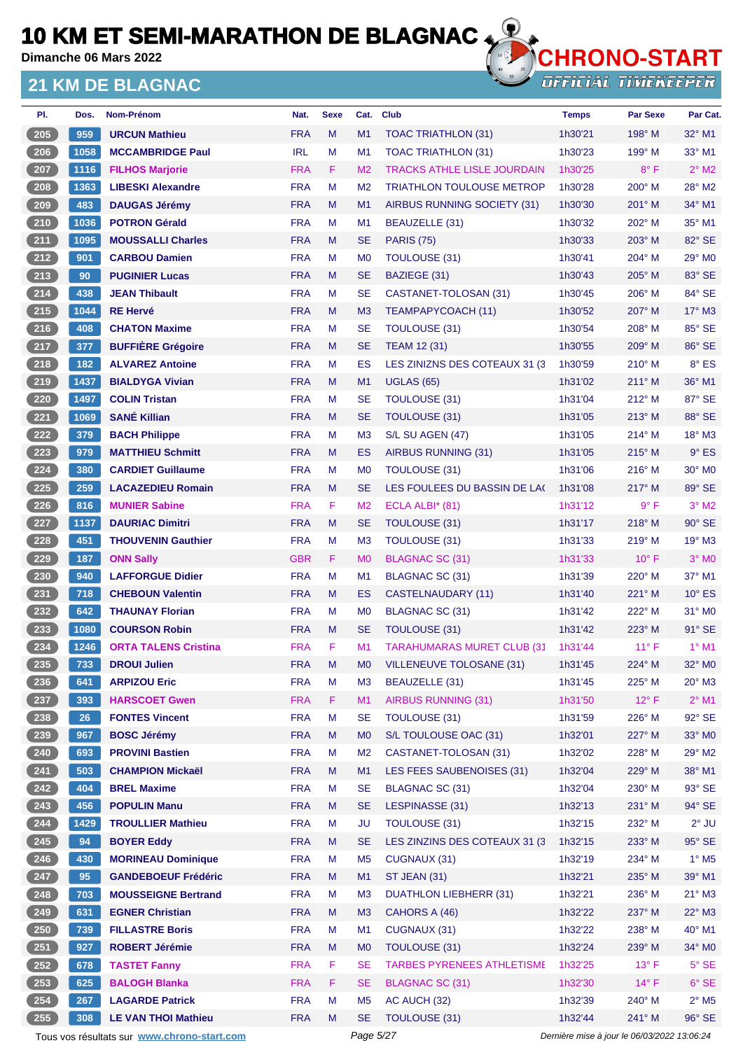# 10 KM ET SEMI-MARATHON DE BLAGNAC

Dimanche 06 Mars 2022

## 21 KM DE BLAGNAC

| Pl. | Dos. | Nom-Prénom | Nat. | Sexe | Cat. | Club | Temps | Par Sexe | Par Cat. |
|---|---|---|---|---|---|---|---|---|---|
| 205 | 959 | URCUN Mathieu | FRA | M | M1 | TOAC TRIATHLON (31) | 1h30'21 | 198° M | 32° M1 |
| 206 | 1058 | MCCAMBRIDGE Paul | IRL | M | M1 | TOAC TRIATHLON (31) | 1h30'23 | 199° M | 33° M1 |
| 207 | 1116 | FILHOS Marjorie | FRA | F | M2 | TRACKS ATHLE LISLE JOURDAIN | 1h30'25 | 8° F | 2° M2 |
| 208 | 1363 | LIBESKI Alexandre | FRA | M | M2 | TRIATHLON TOULOUSE METROP | 1h30'28 | 200° M | 28° M2 |
| 209 | 483 | DAUGAS Jérémy | FRA | M | M1 | AIRBUS RUNNING SOCIETY (31) | 1h30'30 | 201° M | 34° M1 |
| 210 | 1036 | POTRON Gérald | FRA | M | M1 | BEAUZELLE (31) | 1h30'32 | 202° M | 35° M1 |
| 211 | 1095 | MOUSSALLI Charles | FRA | M | SE | PARIS (75) | 1h30'33 | 203° M | 82° SE |
| 212 | 901 | CARBOU Damien | FRA | M | M0 | TOULOUSE (31) | 1h30'41 | 204° M | 29° M0 |
| 213 | 90 | PUGINIER Lucas | FRA | M | SE | BAZIEGE (31) | 1h30'43 | 205° M | 83° SE |
| 214 | 438 | JEAN Thibault | FRA | M | SE | CASTANET-TOLOSAN (31) | 1h30'45 | 206° M | 84° SE |
| 215 | 1044 | RE Hervé | FRA | M | M3 | TEAMPAPYCOACH (11) | 1h30'52 | 207° M | 17° M3 |
| 216 | 408 | CHATON Maxime | FRA | M | SE | TOULOUSE (31) | 1h30'54 | 208° M | 85° SE |
| 217 | 377 | BUFFIÈRE Grégoire | FRA | M | SE | TEAM 12 (31) | 1h30'55 | 209° M | 86° SE |
| 218 | 182 | ALVAREZ Antoine | FRA | M | ES | LES ZINIZNS DES COTEAUX 31 (3 | 1h30'59 | 210° M | 8° ES |
| 219 | 1437 | BIALDYGA Vivian | FRA | M | M1 | UGLAS (65) | 1h31'02 | 211° M | 36° M1 |
| 220 | 1497 | COLIN Tristan | FRA | M | SE | TOULOUSE (31) | 1h31'04 | 212° M | 87° SE |
| 221 | 1069 | SANÉ Killian | FRA | M | SE | TOULOUSE (31) | 1h31'05 | 213° M | 88° SE |
| 222 | 379 | BACH Philippe | FRA | M | M3 | S/L SU AGEN (47) | 1h31'05 | 214° M | 18° M3 |
| 223 | 979 | MATTHIEU Schmitt | FRA | M | ES | AIRBUS RUNNING (31) | 1h31'05 | 215° M | 9° ES |
| 224 | 380 | CARDIET Guillaume | FRA | M | M0 | TOULOUSE (31) | 1h31'06 | 216° M | 30° M0 |
| 225 | 259 | LACAZEDIEU Romain | FRA | M | SE | LES FOULEES DU BASSIN DE LA( | 1h31'08 | 217° M | 89° SE |
| 226 | 816 | MUNIER Sabine | FRA | F | M2 | ECLA ALBI* (81) | 1h31'12 | 9° F | 3° M2 |
| 227 | 1137 | DAURIAC Dimitri | FRA | M | SE | TOULOUSE (31) | 1h31'17 | 218° M | 90° SE |
| 228 | 451 | THOUVENIN Gauthier | FRA | M | M3 | TOULOUSE (31) | 1h31'33 | 219° M | 19° M3 |
| 229 | 187 | ONN Sally | GBR | F | M0 | BLAGNAC SC (31) | 1h31'33 | 10° F | 3° M0 |
| 230 | 940 | LAFFORGUE Didier | FRA | M | M1 | BLAGNAC SC (31) | 1h31'39 | 220° M | 37° M1 |
| 231 | 718 | CHEBOUN Valentin | FRA | M | ES | CASTELNAUDARY (11) | 1h31'40 | 221° M | 10° ES |
| 232 | 642 | THAUNAY Florian | FRA | M | M0 | BLAGNAC SC (31) | 1h31'42 | 222° M | 31° M0 |
| 233 | 1080 | COURSON Robin | FRA | M | SE | TOULOUSE (31) | 1h31'42 | 223° M | 91° SE |
| 234 | 1246 | ORTA TALENS Cristina | FRA | F | M1 | TARAHUMARAS MURET CLUB (31 | 1h31'44 | 11° F | 1° M1 |
| 235 | 733 | DROUI Julien | FRA | M | M0 | VILLENEUVE TOLOSANE (31) | 1h31'45 | 224° M | 32° M0 |
| 236 | 641 | ARPIZOU Eric | FRA | M | M3 | BEAUZELLE (31) | 1h31'45 | 225° M | 20° M3 |
| 237 | 393 | HARSCOET Gwen | FRA | F | M1 | AIRBUS RUNNING (31) | 1h31'50 | 12° F | 2° M1 |
| 238 | 26 | FONTES Vincent | FRA | M | SE | TOULOUSE (31) | 1h31'59 | 226° M | 92° SE |
| 239 | 967 | BOSC Jérémy | FRA | M | M0 | S/L TOULOUSE OAC (31) | 1h32'01 | 227° M | 33° M0 |
| 240 | 693 | PROVINI Bastien | FRA | M | M2 | CASTANET-TOLOSAN (31) | 1h32'02 | 228° M | 29° M2 |
| 241 | 503 | CHAMPION Mickaël | FRA | M | M1 | LES FEES SAUBENOISES (31) | 1h32'04 | 229° M | 38° M1 |
| 242 | 404 | BREL Maxime | FRA | M | SE | BLAGNAC SC (31) | 1h32'04 | 230° M | 93° SE |
| 243 | 456 | POPULIN Manu | FRA | M | SE | LESPINASSE (31) | 1h32'13 | 231° M | 94° SE |
| 244 | 1429 | TROULLIER Mathieu | FRA | M | JU | TOULOUSE (31) | 1h32'15 | 232° M | 2° JU |
| 245 | 94 | BOYER Eddy | FRA | M | SE | LES ZINZINS DES COTEAUX 31 (3 | 1h32'15 | 233° M | 95° SE |
| 246 | 430 | MORINEAU Dominique | FRA | M | M5 | CUGNAUX (31) | 1h32'19 | 234° M | 1° M5 |
| 247 | 95 | GANDEBOEUF Frédéric | FRA | M | M1 | ST JEAN (31) | 1h32'21 | 235° M | 39° M1 |
| 248 | 703 | MOUSSEIGNE Bertrand | FRA | M | M3 | DUATHLON LIEBHERR (31) | 1h32'21 | 236° M | 21° M3 |
| 249 | 631 | EGNER Christian | FRA | M | M3 | CAHORS A (46) | 1h32'22 | 237° M | 22° M3 |
| 250 | 739 | FILLASTRE Boris | FRA | M | M1 | CUGNAUX (31) | 1h32'22 | 238° M | 40° M1 |
| 251 | 927 | ROBERT Jérémie | FRA | M | M0 | TOULOUSE (31) | 1h32'24 | 239° M | 34° M0 |
| 252 | 678 | TASTET Fanny | FRA | F | SE | TARBES PYRENEES ATHLETISME | 1h32'25 | 13° F | 5° SE |
| 253 | 625 | BALOGH Blanka | FRA | F | SE | BLAGNAC SC (31) | 1h32'30 | 14° F | 6° SE |
| 254 | 267 | LAGARDE Patrick | FRA | M | M5 | AC AUCH (32) | 1h32'39 | 240° M | 2° M5 |
| 255 | 308 | LE VAN THOI Mathieu | FRA | M | SE | TOULOUSE (31) | 1h32'44 | 241° M | 96° SE |

Tous vos résultats sur www.chrono-start.com

Dernière mise à jour le 06/03/2022 13:06:24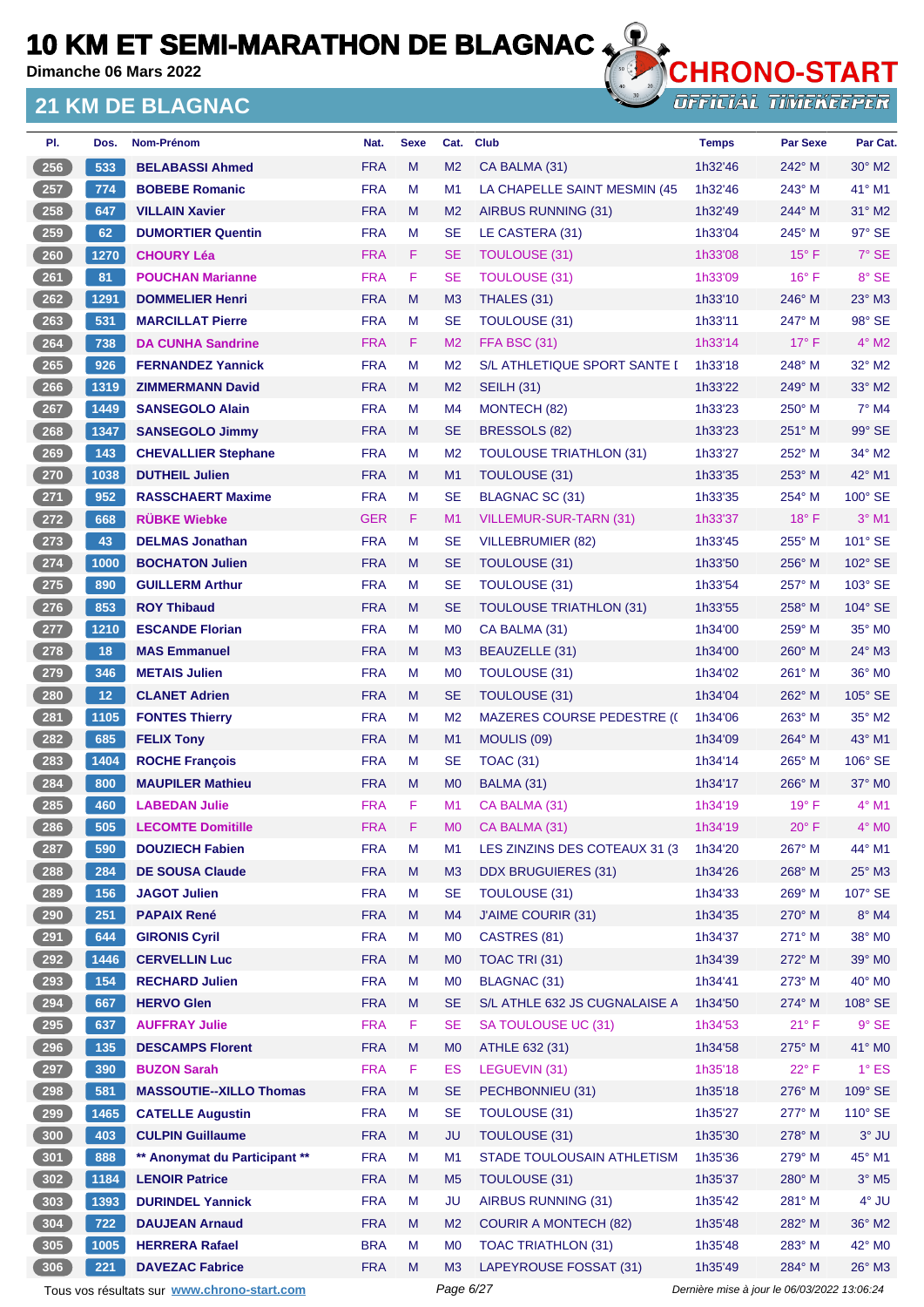# 10 KM ET SEMI-MARATHON DE BLAGNAC

**Dimanche 06 Mars 2022**

## 21 KM DE BLAGNAC

| Pl. | Dos. | Nom-Prénom | Nat. | Sexe | Cat. | Club | Temps | Par Sexe | Par Cat. |
|---|---|---|---|---|---|---|---|---|---|
| 256 | 533 | BELABASSI Ahmed | FRA | M | M2 | CA BALMA (31) | 1h32'46 | 242° M | 30° M2 |
| 257 | 774 | BOBEBE Romanic | FRA | M | M1 | LA CHAPELLE SAINT MESMIN (45 | 1h32'46 | 243° M | 41° M1 |
| 258 | 647 | VILLAIN Xavier | FRA | M | M2 | AIRBUS RUNNING (31) | 1h32'49 | 244° M | 31° M2 |
| 259 | 62 | DUMORTIER Quentin | FRA | M | SE | LE CASTERA (31) | 1h33'04 | 245° M | 97° SE |
| 260 | 1270 | CHOURY Léa | FRA | F | SE | TOULOUSE (31) | 1h33'08 | 15° F | 7° SE |
| 261 | 81 | POUCHAN Marianne | FRA | F | SE | TOULOUSE (31) | 1h33'09 | 16° F | 8° SE |
| 262 | 1291 | DOMMELIER Henri | FRA | M | M3 | THALES (31) | 1h33'10 | 246° M | 23° M3 |
| 263 | 531 | MARCILLAT Pierre | FRA | M | SE | TOULOUSE (31) | 1h33'11 | 247° M | 98° SE |
| 264 | 738 | DA CUNHA Sandrine | FRA | F | M2 | FFA BSC (31) | 1h33'14 | 17° F | 4° M2 |
| 265 | 926 | FERNANDEZ Yannick | FRA | M | M2 | S/L ATHLETIQUE SPORT SANTE [ | 1h33'18 | 248° M | 32° M2 |
| 266 | 1319 | ZIMMERMANN David | FRA | M | M2 | SEILH (31) | 1h33'22 | 249° M | 33° M2 |
| 267 | 1449 | SANSEGOLO Alain | FRA | M | M4 | MONTECH (82) | 1h33'23 | 250° M | 7° M4 |
| 268 | 1347 | SANSEGOLO Jimmy | FRA | M | SE | BRESSOLS (82) | 1h33'23 | 251° M | 99° SE |
| 269 | 143 | CHEVALLIER Stephane | FRA | M | M2 | TOULOUSE TRIATHLON (31) | 1h33'27 | 252° M | 34° M2 |
| 270 | 1038 | DUTHEIL Julien | FRA | M | M1 | TOULOUSE (31) | 1h33'35 | 253° M | 42° M1 |
| 271 | 952 | RASSCHAERT Maxime | FRA | M | SE | BLAGNAC SC (31) | 1h33'35 | 254° M | 100° SE |
| 272 | 668 | RÜBKE Wiebke | GER | F | M1 | VILLEMUR-SUR-TARN (31) | 1h33'37 | 18° F | 3° M1 |
| 273 | 43 | DELMAS Jonathan | FRA | M | SE | VILLEBRUMIER (82) | 1h33'45 | 255° M | 101° SE |
| 274 | 1000 | BOCHATON Julien | FRA | M | SE | TOULOUSE (31) | 1h33'50 | 256° M | 102° SE |
| 275 | 890 | GUILLERM Arthur | FRA | M | SE | TOULOUSE (31) | 1h33'54 | 257° M | 103° SE |
| 276 | 853 | ROY Thibaud | FRA | M | SE | TOULOUSE TRIATHLON (31) | 1h33'55 | 258° M | 104° SE |
| 277 | 1210 | ESCANDE Florian | FRA | M | M0 | CA BALMA (31) | 1h34'00 | 259° M | 35° M0 |
| 278 | 18 | MAS Emmanuel | FRA | M | M3 | BEAUZELLE (31) | 1h34'00 | 260° M | 24° M3 |
| 279 | 346 | METAIS Julien | FRA | M | M0 | TOULOUSE (31) | 1h34'02 | 261° M | 36° M0 |
| 280 | 12 | CLANET Adrien | FRA | M | SE | TOULOUSE (31) | 1h34'04 | 262° M | 105° SE |
| 281 | 1105 | FONTES Thierry | FRA | M | M2 | MAZERES COURSE PEDESTRE (( | 1h34'06 | 263° M | 35° M2 |
| 282 | 685 | FELIX Tony | FRA | M | M1 | MOULIS (09) | 1h34'09 | 264° M | 43° M1 |
| 283 | 1404 | ROCHE François | FRA | M | SE | TOAC (31) | 1h34'14 | 265° M | 106° SE |
| 284 | 800 | MAUPILER Mathieu | FRA | M | M0 | BALMA (31) | 1h34'17 | 266° M | 37° M0 |
| 285 | 460 | LABEDAN Julie | FRA | F | M1 | CA BALMA (31) | 1h34'19 | 19° F | 4° M1 |
| 286 | 505 | LECOMTE Domitille | FRA | F | M0 | CA BALMA (31) | 1h34'19 | 20° F | 4° M0 |
| 287 | 590 | DOUZIECH Fabien | FRA | M | M1 | LES ZINZINS DES COTEAUX 31 (3 | 1h34'20 | 267° M | 44° M1 |
| 288 | 284 | DE SOUSA Claude | FRA | M | M3 | DDX BRUGUIERES (31) | 1h34'26 | 268° M | 25° M3 |
| 289 | 156 | JAGOT Julien | FRA | M | SE | TOULOUSE (31) | 1h34'33 | 269° M | 107° SE |
| 290 | 251 | PAPAIX René | FRA | M | M4 | J'AIME COURIR (31) | 1h34'35 | 270° M | 8° M4 |
| 291 | 644 | GIRONIS Cyril | FRA | M | M0 | CASTRES (81) | 1h34'37 | 271° M | 38° M0 |
| 292 | 1446 | CERVELLIN Luc | FRA | M | M0 | TOAC TRI (31) | 1h34'39 | 272° M | 39° M0 |
| 293 | 154 | RECHARD Julien | FRA | M | M0 | BLAGNAC (31) | 1h34'41 | 273° M | 40° M0 |
| 294 | 667 | HERVO Glen | FRA | M | SE | S/L ATHLE 632 JS CUGNALAISE A | 1h34'50 | 274° M | 108° SE |
| 295 | 637 | AUFFRAY Julie | FRA | F | SE | SA TOULOUSE UC (31) | 1h34'53 | 21° F | 9° SE |
| 296 | 135 | DESCAMPS Florent | FRA | M | M0 | ATHLE 632 (31) | 1h34'58 | 275° M | 41° M0 |
| 297 | 390 | BUZON Sarah | FRA | F | ES | LEGUEVIN (31) | 1h35'18 | 22° F | 1° ES |
| 298 | 581 | MASSOUTIE--XILLO Thomas | FRA | M | SE | PECHBONNIEU (31) | 1h35'18 | 276° M | 109° SE |
| 299 | 1465 | CATELLE Augustin | FRA | M | SE | TOULOUSE (31) | 1h35'27 | 277° M | 110° SE |
| 300 | 403 | CULPIN Guillaume | FRA | M | JU | TOULOUSE (31) | 1h35'30 | 278° M | 3° JU |
| 301 | 888 | ** Anonymat du Participant ** | FRA | M | M1 | STADE TOULOUSAIN ATHLETISM | 1h35'36 | 279° M | 45° M1 |
| 302 | 1184 | LENOIR Patrice | FRA | M | M5 | TOULOUSE (31) | 1h35'37 | 280° M | 3° M5 |
| 303 | 1393 | DURINDEL Yannick | FRA | M | JU | AIRBUS RUNNING (31) | 1h35'42 | 281° M | 4° JU |
| 304 | 722 | DAUJEAN Arnaud | FRA | M | M2 | COURIR A MONTECH (82) | 1h35'48 | 282° M | 36° M2 |
| 305 | 1005 | HERRERA Rafael | BRA | M | M0 | TOAC TRIATHLON (31) | 1h35'48 | 283° M | 42° M0 |
| 306 | 221 | DAVEZAC Fabrice | FRA | M | M3 | LAPEYROUSE FOSSAT (31) | 1h35'49 | 284° M | 26° M3 |

Tous vos résultats sur www.chrono-start.com — Dernière mise à jour le 06/03/2022 13:06:24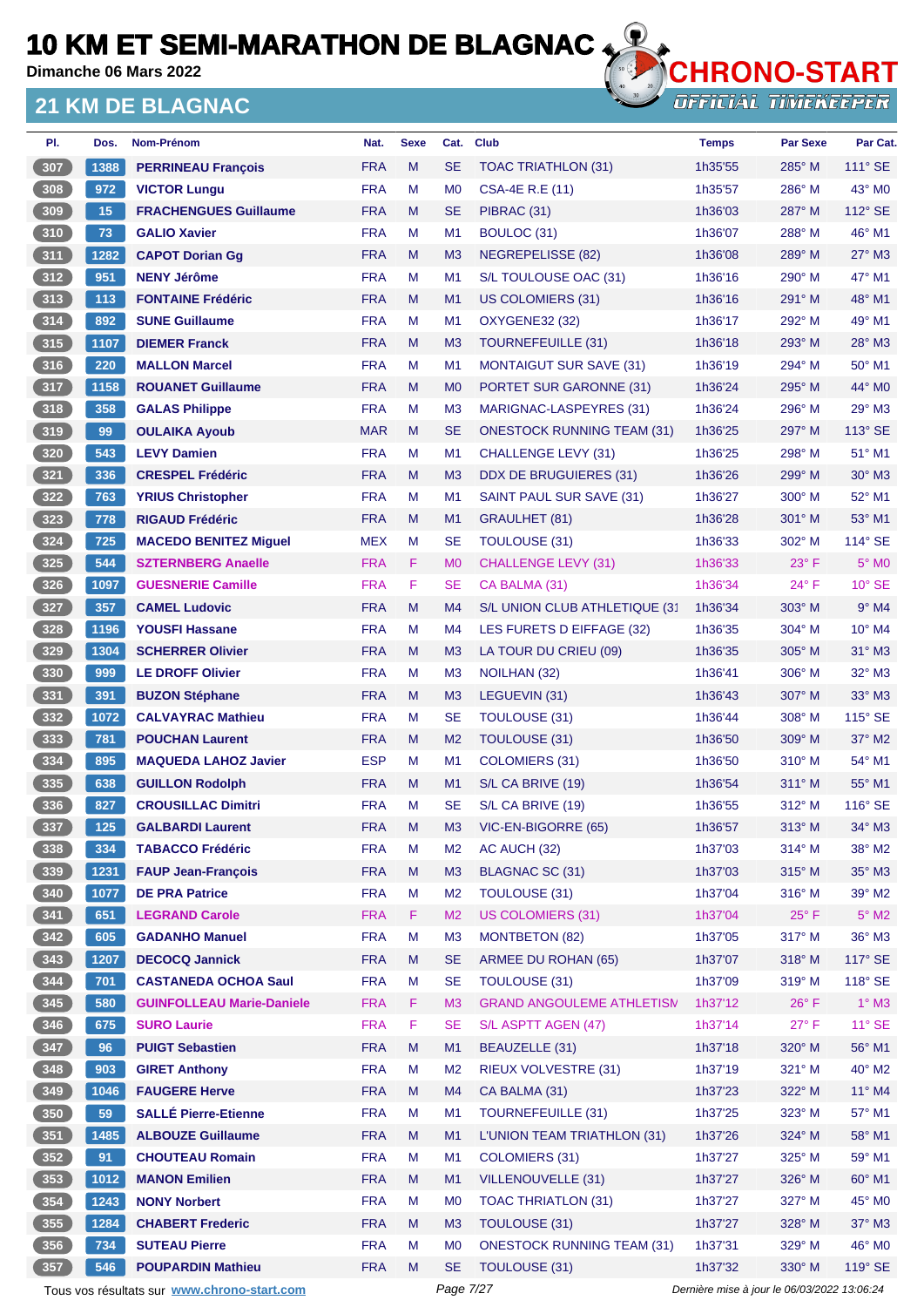# 10 KM ET SEMI-MARATHON DE BLAGNAC

**Dimanche 06 Mars 2022**

## 21 KM DE BLAGNAC

| Pl. | Dos. | Nom-Prénom | Nat. | Sexe | Cat. | Club | Temps | Par Sexe | Par Cat. |
|---|---|---|---|---|---|---|---|---|---|
| 307 | 1388 | PERRINEAU François | FRA | M | SE | TOAC TRIATHLON (31) | 1h35'55 | 285° M | 111° SE |
| 308 | 972 | VICTOR Lungu | FRA | M | M0 | CSA-4E R.E (11) | 1h35'57 | 286° M | 43° M0 |
| 309 | 15 | FRACHENGUES Guillaume | FRA | M | SE | PIBRAC (31) | 1h36'03 | 287° M | 112° SE |
| 310 | 73 | GALIO Xavier | FRA | M | M1 | BOULOC (31) | 1h36'07 | 288° M | 46° M1 |
| 311 | 1282 | CAPOT Dorian Gg | FRA | M | M3 | NEGREPELISSE (82) | 1h36'08 | 289° M | 27° M3 |
| 312 | 951 | NENY Jérôme | FRA | M | M1 | S/L TOULOUSE OAC (31) | 1h36'16 | 290° M | 47° M1 |
| 313 | 113 | FONTAINE Frédéric | FRA | M | M1 | US COLOMIERS (31) | 1h36'16 | 291° M | 48° M1 |
| 314 | 892 | SUNE Guillaume | FRA | M | M1 | OXYGENE32 (32) | 1h36'17 | 292° M | 49° M1 |
| 315 | 1107 | DIEMER Franck | FRA | M | M3 | TOURNEFEUILLE (31) | 1h36'18 | 293° M | 28° M3 |
| 316 | 220 | MALLON Marcel | FRA | M | M1 | MONTAIGUT SUR SAVE (31) | 1h36'19 | 294° M | 50° M1 |
| 317 | 1158 | ROUANET Guillaume | FRA | M | M0 | PORTET SUR GARONNE (31) | 1h36'24 | 295° M | 44° M0 |
| 318 | 358 | GALAS Philippe | FRA | M | M3 | MARIGNAC-LASPEYRES (31) | 1h36'24 | 296° M | 29° M3 |
| 319 | 99 | OULAIKA Ayoub | MAR | M | SE | ONESTOCK RUNNING TEAM (31) | 1h36'25 | 297° M | 113° SE |
| 320 | 543 | LEVY Damien | FRA | M | M1 | CHALLENGE LEVY (31) | 1h36'25 | 298° M | 51° M1 |
| 321 | 336 | CRESPEL Frédéric | FRA | M | M3 | DDX DE BRUGUIERES (31) | 1h36'26 | 299° M | 30° M3 |
| 322 | 763 | YRIUS Christopher | FRA | M | M1 | SAINT PAUL SUR SAVE (31) | 1h36'27 | 300° M | 52° M1 |
| 323 | 778 | RIGAUD Frédéric | FRA | M | M1 | GRAULHET (81) | 1h36'28 | 301° M | 53° M1 |
| 324 | 725 | MACEDO BENITEZ Miguel | MEX | M | SE | TOULOUSE (31) | 1h36'33 | 302° M | 114° SE |
| 325 | 544 | SZTERNBERG Anaelle | FRA | F | M0 | CHALLENGE LEVY (31) | 1h36'33 | 23° F | 5° M0 |
| 326 | 1097 | GUESNERIE Camille | FRA | F | SE | CA BALMA (31) | 1h36'34 | 24° F | 10° SE |
| 327 | 357 | CAMEL Ludovic | FRA | M | M4 | S/L UNION CLUB ATHLETIQUE (31 | 1h36'34 | 303° M | 9° M4 |
| 328 | 1196 | YOUSFI Hassane | FRA | M | M4 | LES FURETS D EIFFAGE (32) | 1h36'35 | 304° M | 10° M4 |
| 329 | 1304 | SCHERRER Olivier | FRA | M | M3 | LA TOUR DU CRIEU (09) | 1h36'35 | 305° M | 31° M3 |
| 330 | 999 | LE DROFF Olivier | FRA | M | M3 | NOILHAN (32) | 1h36'41 | 306° M | 32° M3 |
| 331 | 391 | BUZON Stéphane | FRA | M | M3 | LEGUEVIN (31) | 1h36'43 | 307° M | 33° M3 |
| 332 | 1072 | CALVAYRAC Mathieu | FRA | M | SE | TOULOUSE (31) | 1h36'44 | 308° M | 115° SE |
| 333 | 781 | POUCHAN Laurent | FRA | M | M2 | TOULOUSE (31) | 1h36'50 | 309° M | 37° M2 |
| 334 | 895 | MAQUEDA LAHOZ Javier | ESP | M | M1 | COLOMIERS (31) | 1h36'50 | 310° M | 54° M1 |
| 335 | 638 | GUILLON Rodolph | FRA | M | M1 | S/L CA BRIVE (19) | 1h36'54 | 311° M | 55° M1 |
| 336 | 827 | CROUSILLAC Dimitri | FRA | M | SE | S/L CA BRIVE (19) | 1h36'55 | 312° M | 116° SE |
| 337 | 125 | GALBARDI Laurent | FRA | M | M3 | VIC-EN-BIGORRE (65) | 1h36'57 | 313° M | 34° M3 |
| 338 | 334 | TABACCO Frédéric | FRA | M | M2 | AC AUCH (32) | 1h37'03 | 314° M | 38° M2 |
| 339 | 1231 | FAUP Jean-François | FRA | M | M3 | BLAGNAC SC (31) | 1h37'03 | 315° M | 35° M3 |
| 340 | 1077 | DE PRA Patrice | FRA | M | M2 | TOULOUSE (31) | 1h37'04 | 316° M | 39° M2 |
| 341 | 651 | LEGRAND Carole | FRA | F | M2 | US COLOMIERS (31) | 1h37'04 | 25° F | 5° M2 |
| 342 | 605 | GADANHO Manuel | FRA | M | M3 | MONTBETON (82) | 1h37'05 | 317° M | 36° M3 |
| 343 | 1207 | DECOCQ Jannick | FRA | M | SE | ARMEE DU ROHAN (65) | 1h37'07 | 318° M | 117° SE |
| 344 | 701 | CASTANEDA OCHOA Saul | FRA | M | SE | TOULOUSE (31) | 1h37'09 | 319° M | 118° SE |
| 345 | 580 | GUINFOLLEAU Marie-Daniele | FRA | F | M3 | GRAND ANGOULEME ATHLETISM | 1h37'12 | 26° F | 1° M3 |
| 346 | 675 | SURO Laurie | FRA | F | SE | S/L ASPTT AGEN (47) | 1h37'14 | 27° F | 11° SE |
| 347 | 96 | PUIGT Sebastien | FRA | M | M1 | BEAUZELLE (31) | 1h37'18 | 320° M | 56° M1 |
| 348 | 903 | GIRET Anthony | FRA | M | M2 | RIEUX VOLVESTRE (31) | 1h37'19 | 321° M | 40° M2 |
| 349 | 1046 | FAUGERE Herve | FRA | M | M4 | CA BALMA (31) | 1h37'23 | 322° M | 11° M4 |
| 350 | 59 | SALLÉ Pierre-Etienne | FRA | M | M1 | TOURNEFEUILLE (31) | 1h37'25 | 323° M | 57° M1 |
| 351 | 1485 | ALBOUZE Guillaume | FRA | M | M1 | L'UNION TEAM TRIATHLON (31) | 1h37'26 | 324° M | 58° M1 |
| 352 | 91 | CHOUTEAU Romain | FRA | M | M1 | COLOMIERS (31) | 1h37'27 | 325° M | 59° M1 |
| 353 | 1012 | MANON Emilien | FRA | M | M1 | VILLENOUVELLE (31) | 1h37'27 | 326° M | 60° M1 |
| 354 | 1243 | NONY Norbert | FRA | M | M0 | TOAC TRHIATLON (31) | 1h37'27 | 327° M | 45° M0 |
| 355 | 1284 | CHABERT Frederic | FRA | M | M3 | TOULOUSE (31) | 1h37'27 | 328° M | 37° M3 |
| 356 | 734 | SUTEAU Pierre | FRA | M | M0 | ONESTOCK RUNNING TEAM (31) | 1h37'31 | 329° M | 46° M0 |
| 357 | 546 | POUPARDIN Mathieu | FRA | M | SE | TOULOUSE (31) | 1h37'32 | 330° M | 119° SE |

Tous vos résultats sur www.chrono-start.com — Dernière mise à jour le 06/03/2022 13:06:24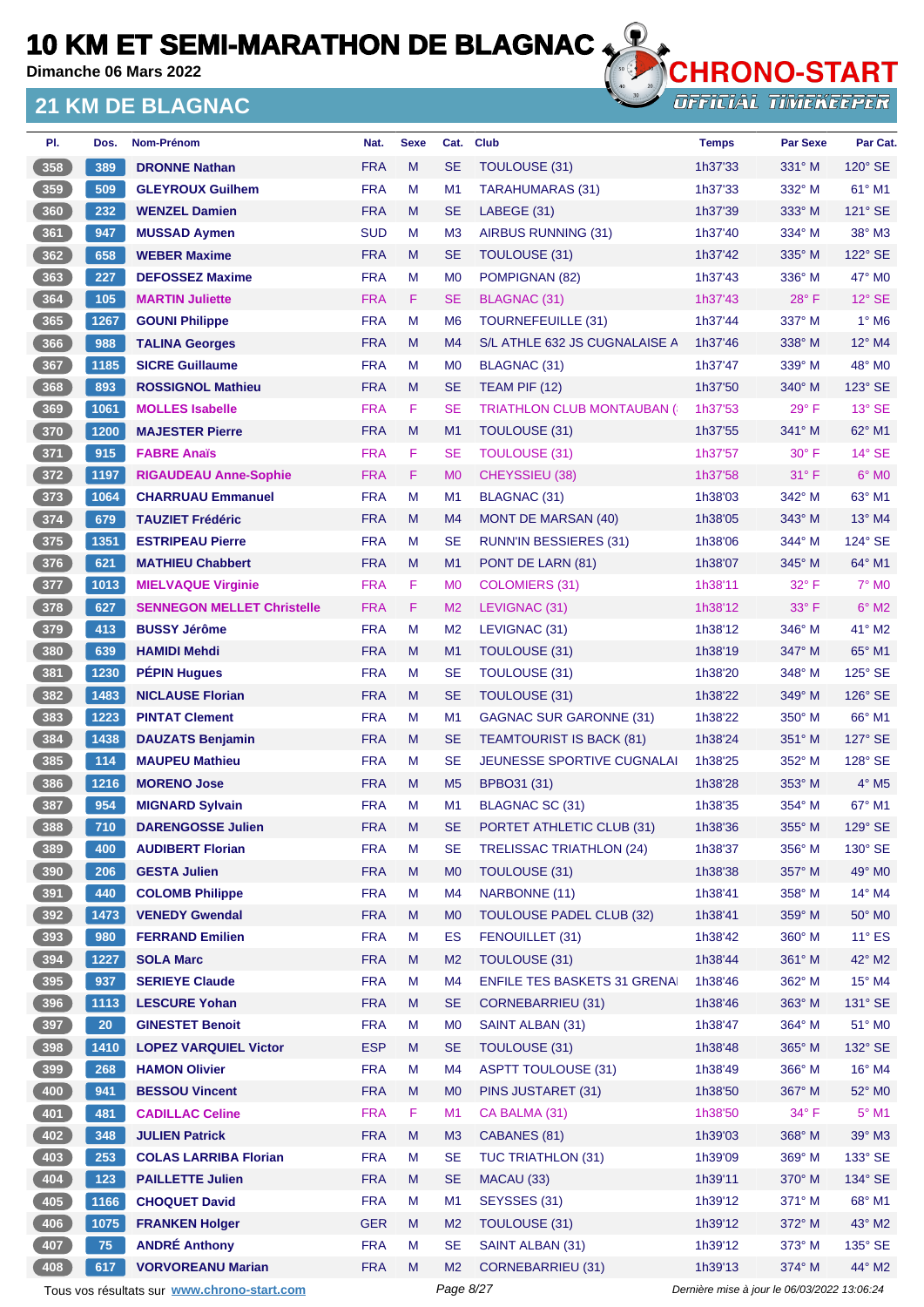# 10 KM ET SEMI-MARATHON DE BLAGNAC

**Dimanche 06 Mars 2022**

## 21 KM DE BLAGNAC

CHRONO-START OFFICIAL TIMEKEEPER

| Pl. | Dos. | Nom-Prénom | Nat. | Sexe | Cat. | Club | Temps | Par Sexe | Par Cat. |
|---|---|---|---|---|---|---|---|---|---|
| 358 | 389 | DRONNE Nathan | FRA | M | SE | TOULOUSE (31) | 1h37'33 | 331° M | 120° SE |
| 359 | 509 | GLEYROUX Guilhem | FRA | M | M1 | TARAHUMARAS (31) | 1h37'33 | 332° M | 61° M1 |
| 360 | 232 | WENZEL Damien | FRA | M | SE | LABEGE (31) | 1h37'39 | 333° M | 121° SE |
| 361 | 947 | MUSSAD Aymen | SUD | M | M3 | AIRBUS RUNNING (31) | 1h37'40 | 334° M | 38° M3 |
| 362 | 658 | WEBER Maxime | FRA | M | SE | TOULOUSE (31) | 1h37'42 | 335° M | 122° SE |
| 363 | 227 | DEFOSSEZ Maxime | FRA | M | M0 | POMPIGNAN (82) | 1h37'43 | 336° M | 47° M0 |
| 364 | 105 | MARTIN Juliette | FRA | F | SE | BLAGNAC (31) | 1h37'43 | 28° F | 12° SE |
| 365 | 1267 | GOUNI Philippe | FRA | M | M6 | TOURNEFEUILLE (31) | 1h37'44 | 337° M | 1° M6 |
| 366 | 988 | TALINA Georges | FRA | M | M4 | S/L ATHLE 632 JS CUGNALAISE A | 1h37'46 | 338° M | 12° M4 |
| 367 | 1185 | SICRE Guillaume | FRA | M | M0 | BLAGNAC (31) | 1h37'47 | 339° M | 48° M0 |
| 368 | 893 | ROSSIGNOL Mathieu | FRA | M | SE | TEAM PIF (12) | 1h37'50 | 340° M | 123° SE |
| 369 | 1061 | MOLLES Isabelle | FRA | F | SE | TRIATHLON CLUB MONTAUBAN ( | 1h37'53 | 29° F | 13° SE |
| 370 | 1200 | MAJESTER Pierre | FRA | M | M1 | TOULOUSE (31) | 1h37'55 | 341° M | 62° M1 |
| 371 | 915 | FABRE Anaïs | FRA | F | SE | TOULOUSE (31) | 1h37'57 | 30° F | 14° SE |
| 372 | 1197 | RIGAUDEAU Anne-Sophie | FRA | F | M0 | CHEYSSIEU (38) | 1h37'58 | 31° F | 6° M0 |
| 373 | 1064 | CHARRUAU Emmanuel | FRA | M | M1 | BLAGNAC (31) | 1h38'03 | 342° M | 63° M1 |
| 374 | 679 | TAUZIET Frédéric | FRA | M | M4 | MONT DE MARSAN (40) | 1h38'05 | 343° M | 13° M4 |
| 375 | 1351 | ESTRIPEAU Pierre | FRA | M | SE | RUNN'IN BESSIERES (31) | 1h38'06 | 344° M | 124° SE |
| 376 | 621 | MATHIEU Chabbert | FRA | M | M1 | PONT DE LARN (81) | 1h38'07 | 345° M | 64° M1 |
| 377 | 1013 | MIELVAQUE Virginie | FRA | F | M0 | COLOMIERS (31) | 1h38'11 | 32° F | 7° M0 |
| 378 | 627 | SENNEGON MELLET Christelle | FRA | F | M2 | LEVIGNAC (31) | 1h38'12 | 33° F | 6° M2 |
| 379 | 413 | BUSSY Jérôme | FRA | M | M2 | LEVIGNAC (31) | 1h38'12 | 346° M | 41° M2 |
| 380 | 639 | HAMIDI Mehdi | FRA | M | M1 | TOULOUSE (31) | 1h38'19 | 347° M | 65° M1 |
| 381 | 1230 | PÉPIN Hugues | FRA | M | SE | TOULOUSE (31) | 1h38'20 | 348° M | 125° SE |
| 382 | 1483 | NICLAUSE Florian | FRA | M | SE | TOULOUSE (31) | 1h38'22 | 349° M | 126° SE |
| 383 | 1223 | PINTAT Clement | FRA | M | M1 | GAGNAC SUR GARONNE (31) | 1h38'22 | 350° M | 66° M1 |
| 384 | 1438 | DAUZATS Benjamin | FRA | M | SE | TEAMTOURIST IS BACK (81) | 1h38'24 | 351° M | 127° SE |
| 385 | 114 | MAUPEU Mathieu | FRA | M | SE | JEUNESSE SPORTIVE CUGNALAI | 1h38'25 | 352° M | 128° SE |
| 386 | 1216 | MORENO Jose | FRA | M | M5 | BPBO31 (31) | 1h38'28 | 353° M | 4° M5 |
| 387 | 954 | MIGNARD Sylvain | FRA | M | M1 | BLAGNAC SC (31) | 1h38'35 | 354° M | 67° M1 |
| 388 | 710 | DARENGOSSE Julien | FRA | M | SE | PORTET ATHLETIC CLUB (31) | 1h38'36 | 355° M | 129° SE |
| 389 | 400 | AUDIBERT Florian | FRA | M | SE | TRELISSAC TRIATHLON (24) | 1h38'37 | 356° M | 130° SE |
| 390 | 206 | GESTA Julien | FRA | M | M0 | TOULOUSE (31) | 1h38'38 | 357° M | 49° M0 |
| 391 | 440 | COLOMB Philippe | FRA | M | M4 | NARBONNE (11) | 1h38'41 | 358° M | 14° M4 |
| 392 | 1473 | VENEDY Gwendal | FRA | M | M0 | TOULOUSE PADEL CLUB (32) | 1h38'41 | 359° M | 50° M0 |
| 393 | 980 | FERRAND Emilien | FRA | M | ES | FENOUILLET (31) | 1h38'42 | 360° M | 11° ES |
| 394 | 1227 | SOLA Marc | FRA | M | M2 | TOULOUSE (31) | 1h38'44 | 361° M | 42° M2 |
| 395 | 937 | SERIEYE Claude | FRA | M | M4 | ENFILE TES BASKETS 31 GRENA | 1h38'46 | 362° M | 15° M4 |
| 396 | 1113 | LESCURE Yohan | FRA | M | SE | CORNEBARRIEU (31) | 1h38'46 | 363° M | 131° SE |
| 397 | 20 | GINESTET Benoit | FRA | M | M0 | SAINT ALBAN (31) | 1h38'47 | 364° M | 51° M0 |
| 398 | 1410 | LOPEZ VARQUIEL Victor | ESP | M | SE | TOULOUSE (31) | 1h38'48 | 365° M | 132° SE |
| 399 | 268 | HAMON Olivier | FRA | M | M4 | ASPTT TOULOUSE (31) | 1h38'49 | 366° M | 16° M4 |
| 400 | 941 | BESSOU Vincent | FRA | M | M0 | PINS JUSTARET (31) | 1h38'50 | 367° M | 52° M0 |
| 401 | 481 | CADILLAC Celine | FRA | F | M1 | CA BALMA (31) | 1h38'50 | 34° F | 5° M1 |
| 402 | 348 | JULIEN Patrick | FRA | M | M3 | CABANES (81) | 1h39'03 | 368° M | 39° M3 |
| 403 | 253 | COLAS LARRIBA Florian | FRA | M | SE | TUC TRIATHLON (31) | 1h39'09 | 369° M | 133° SE |
| 404 | 123 | PAILLETTE Julien | FRA | M | SE | MACAU (33) | 1h39'11 | 370° M | 134° SE |
| 405 | 1166 | CHOQUET David | FRA | M | M1 | SEYSSES (31) | 1h39'12 | 371° M | 68° M1 |
| 406 | 1075 | FRANKEN Holger | GER | M | M2 | TOULOUSE (31) | 1h39'12 | 372° M | 43° M2 |
| 407 | 75 | ANDRÉ Anthony | FRA | M | SE | SAINT ALBAN (31) | 1h39'12 | 373° M | 135° SE |
| 408 | 617 | VORVOREANU Marian | FRA | M | M2 | CORNEBARRIEU (31) | 1h39'13 | 374° M | 44° M2 |

Tous vos résultats sur www.chrono-start.com — Dernière mise à jour le 06/03/2022 13:06:24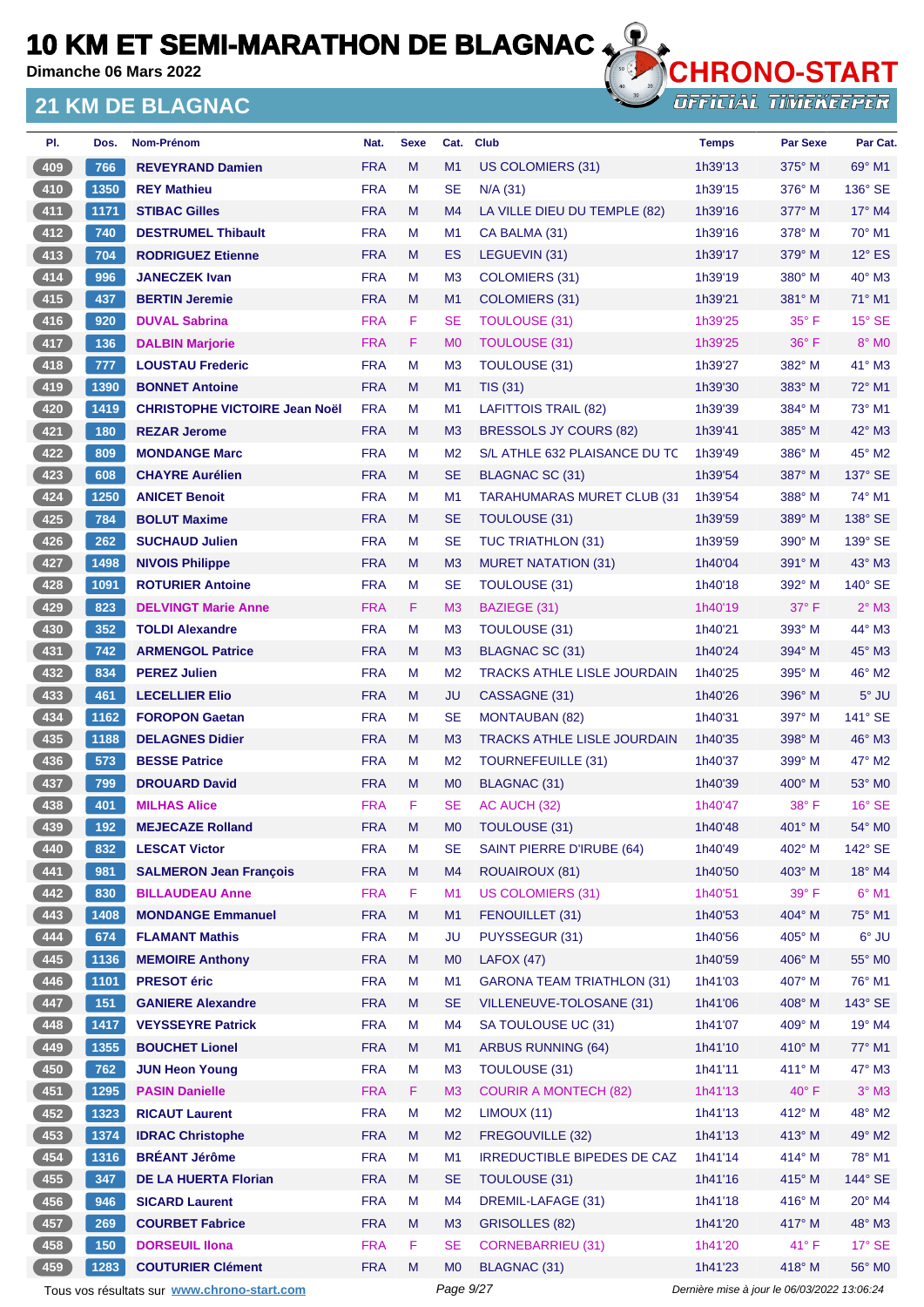# 10 KM ET SEMI-MARATHON DE BLAGNAC

**Dimanche 06 Mars 2022**

## 21 KM DE BLAGNAC

| Pl. | Dos. | Nom-Prénom | Nat. | Sexe | Cat. | Club | Temps | Par Sexe | Par Cat. |
|---|---|---|---|---|---|---|---|---|---|
| 409 | 766 | REVEYRAND Damien | FRA | M | M1 | US COLOMIERS (31) | 1h39'13 | 375° M | 69° M1 |
| 410 | 1350 | REY Mathieu | FRA | M | SE | N/A (31) | 1h39'15 | 376° M | 136° SE |
| 411 | 1171 | STIBAC Gilles | FRA | M | M4 | LA VILLE DIEU DU TEMPLE (82) | 1h39'16 | 377° M | 17° M4 |
| 412 | 740 | DESTRUMEL Thibault | FRA | M | M1 | CA BALMA (31) | 1h39'16 | 378° M | 70° M1 |
| 413 | 704 | RODRIGUEZ Etienne | FRA | M | ES | LEGUEVIN (31) | 1h39'17 | 379° M | 12° ES |
| 414 | 996 | JANECZEK Ivan | FRA | M | M3 | COLOMIERS (31) | 1h39'19 | 380° M | 40° M3 |
| 415 | 437 | BERTIN Jeremie | FRA | M | M1 | COLOMIERS (31) | 1h39'21 | 381° M | 71° M1 |
| 416 | 920 | DUVAL Sabrina | FRA | F | SE | TOULOUSE (31) | 1h39'25 | 35° F | 15° SE |
| 417 | 136 | DALBIN Marjorie | FRA | F | M0 | TOULOUSE (31) | 1h39'25 | 36° F | 8° M0 |
| 418 | 777 | LOUSTAU Frederic | FRA | M | M3 | TOULOUSE (31) | 1h39'27 | 382° M | 41° M3 |
| 419 | 1390 | BONNET Antoine | FRA | M | M1 | TIS (31) | 1h39'30 | 383° M | 72° M1 |
| 420 | 1419 | CHRISTOPHE VICTOIRE Jean Noël | FRA | M | M1 | LAFITTOIS TRAIL (82) | 1h39'39 | 384° M | 73° M1 |
| 421 | 180 | REZAR Jerome | FRA | M | M3 | BRESSOLS JY COURS (82) | 1h39'41 | 385° M | 42° M3 |
| 422 | 809 | MONDANGE Marc | FRA | M | M2 | S/L ATHLE 632 PLAISANCE DU TC | 1h39'49 | 386° M | 45° M2 |
| 423 | 608 | CHAYRE Aurélien | FRA | M | SE | BLAGNAC SC (31) | 1h39'54 | 387° M | 137° SE |
| 424 | 1250 | ANICET Benoit | FRA | M | M1 | TARAHUMARAS MURET CLUB (31 | 1h39'54 | 388° M | 74° M1 |
| 425 | 784 | BOLUT Maxime | FRA | M | SE | TOULOUSE (31) | 1h39'59 | 389° M | 138° SE |
| 426 | 262 | SUCHAUD Julien | FRA | M | SE | TUC TRIATHLON (31) | 1h39'59 | 390° M | 139° SE |
| 427 | 1498 | NIVOIS Philippe | FRA | M | M3 | MURET NATATION (31) | 1h40'04 | 391° M | 43° M3 |
| 428 | 1091 | ROTURIER Antoine | FRA | M | SE | TOULOUSE (31) | 1h40'18 | 392° M | 140° SE |
| 429 | 823 | DELVINGT Marie Anne | FRA | F | M3 | BAZIEGE (31) | 1h40'19 | 37° F | 2° M3 |
| 430 | 352 | TOLDI Alexandre | FRA | M | M3 | TOULOUSE (31) | 1h40'21 | 393° M | 44° M3 |
| 431 | 742 | ARMENGOL Patrice | FRA | M | M3 | BLAGNAC SC (31) | 1h40'24 | 394° M | 45° M3 |
| 432 | 834 | PEREZ Julien | FRA | M | M2 | TRACKS ATHLE LISLE JOURDAIN | 1h40'25 | 395° M | 46° M2 |
| 433 | 461 | LECELLIER Elio | FRA | M | JU | CASSAGNE (31) | 1h40'26 | 396° M | 5° JU |
| 434 | 1162 | FOROPON Gaetan | FRA | M | SE | MONTAUBAN (82) | 1h40'31 | 397° M | 141° SE |
| 435 | 1188 | DELAGNES Didier | FRA | M | M3 | TRACKS ATHLE LISLE JOURDAIN | 1h40'35 | 398° M | 46° M3 |
| 436 | 573 | BESSE Patrice | FRA | M | M2 | TOURNEFEUILLE (31) | 1h40'37 | 399° M | 47° M2 |
| 437 | 799 | DROUARD David | FRA | M | M0 | BLAGNAC (31) | 1h40'39 | 400° M | 53° M0 |
| 438 | 401 | MILHAS Alice | FRA | F | SE | AC AUCH (32) | 1h40'47 | 38° F | 16° SE |
| 439 | 192 | MEJECAZE Rolland | FRA | M | M0 | TOULOUSE (31) | 1h40'48 | 401° M | 54° M0 |
| 440 | 832 | LESCAT Victor | FRA | M | SE | SAINT PIERRE D'IRUBE (64) | 1h40'49 | 402° M | 142° SE |
| 441 | 981 | SALMERON Jean François | FRA | M | M4 | ROUAIROUX (81) | 1h40'50 | 403° M | 18° M4 |
| 442 | 830 | BILLAUDEAU Anne | FRA | F | M1 | US COLOMIERS (31) | 1h40'51 | 39° F | 6° M1 |
| 443 | 1408 | MONDANGE Emmanuel | FRA | M | M1 | FENOUILLET (31) | 1h40'53 | 404° M | 75° M1 |
| 444 | 674 | FLAMANT Mathis | FRA | M | JU | PUYSSEGUR (31) | 1h40'56 | 405° M | 6° JU |
| 445 | 1136 | MEMOIRE Anthony | FRA | M | M0 | LAFOX (47) | 1h40'59 | 406° M | 55° M0 |
| 446 | 1101 | PRESOT éric | FRA | M | M1 | GARONA TEAM TRIATHLON (31) | 1h41'03 | 407° M | 76° M1 |
| 447 | 151 | GANIERE Alexandre | FRA | M | SE | VILLENEUVE-TOLOSANE (31) | 1h41'06 | 408° M | 143° SE |
| 448 | 1417 | VEYSSEYRE Patrick | FRA | M | M4 | SA TOULOUSE UC (31) | 1h41'07 | 409° M | 19° M4 |
| 449 | 1355 | BOUCHET Lionel | FRA | M | M1 | ARBUS RUNNING (64) | 1h41'10 | 410° M | 77° M1 |
| 450 | 762 | JUN Heon Young | FRA | M | M3 | TOULOUSE (31) | 1h41'11 | 411° M | 47° M3 |
| 451 | 1295 | PASIN Danielle | FRA | F | M3 | COURIR A MONTECH (82) | 1h41'13 | 40° F | 3° M3 |
| 452 | 1323 | RICAUT Laurent | FRA | M | M2 | LIMOUX (11) | 1h41'13 | 412° M | 48° M2 |
| 453 | 1374 | IDRAC Christophe | FRA | M | M2 | FREGOUVILLE (32) | 1h41'13 | 413° M | 49° M2 |
| 454 | 1316 | BRÉANT Jérôme | FRA | M | M1 | IRREDUCTIBLE BIPEDES DE CAZ | 1h41'14 | 414° M | 78° M1 |
| 455 | 347 | DE LA HUERTA Florian | FRA | M | SE | TOULOUSE (31) | 1h41'16 | 415° M | 144° SE |
| 456 | 946 | SICARD Laurent | FRA | M | M4 | DREMIL-LAFAGE (31) | 1h41'18 | 416° M | 20° M4 |
| 457 | 269 | COURBET Fabrice | FRA | M | M3 | GRISOLLES (82) | 1h41'20 | 417° M | 48° M3 |
| 458 | 150 | DORSEUIL Ilona | FRA | F | SE | CORNEBARRIEU (31) | 1h41'20 | 41° F | 17° SE |
| 459 | 1283 | COUTURIER Clément | FRA | M | M0 | BLAGNAC (31) | 1h41'23 | 418° M | 56° M0 |

Tous vos résultats sur www.chrono-start.com — Dernière mise à jour le 06/03/2022 13:06:24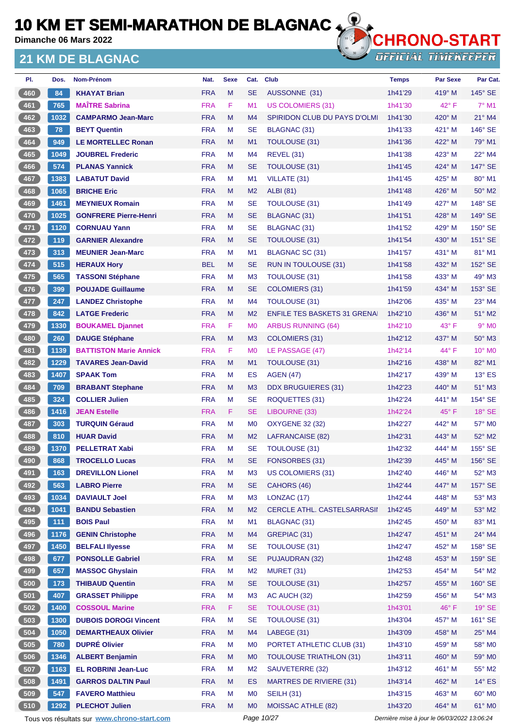# 10 KM ET SEMI-MARATHON DE BLAGNAC

**Dimanche 06 Mars 2022**

## 21 KM DE BLAGNAC

CHRONO-START
OFFICIAL TIMEKEEPER

| Pl. | Dos. | Nom-Prénom | Nat. | Sexe | Cat. | Club | Temps | Par Sexe | Par Cat. |
|---|---|---|---|---|---|---|---|---|---|
| 460 | 84 | KHAYAT Brian | FRA | M | SE | AUSSONNE (31) | 1h41'29 | 419° M | 145° SE |
| 461 | 765 | MAÎTRE Sabrina | FRA | F | M1 | US COLOMIERS (31) | 1h41'30 | 42° F | 7° M1 |
| 462 | 1032 | CAMPARMO Jean-Marc | FRA | M | M4 | SPIRIDON CLUB DU PAYS D'OLMI | 1h41'30 | 420° M | 21° M4 |
| 463 | 78 | BEYT Quentin | FRA | M | SE | BLAGNAC (31) | 1h41'33 | 421° M | 146° SE |
| 464 | 949 | LE MORTELLEC Ronan | FRA | M | M1 | TOULOUSE (31) | 1h41'36 | 422° M | 79° M1 |
| 465 | 1049 | JOUBREL Frederic | FRA | M | M4 | REVEL (31) | 1h41'38 | 423° M | 22° M4 |
| 466 | 574 | PLANAS Yannick | FRA | M | SE | TOULOUSE (31) | 1h41'45 | 424° M | 147° SE |
| 467 | 1383 | LABATUT David | FRA | M | M1 | VILLATE (31) | 1h41'45 | 425° M | 80° M1 |
| 468 | 1065 | BRICHE Eric | FRA | M | M2 | ALBI (81) | 1h41'48 | 426° M | 50° M2 |
| 469 | 1461 | MEYNIEUX Romain | FRA | M | SE | TOULOUSE (31) | 1h41'49 | 427° M | 148° SE |
| 470 | 1025 | GONFRERE Pierre-Henri | FRA | M | SE | BLAGNAC (31) | 1h41'51 | 428° M | 149° SE |
| 471 | 1120 | CORNUAU Yann | FRA | M | SE | BLAGNAC (31) | 1h41'52 | 429° M | 150° SE |
| 472 | 119 | GARNIER Alexandre | FRA | M | SE | TOULOUSE (31) | 1h41'54 | 430° M | 151° SE |
| 473 | 313 | MEUNIER Jean-Marc | FRA | M | M1 | BLAGNAC SC (31) | 1h41'57 | 431° M | 81° M1 |
| 474 | 515 | HERAUX Hory | BEL | M | SE | RUN IN TOULOUSE (31) | 1h41'58 | 432° M | 152° SE |
| 475 | 565 | TASSONI Stéphane | FRA | M | M3 | TOULOUSE (31) | 1h41'58 | 433° M | 49° M3 |
| 476 | 399 | POUJADE Guillaume | FRA | M | SE | COLOMIERS (31) | 1h41'59 | 434° M | 153° SE |
| 477 | 247 | LANDEZ Christophe | FRA | M | M4 | TOULOUSE (31) | 1h42'06 | 435° M | 23° M4 |
| 478 | 842 | LATGE Frederic | FRA | M | M2 | ENFILE TES BASKETS 31 GRENA | 1h42'10 | 436° M | 51° M2 |
| 479 | 1330 | BOUKAMEL Djannet | FRA | F | M0 | ARBUS RUNNING (64) | 1h42'10 | 43° F | 9° M0 |
| 480 | 260 | DAUGE Stéphane | FRA | M | M3 | COLOMIERS (31) | 1h42'12 | 437° M | 50° M3 |
| 481 | 1139 | BATTISTON Marie Annick | FRA | F | M0 | LE PASSAGE (47) | 1h42'14 | 44° F | 10° M0 |
| 482 | 1229 | TAVARES Jean-David | FRA | M | M1 | TOULOUSE (31) | 1h42'16 | 438° M | 82° M1 |
| 483 | 1407 | SPAAK Tom | FRA | M | ES | AGEN (47) | 1h42'17 | 439° M | 13° ES |
| 484 | 709 | BRABANT Stephane | FRA | M | M3 | DDX BRUGUIERES (31) | 1h42'23 | 440° M | 51° M3 |
| 485 | 324 | COLLIER Julien | FRA | M | SE | ROQUETTES (31) | 1h42'24 | 441° M | 154° SE |
| 486 | 1416 | JEAN Estelle | FRA | F | SE | LIBOURNE (33) | 1h42'24 | 45° F | 18° SE |
| 487 | 303 | TURQUIN Géraud | FRA | M | M0 | OXYGENE 32 (32) | 1h42'27 | 442° M | 57° M0 |
| 488 | 810 | HUAR David | FRA | M | M2 | LAFRANCAISE (82) | 1h42'31 | 443° M | 52° M2 |
| 489 | 1370 | PELLETRAT Xabi | FRA | M | SE | TOULOUSE (31) | 1h42'32 | 444° M | 155° SE |
| 490 | 868 | TROCELLO Lucas | FRA | M | SE | FONSORBES (31) | 1h42'39 | 445° M | 156° SE |
| 491 | 163 | DREVILLON Lionel | FRA | M | M3 | US COLOMIERS (31) | 1h42'40 | 446° M | 52° M3 |
| 492 | 563 | LABRO Pierre | FRA | M | SE | CAHORS (46) | 1h42'44 | 447° M | 157° SE |
| 493 | 1034 | DAVIAULT Joel | FRA | M | M3 | LONZAC (17) | 1h42'44 | 448° M | 53° M3 |
| 494 | 1041 | BANDU Sebastien | FRA | M | M2 | CERCLE ATHL. CASTELSARRASII | 1h42'45 | 449° M | 53° M2 |
| 495 | 111 | BOIS Paul | FRA | M | M1 | BLAGNAC (31) | 1h42'45 | 450° M | 83° M1 |
| 496 | 1176 | GENIN Christophe | FRA | M | M4 | GREPIAC (31) | 1h42'47 | 451° M | 24° M4 |
| 497 | 1450 | BELFALI Ilyesse | FRA | M | SE | TOULOUSE (31) | 1h42'47 | 452° M | 158° SE |
| 498 | 677 | PONSOLLE Gabriel | FRA | M | SE | PUJAUDRAN (32) | 1h42'48 | 453° M | 159° SE |
| 499 | 657 | MASSOC Ghyslain | FRA | M | M2 | MURET (31) | 1h42'53 | 454° M | 54° M2 |
| 500 | 173 | THIBAUD Quentin | FRA | M | SE | TOULOUSE (31) | 1h42'57 | 455° M | 160° SE |
| 501 | 407 | GRASSET Philippe | FRA | M | M3 | AC AUCH (32) | 1h42'59 | 456° M | 54° M3 |
| 502 | 1400 | COSSOUL Marine | FRA | F | SE | TOULOUSE (31) | 1h43'01 | 46° F | 19° SE |
| 503 | 1300 | DUBOIS DOROGI Vincent | FRA | M | SE | TOULOUSE (31) | 1h43'04 | 457° M | 161° SE |
| 504 | 1050 | DEMARTHEAUX Olivier | FRA | M | M4 | LABEGE (31) | 1h43'09 | 458° M | 25° M4 |
| 505 | 780 | DUPRÉ Olivier | FRA | M | M0 | PORTET ATHLETIC CLUB (31) | 1h43'10 | 459° M | 58° M0 |
| 506 | 1346 | ALBERT Benjamin | FRA | M | M0 | TOULOUSE TRIATHLON (31) | 1h43'11 | 460° M | 59° M0 |
| 507 | 1163 | EL ROBRINI Jean-Luc | FRA | M | M2 | SAUVETERRE (32) | 1h43'12 | 461° M | 55° M2 |
| 508 | 1491 | GARROS DALTIN Paul | FRA | M | ES | MARTRES DE RIVIERE (31) | 1h43'14 | 462° M | 14° ES |
| 509 | 547 | FAVERO Matthieu | FRA | M | M0 | SEILH (31) | 1h43'15 | 463° M | 60° M0 |
| 510 | 1292 | PLECHOT Julien | FRA | M | M0 | MOISSAC ATHLE (82) | 1h43'20 | 464° M | 61° M0 |

Tous vos résultats sur www.chrono-start.com

*Dernière mise à jour le 06/03/2022 13:06:24*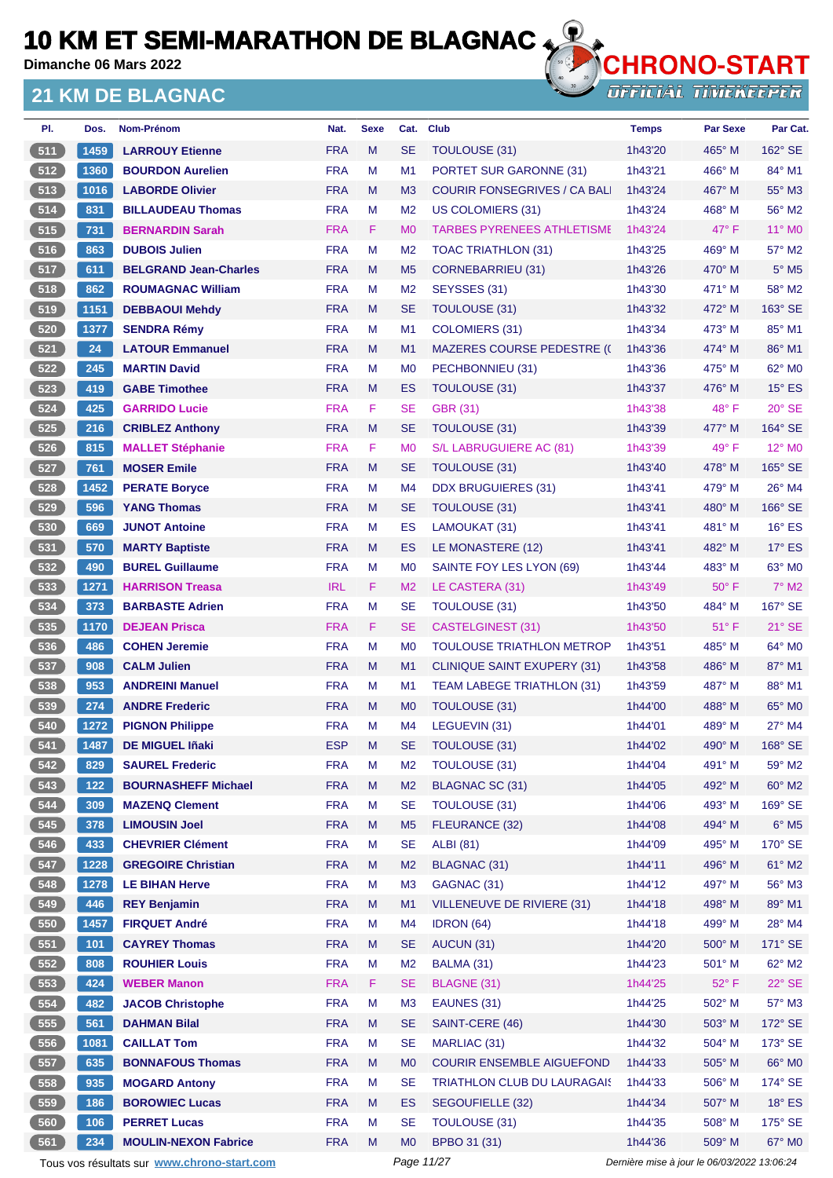# 10 KM ET SEMI-MARATHON DE BLAGNAC

Dimanche 06 Mars 2022

## 21 KM DE BLAGNAC

| Pl. | Dos. | Nom-Prénom | Nat. | Sexe | Cat. | Club | Temps | Par Sexe | Par Cat. |
|---|---|---|---|---|---|---|---|---|---|
| 511 | 1459 | **LARROUY Etienne** | FRA | M | SE | TOULOUSE (31) | 1h43'20 | 465° M | 162° SE |
| 512 | 1360 | **BOURDON Aurelien** | FRA | M | M1 | PORTET SUR GARONNE (31) | 1h43'21 | 466° M | 84° M1 |
| 513 | 1016 | **LABORDE Olivier** | FRA | M | M3 | COURIR FONSEGRIVES / CA BALI | 1h43'24 | 467° M | 55° M3 |
| 514 | 831 | **BILLAUDEAU Thomas** | FRA | M | M2 | US COLOMIERS (31) | 1h43'24 | 468° M | 56° M2 |
| 515 | 731 | **BERNARDIN Sarah** | FRA | F | M0 | TARBES PYRENEES ATHLETISME | 1h43'24 | 47° F | 11° M0 |
| 516 | 863 | **DUBOIS Julien** | FRA | M | M2 | TOAC TRIATHLON (31) | 1h43'25 | 469° M | 57° M2 |
| 517 | 611 | **BELGRAND Jean-Charles** | FRA | M | M5 | CORNEBARRIEU (31) | 1h43'26 | 470° M | 5° M5 |
| 518 | 862 | **ROUMAGNAC William** | FRA | M | M2 | SEYSSES (31) | 1h43'30 | 471° M | 58° M2 |
| 519 | 1151 | **DEBBAOUI Mehdy** | FRA | M | SE | TOULOUSE (31) | 1h43'32 | 472° M | 163° SE |
| 520 | 1377 | **SENDRA Rémy** | FRA | M | M1 | COLOMIERS (31) | 1h43'34 | 473° M | 85° M1 |
| 521 | 24 | **LATOUR Emmanuel** | FRA | M | M1 | MAZERES COURSE PEDESTRE (( | 1h43'36 | 474° M | 86° M1 |
| 522 | 245 | **MARTIN David** | FRA | M | M0 | PECHBONNIEU (31) | 1h43'36 | 475° M | 62° M0 |
| 523 | 419 | **GABE Timothee** | FRA | M | ES | TOULOUSE (31) | 1h43'37 | 476° M | 15° ES |
| 524 | 425 | **GARRIDO Lucie** | FRA | F | SE | GBR (31) | 1h43'38 | 48° F | 20° SE |
| 525 | 216 | **CRIBLEZ Anthony** | FRA | M | SE | TOULOUSE (31) | 1h43'39 | 477° M | 164° SE |
| 526 | 815 | **MALLET Stéphanie** | FRA | F | M0 | S/L LABRUGUIERE AC (81) | 1h43'39 | 49° F | 12° M0 |
| 527 | 761 | **MOSER Emile** | FRA | M | SE | TOULOUSE (31) | 1h43'40 | 478° M | 165° SE |
| 528 | 1452 | **PERATE Boryce** | FRA | M | M4 | DDX BRUGUIERES (31) | 1h43'41 | 479° M | 26° M4 |
| 529 | 596 | **YANG Thomas** | FRA | M | SE | TOULOUSE (31) | 1h43'41 | 480° M | 166° SE |
| 530 | 669 | **JUNOT Antoine** | FRA | M | ES | LAMOUKAT (31) | 1h43'41 | 481° M | 16° ES |
| 531 | 570 | **MARTY Baptiste** | FRA | M | ES | LE MONASTERE (12) | 1h43'41 | 482° M | 17° ES |
| 532 | 490 | **BUREL Guillaume** | FRA | M | M0 | SAINTE FOY LES LYON (69) | 1h43'44 | 483° M | 63° M0 |
| 533 | 1271 | **HARRISON Treasa** | IRL | F | M2 | LE CASTERA (31) | 1h43'49 | 50° F | 7° M2 |
| 534 | 373 | **BARBASTE Adrien** | FRA | M | SE | TOULOUSE (31) | 1h43'50 | 484° M | 167° SE |
| 535 | 1170 | **DEJEAN Prisca** | FRA | F | SE | CASTELGINEST (31) | 1h43'50 | 51° F | 21° SE |
| 536 | 486 | **COHEN Jeremie** | FRA | M | M0 | TOULOUSE TRIATHLON METROP | 1h43'51 | 485° M | 64° M0 |
| 537 | 908 | **CALM Julien** | FRA | M | M1 | CLINIQUE SAINT EXUPERY (31) | 1h43'58 | 486° M | 87° M1 |
| 538 | 953 | **ANDREINI Manuel** | FRA | M | M1 | TEAM LABEGE TRIATHLON (31) | 1h43'59 | 487° M | 88° M1 |
| 539 | 274 | **ANDRE Frederic** | FRA | M | M0 | TOULOUSE (31) | 1h44'00 | 488° M | 65° M0 |
| 540 | 1272 | **PIGNON Philippe** | FRA | M | M4 | LEGUEVIN (31) | 1h44'01 | 489° M | 27° M4 |
| 541 | 1487 | **DE MIGUEL Iñaki** | ESP | M | SE | TOULOUSE (31) | 1h44'02 | 490° M | 168° SE |
| 542 | 829 | **SAUREL Frederic** | FRA | M | M2 | TOULOUSE (31) | 1h44'04 | 491° M | 59° M2 |
| 543 | 122 | **BOURNASHEFF Michael** | FRA | M | M2 | BLAGNAC SC (31) | 1h44'05 | 492° M | 60° M2 |
| 544 | 309 | **MAZENQ Clement** | FRA | M | SE | TOULOUSE (31) | 1h44'06 | 493° M | 169° SE |
| 545 | 378 | **LIMOUSIN Joel** | FRA | M | M5 | FLEURANCE (32) | 1h44'08 | 494° M | 6° M5 |
| 546 | 433 | **CHEVRIER Clément** | FRA | M | SE | ALBI (81) | 1h44'09 | 495° M | 170° SE |
| 547 | 1228 | **GREGOIRE Christian** | FRA | M | M2 | BLAGNAC (31) | 1h44'11 | 496° M | 61° M2 |
| 548 | 1278 | **LE BIHAN Herve** | FRA | M | M3 | GAGNAC (31) | 1h44'12 | 497° M | 56° M3 |
| 549 | 446 | **REY Benjamin** | FRA | M | M1 | VILLENEUVE DE RIVIERE (31) | 1h44'18 | 498° M | 89° M1 |
| 550 | 1457 | **FIRQUET André** | FRA | M | M4 | IDRON (64) | 1h44'18 | 499° M | 28° M4 |
| 551 | 101 | **CAYREY Thomas** | FRA | M | SE | AUCUN (31) | 1h44'20 | 500° M | 171° SE |
| 552 | 808 | **ROUHIER Louis** | FRA | M | M2 | BALMA (31) | 1h44'23 | 501° M | 62° M2 |
| 553 | 424 | **WEBER Manon** | FRA | F | SE | BLAGNE (31) | 1h44'25 | 52° F | 22° SE |
| 554 | 482 | **JACOB Christophe** | FRA | M | M3 | EAUNES (31) | 1h44'25 | 502° M | 57° M3 |
| 555 | 561 | **DAHMAN Bilal** | FRA | M | SE | SAINT-CERE (46) | 1h44'30 | 503° M | 172° SE |
| 556 | 1081 | **CAILLAT Tom** | FRA | M | SE | MARLIAC (31) | 1h44'32 | 504° M | 173° SE |
| 557 | 635 | **BONNAFOUS Thomas** | FRA | M | M0 | COURIR ENSEMBLE AIGUEFOND | 1h44'33 | 505° M | 66° M0 |
| 558 | 935 | **MOGARD Antony** | FRA | M | SE | TRIATHLON CLUB DU LAURAGAIS | 1h44'33 | 506° M | 174° SE |
| 559 | 186 | **BOROWIEC Lucas** | FRA | M | ES | SEGOUFIELLE (32) | 1h44'34 | 507° M | 18° ES |
| 560 | 106 | **PERRET Lucas** | FRA | M | SE | TOULOUSE (31) | 1h44'35 | 508° M | 175° SE |
| 561 | 234 | **MOULIN-NEXON Fabrice** | FRA | M | M0 | BPBO 31 (31) | 1h44'36 | 509° M | 67° M0 |

Tous vos résultats sur www.chrono-start.com

Dernière mise à jour le 06/03/2022 13:06:24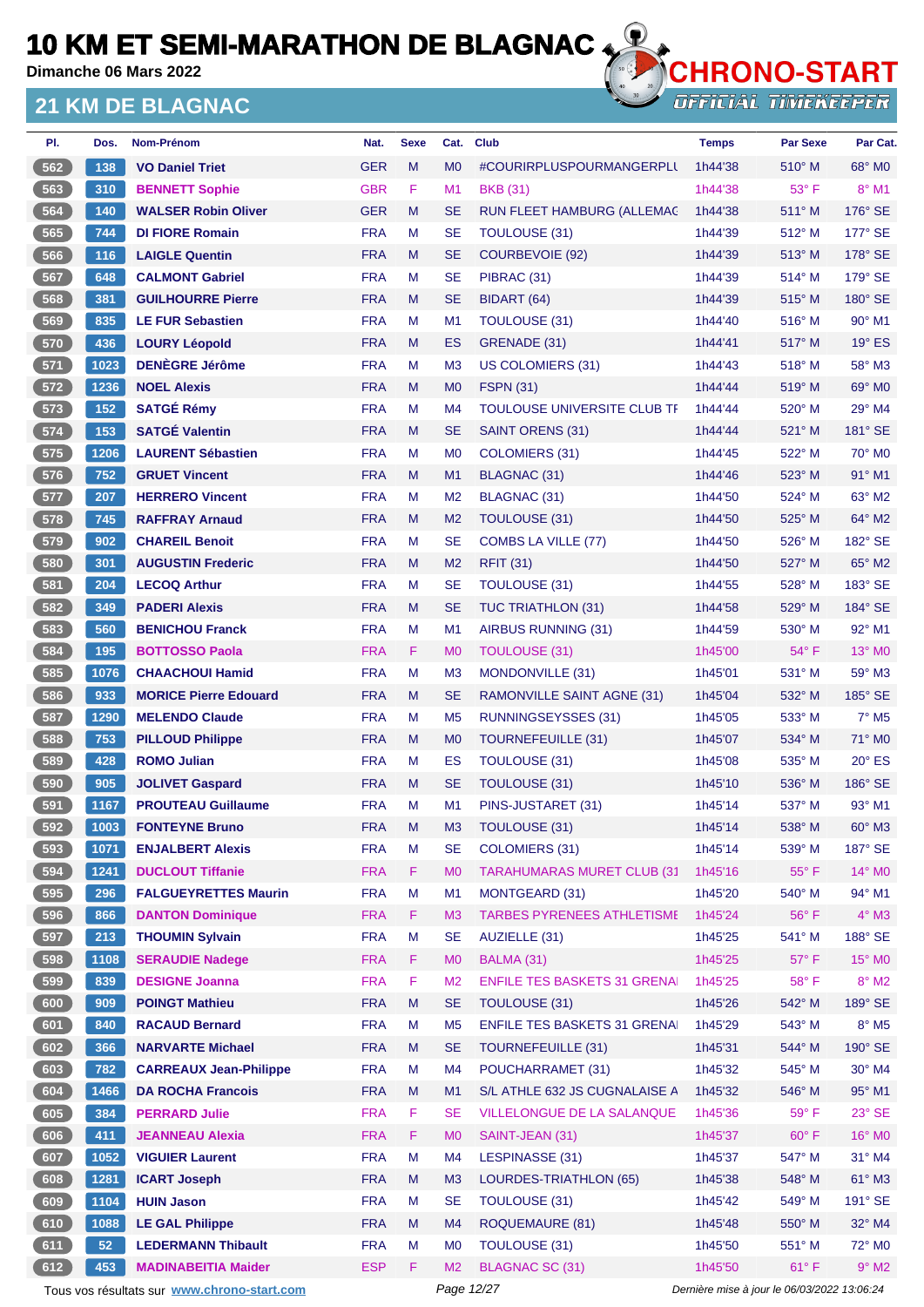# 10 KM ET SEMI-MARATHON DE BLAGNAC

**Dimanche 06 Mars 2022**

## 21 KM DE BLAGNAC

| Pl. | Dos. | Nom-Prénom | Nat. | Sexe | Cat. | Club | Temps | Par Sexe | Par Cat. |
|---|---|---|---|---|---|---|---|---|---|
| 562 | 138 | VO Daniel Triet | GER | M | M0 | #COURIRPLUSPOURMANGERPLU | 1h44'38 | 510° M | 68° M0 |
| 563 | 310 | BENNETT Sophie | GBR | F | M1 | BKB (31) | 1h44'38 | 53° F | 8° M1 |
| 564 | 140 | WALSER Robin Oliver | GER | M | SE | RUN FLEET HAMBURG (ALLEMAG | 1h44'38 | 511° M | 176° SE |
| 565 | 744 | DI FIORE Romain | FRA | M | SE | TOULOUSE (31) | 1h44'39 | 512° M | 177° SE |
| 566 | 116 | LAIGLE Quentin | FRA | M | SE | COURBEVOIE (92) | 1h44'39 | 513° M | 178° SE |
| 567 | 648 | CALMONT Gabriel | FRA | M | SE | PIBRAC (31) | 1h44'39 | 514° M | 179° SE |
| 568 | 381 | GUILHOURRE Pierre | FRA | M | SE | BIDART (64) | 1h44'39 | 515° M | 180° SE |
| 569 | 835 | LE FUR Sebastien | FRA | M | M1 | TOULOUSE (31) | 1h44'40 | 516° M | 90° M1 |
| 570 | 436 | LOURY Léopold | FRA | M | ES | GRENADE (31) | 1h44'41 | 517° M | 19° ES |
| 571 | 1023 | DENÈGRE Jérôme | FRA | M | M3 | US COLOMIERS (31) | 1h44'43 | 518° M | 58° M3 |
| 572 | 1236 | NOEL Alexis | FRA | M | M0 | FSPN (31) | 1h44'44 | 519° M | 69° M0 |
| 573 | 152 | SATGÉ Rémy | FRA | M | M4 | TOULOUSE UNIVERSITE CLUB TF | 1h44'44 | 520° M | 29° M4 |
| 574 | 153 | SATGÉ Valentin | FRA | M | SE | SAINT ORENS (31) | 1h44'44 | 521° M | 181° SE |
| 575 | 1206 | LAURENT Sébastien | FRA | M | M0 | COLOMIERS (31) | 1h44'45 | 522° M | 70° M0 |
| 576 | 752 | GRUET Vincent | FRA | M | M1 | BLAGNAC (31) | 1h44'46 | 523° M | 91° M1 |
| 577 | 207 | HERRERO Vincent | FRA | M | M2 | BLAGNAC (31) | 1h44'50 | 524° M | 63° M2 |
| 578 | 745 | RAFFRAY Arnaud | FRA | M | M2 | TOULOUSE (31) | 1h44'50 | 525° M | 64° M2 |
| 579 | 902 | CHAREIL Benoit | FRA | M | SE | COMBS LA VILLE (77) | 1h44'50 | 526° M | 182° SE |
| 580 | 301 | AUGUSTIN Frederic | FRA | M | M2 | RFIT (31) | 1h44'50 | 527° M | 65° M2 |
| 581 | 204 | LECOQ Arthur | FRA | M | SE | TOULOUSE (31) | 1h44'55 | 528° M | 183° SE |
| 582 | 349 | PADERI Alexis | FRA | M | SE | TUC TRIATHLON (31) | 1h44'58 | 529° M | 184° SE |
| 583 | 560 | BENICHOU Franck | FRA | M | M1 | AIRBUS RUNNING (31) | 1h44'59 | 530° M | 92° M1 |
| 584 | 195 | BOTTOSSO Paola | FRA | F | M0 | TOULOUSE (31) | 1h45'00 | 54° F | 13° M0 |
| 585 | 1076 | CHAACHOUI Hamid | FRA | M | M3 | MONDONVILLE (31) | 1h45'01 | 531° M | 59° M3 |
| 586 | 933 | MORICE Pierre Edouard | FRA | M | SE | RAMONVILLE SAINT AGNE (31) | 1h45'04 | 532° M | 185° SE |
| 587 | 1290 | MELENDO Claude | FRA | M | M5 | RUNNINGSEYSSES (31) | 1h45'05 | 533° M | 7° M5 |
| 588 | 753 | PILLOUD Philippe | FRA | M | M0 | TOURNEFEUILLE (31) | 1h45'07 | 534° M | 71° M0 |
| 589 | 428 | ROMO Julian | FRA | M | ES | TOULOUSE (31) | 1h45'08 | 535° M | 20° ES |
| 590 | 905 | JOLIVET Gaspard | FRA | M | SE | TOULOUSE (31) | 1h45'10 | 536° M | 186° SE |
| 591 | 1167 | PROUTEAU Guillaume | FRA | M | M1 | PINS-JUSTARET (31) | 1h45'14 | 537° M | 93° M1 |
| 592 | 1003 | FONTEYNE Bruno | FRA | M | M3 | TOULOUSE (31) | 1h45'14 | 538° M | 60° M3 |
| 593 | 1071 | ENJALBERT Alexis | FRA | M | SE | COLOMIERS (31) | 1h45'14 | 539° M | 187° SE |
| 594 | 1241 | DUCLOUT Tiffanie | FRA | F | M0 | TARAHUMARAS MURET CLUB (31 | 1h45'16 | 55° F | 14° M0 |
| 595 | 296 | FALGUEYRETTES Maurin | FRA | M | M1 | MONTGEARD (31) | 1h45'20 | 540° M | 94° M1 |
| 596 | 866 | DANTON Dominique | FRA | F | M3 | TARBES PYRENEES ATHLETISME | 1h45'24 | 56° F | 4° M3 |
| 597 | 213 | THOUMIN Sylvain | FRA | M | SE | AUZIELLE (31) | 1h45'25 | 541° M | 188° SE |
| 598 | 1108 | SERAUDIE Nadege | FRA | F | M0 | BALMA (31) | 1h45'25 | 57° F | 15° M0 |
| 599 | 839 | DESIGNE Joanna | FRA | F | M2 | ENFILE TES BASKETS 31 GRENA | 1h45'25 | 58° F | 8° M2 |
| 600 | 909 | POINGT Mathieu | FRA | M | SE | TOULOUSE (31) | 1h45'26 | 542° M | 189° SE |
| 601 | 840 | RACAUD Bernard | FRA | M | M5 | ENFILE TES BASKETS 31 GRENA | 1h45'29 | 543° M | 8° M5 |
| 602 | 366 | NARVARTE Michael | FRA | M | SE | TOURNEFEUILLE (31) | 1h45'31 | 544° M | 190° SE |
| 603 | 782 | CARREAUX Jean-Philippe | FRA | M | M4 | POUCHARRAMET (31) | 1h45'32 | 545° M | 30° M4 |
| 604 | 1466 | DA ROCHA Francois | FRA | M | M1 | S/L ATHLE 632 JS CUGNALAISE A | 1h45'32 | 546° M | 95° M1 |
| 605 | 384 | PERRARD Julie | FRA | F | SE | VILLELONGUE DE LA SALANQUE | 1h45'36 | 59° F | 23° SE |
| 606 | 411 | JEANNEAU Alexia | FRA | F | M0 | SAINT-JEAN (31) | 1h45'37 | 60° F | 16° M0 |
| 607 | 1052 | VIGUIER Laurent | FRA | M | M4 | LESPINASSE (31) | 1h45'37 | 547° M | 31° M4 |
| 608 | 1281 | ICART Joseph | FRA | M | M3 | LOURDES-TRIATHLON (65) | 1h45'38 | 548° M | 61° M3 |
| 609 | 1104 | HUIN Jason | FRA | M | SE | TOULOUSE (31) | 1h45'42 | 549° M | 191° SE |
| 610 | 1088 | LE GAL Philippe | FRA | M | M4 | ROQUEMAURE (81) | 1h45'48 | 550° M | 32° M4 |
| 611 | 52 | LEDERMANN Thibault | FRA | M | M0 | TOULOUSE (31) | 1h45'50 | 551° M | 72° M0 |
| 612 | 453 | MADINABEITIA Maider | ESP | F | M2 | BLAGNAC SC (31) | 1h45'50 | 61° F | 9° M2 |

Tous vos résultats sur www.chrono-start.com — Dernière mise à jour le 06/03/2022 13:06:24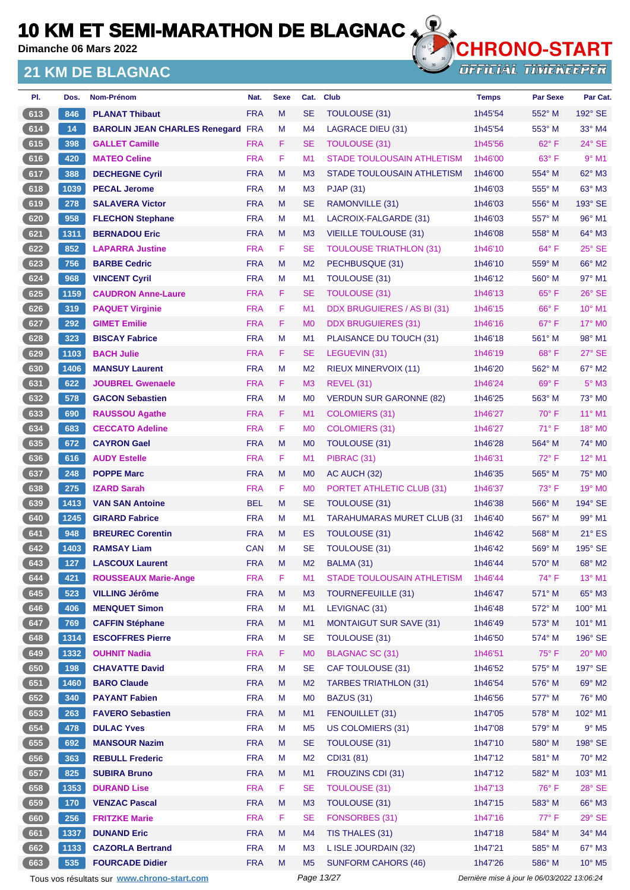# 10 KM ET SEMI-MARATHON DE BLAGNAC

**Dimanche 06 Mars 2022**

## 21 KM DE BLAGNAC

CHRONO-START
OFFICIAL TIMEKEEPER

| Pl. | Dos. | Nom-Prénom | Nat. | Sexe | Cat. | Club | Temps | Par Sexe | Par Cat. |
|---|---|---|---|---|---|---|---|---|---|
| 613 | 846 | PLANAT Thibaut | FRA | M | SE | TOULOUSE (31) | 1h45'54 | 552° M | 192° SE |
| 614 | 14 | BAROLIN JEAN CHARLES Renegard | FRA | M | M4 | LAGRACE DIEU (31) | 1h45'54 | 553° M | 33° M4 |
| 615 | 398 | GALLET Camille | FRA | F | SE | TOULOUSE (31) | 1h45'56 | 62° F | 24° SE |
| 616 | 420 | MATEO Celine | FRA | F | M1 | STADE TOULOUSAIN ATHLETISM | 1h46'00 | 63° F | 9° M1 |
| 617 | 388 | DECHEGNE Cyril | FRA | M | M3 | STADE TOULOUSAIN ATHLETISM | 1h46'00 | 554° M | 62° M3 |
| 618 | 1039 | PECAL Jerome | FRA | M | M3 | PJAP (31) | 1h46'03 | 555° M | 63° M3 |
| 619 | 278 | SALAVERA Victor | FRA | M | SE | RAMONVILLE (31) | 1h46'03 | 556° M | 193° SE |
| 620 | 958 | FLECHON Stephane | FRA | M | M1 | LACROIX-FALGARDE (31) | 1h46'03 | 557° M | 96° M1 |
| 621 | 1311 | BERNADOU Eric | FRA | M | M3 | VIEILLE TOULOUSE (31) | 1h46'08 | 558° M | 64° M3 |
| 622 | 852 | LAPARRA Justine | FRA | F | SE | TOULOUSE TRIATHLON (31) | 1h46'10 | 64° F | 25° SE |
| 623 | 756 | BARBE Cedric | FRA | M | M2 | PECHBUSQUE (31) | 1h46'10 | 559° M | 66° M2 |
| 624 | 968 | VINCENT Cyril | FRA | M | M1 | TOULOUSE (31) | 1h46'12 | 560° M | 97° M1 |
| 625 | 1159 | CAUDRON Anne-Laure | FRA | F | SE | TOULOUSE (31) | 1h46'13 | 65° F | 26° SE |
| 626 | 319 | PAQUET Virginie | FRA | F | M1 | DDX BRUGUIERES / AS BI (31) | 1h46'15 | 66° F | 10° M1 |
| 627 | 292 | GIMET Emilie | FRA | F | M0 | DDX BRUGUIERES (31) | 1h46'16 | 67° F | 17° M0 |
| 628 | 323 | BISCAY Fabrice | FRA | M | M1 | PLAISANCE DU TOUCH (31) | 1h46'18 | 561° M | 98° M1 |
| 629 | 1103 | BACH Julie | FRA | F | SE | LEGUEVIN (31) | 1h46'19 | 68° F | 27° SE |
| 630 | 1406 | MANSUY Laurent | FRA | M | M2 | RIEUX MINERVOIX (11) | 1h46'20 | 562° M | 67° M2 |
| 631 | 622 | JOUBREL Gwenaele | FRA | F | M3 | REVEL (31) | 1h46'24 | 69° F | 5° M3 |
| 632 | 578 | GACON Sebastien | FRA | M | M0 | VERDUN SUR GARONNE (82) | 1h46'25 | 563° M | 73° M0 |
| 633 | 690 | RAUSSOU Agathe | FRA | F | M1 | COLOMIERS (31) | 1h46'27 | 70° F | 11° M1 |
| 634 | 683 | CECCATO Adeline | FRA | F | M0 | COLOMIERS (31) | 1h46'27 | 71° F | 18° M0 |
| 635 | 672 | CAYRON Gael | FRA | M | M0 | TOULOUSE (31) | 1h46'28 | 564° M | 74° M0 |
| 636 | 616 | AUDY Estelle | FRA | F | M1 | PIBRAC (31) | 1h46'31 | 72° F | 12° M1 |
| 637 | 248 | POPPE Marc | FRA | M | M0 | AC AUCH (32) | 1h46'35 | 565° M | 75° M0 |
| 638 | 275 | IZARD Sarah | FRA | F | M0 | PORTET ATHLETIC CLUB (31) | 1h46'37 | 73° F | 19° M0 |
| 639 | 1413 | VAN SAN Antoine | BEL | M | SE | TOULOUSE (31) | 1h46'38 | 566° M | 194° SE |
| 640 | 1245 | GIRARD Fabrice | FRA | M | M1 | TARAHUMARAS MURET CLUB (31 | 1h46'40 | 567° M | 99° M1 |
| 641 | 948 | BREUREC Corentin | FRA | M | ES | TOULOUSE (31) | 1h46'42 | 568° M | 21° ES |
| 642 | 1403 | RAMSAY Liam | CAN | M | SE | TOULOUSE (31) | 1h46'42 | 569° M | 195° SE |
| 643 | 127 | LASCOUX Laurent | FRA | M | M2 | BALMA (31) | 1h46'44 | 570° M | 68° M2 |
| 644 | 421 | ROUSSEAUX Marie-Ange | FRA | F | M1 | STADE TOULOUSAIN ATHLETISM | 1h46'44 | 74° F | 13° M1 |
| 645 | 523 | VILLING Jérôme | FRA | M | M3 | TOURNEFEUILLE (31) | 1h46'47 | 571° M | 65° M3 |
| 646 | 406 | MENQUET Simon | FRA | M | M1 | LEVIGNAC (31) | 1h46'48 | 572° M | 100° M1 |
| 647 | 769 | CAFFIN Stéphane | FRA | M | M1 | MONTAIGUT SUR SAVE (31) | 1h46'49 | 573° M | 101° M1 |
| 648 | 1314 | ESCOFFRES Pierre | FRA | M | SE | TOULOUSE (31) | 1h46'50 | 574° M | 196° SE |
| 649 | 1332 | OUHNIT Nadia | FRA | F | M0 | BLAGNAC SC (31) | 1h46'51 | 75° F | 20° M0 |
| 650 | 198 | CHAVATTE David | FRA | M | SE | CAF TOULOUSE (31) | 1h46'52 | 575° M | 197° SE |
| 651 | 1460 | BARO Claude | FRA | M | M2 | TARBES TRIATHLON (31) | 1h46'54 | 576° M | 69° M2 |
| 652 | 340 | PAYANT Fabien | FRA | M | M0 | BAZUS (31) | 1h46'56 | 577° M | 76° M0 |
| 653 | 263 | FAVERO Sebastien | FRA | M | M1 | FENOUILLET (31) | 1h47'05 | 578° M | 102° M1 |
| 654 | 478 | DULAC Yves | FRA | M | M5 | US COLOMIERS (31) | 1h47'08 | 579° M | 9° M5 |
| 655 | 692 | MANSOUR Nazim | FRA | M | SE | TOULOUSE (31) | 1h47'10 | 580° M | 198° SE |
| 656 | 363 | REBULL Frederic | FRA | M | M2 | CDI31 (81) | 1h47'12 | 581° M | 70° M2 |
| 657 | 825 | SUBIRA Bruno | FRA | M | M1 | FROUZINS CDI (31) | 1h47'12 | 582° M | 103° M1 |
| 658 | 1353 | DURAND Lise | FRA | F | SE | TOULOUSE (31) | 1h47'13 | 76° F | 28° SE |
| 659 | 170 | VENZAC Pascal | FRA | M | M3 | TOULOUSE (31) | 1h47'15 | 583° M | 66° M3 |
| 660 | 256 | FRITZKE Marie | FRA | F | SE | FONSORBES (31) | 1h47'16 | 77° F | 29° SE |
| 661 | 1337 | DUNAND Eric | FRA | M | M4 | TIS THALES (31) | 1h47'18 | 584° M | 34° M4 |
| 662 | 1133 | CAZORLA Bertrand | FRA | M | M3 | L ISLE JOURDAIN (32) | 1h47'21 | 585° M | 67° M3 |
| 663 | 535 | FOURCADE Didier | FRA | M | M5 | SUNFORM CAHORS (46) | 1h47'26 | 586° M | 10° M5 |

Tous vos résultats sur www.chrono-start.com — Dernière mise à jour le 06/03/2022 13:06:24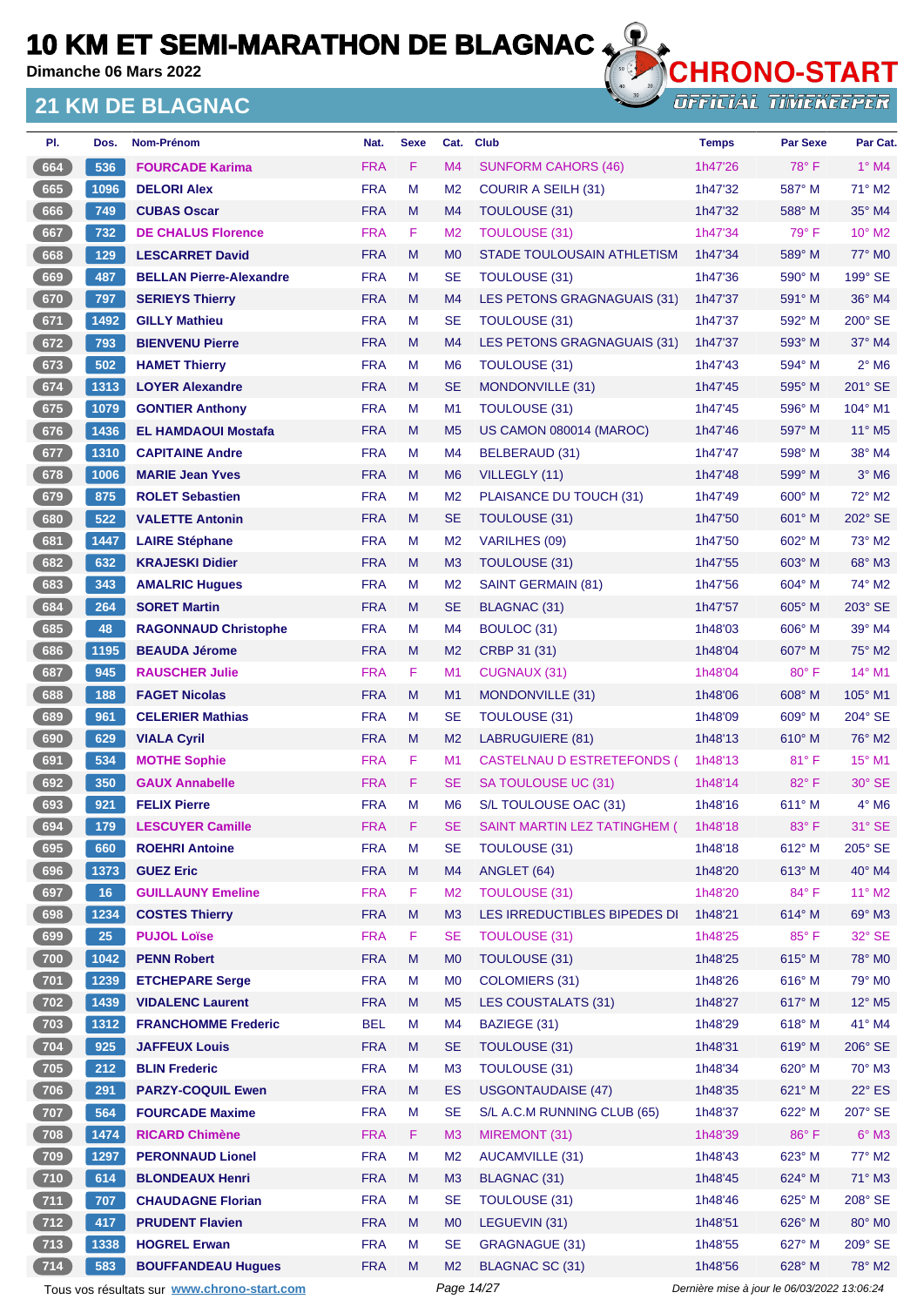# 10 KM ET SEMI-MARATHON DE BLAGNAC

**Dimanche 06 Mars 2022**

## 21 KM DE BLAGNAC

| Pl. | Dos. | Nom-Prénom | Nat. | Sexe | Cat. | Club | Temps | Par Sexe | Par Cat. |
|---|---|---|---|---|---|---|---|---|---|
| 664 | 536 | FOURCADE Karima | FRA | F | M4 | SUNFORM CAHORS (46) | 1h47'26 | 78° F | 1° M4 |
| 665 | 1096 | DELORI Alex | FRA | M | M2 | COURIR A SEILH (31) | 1h47'32 | 587° M | 71° M2 |
| 666 | 749 | CUBAS Oscar | FRA | M | M4 | TOULOUSE (31) | 1h47'32 | 588° M | 35° M4 |
| 667 | 732 | DE CHALUS Florence | FRA | F | M2 | TOULOUSE (31) | 1h47'34 | 79° F | 10° M2 |
| 668 | 129 | LESCARRET David | FRA | M | M0 | STADE TOULOUSAIN ATHLETISM | 1h47'34 | 589° M | 77° M0 |
| 669 | 487 | BELLAN Pierre-Alexandre | FRA | M | SE | TOULOUSE (31) | 1h47'36 | 590° M | 199° SE |
| 670 | 797 | SERIEYS Thierry | FRA | M | M4 | LES PETONS GRAGNAGUAIS (31) | 1h47'37 | 591° M | 36° M4 |
| 671 | 1492 | GILLY Mathieu | FRA | M | SE | TOULOUSE (31) | 1h47'37 | 592° M | 200° SE |
| 672 | 793 | BIENVENU Pierre | FRA | M | M4 | LES PETONS GRAGNAGUAIS (31) | 1h47'37 | 593° M | 37° M4 |
| 673 | 502 | HAMET Thierry | FRA | M | M6 | TOULOUSE (31) | 1h47'43 | 594° M | 2° M6 |
| 674 | 1313 | LOYER Alexandre | FRA | M | SE | MONDONVILLE (31) | 1h47'45 | 595° M | 201° SE |
| 675 | 1079 | GONTIER Anthony | FRA | M | M1 | TOULOUSE (31) | 1h47'45 | 596° M | 104° M1 |
| 676 | 1436 | EL HAMDAOUI Mostafa | FRA | M | M5 | US CAMON 080014 (MAROC) | 1h47'46 | 597° M | 11° M5 |
| 677 | 1310 | CAPITAINE Andre | FRA | M | M4 | BELBERAUD (31) | 1h47'47 | 598° M | 38° M4 |
| 678 | 1006 | MARIE Jean Yves | FRA | M | M6 | VILLEGLY (11) | 1h47'48 | 599° M | 3° M6 |
| 679 | 875 | ROLET Sebastien | FRA | M | M2 | PLAISANCE DU TOUCH (31) | 1h47'49 | 600° M | 72° M2 |
| 680 | 522 | VALETTE Antonin | FRA | M | SE | TOULOUSE (31) | 1h47'50 | 601° M | 202° SE |
| 681 | 1447 | LAIRE Stéphane | FRA | M | M2 | VARILHES (09) | 1h47'50 | 602° M | 73° M2 |
| 682 | 632 | KRAJESKI Didier | FRA | M | M3 | TOULOUSE (31) | 1h47'55 | 603° M | 68° M3 |
| 683 | 343 | AMALRIC Hugues | FRA | M | M2 | SAINT GERMAIN (81) | 1h47'56 | 604° M | 74° M2 |
| 684 | 264 | SORET Martin | FRA | M | SE | BLAGNAC (31) | 1h47'57 | 605° M | 203° SE |
| 685 | 48 | RAGONNAUD Christophe | FRA | M | M4 | BOULOC (31) | 1h48'03 | 606° M | 39° M4 |
| 686 | 1195 | BEAUDA Jérome | FRA | M | M2 | CRBP 31 (31) | 1h48'04 | 607° M | 75° M2 |
| 687 | 945 | RAUSCHER Julie | FRA | F | M1 | CUGNAUX (31) | 1h48'04 | 80° F | 14° M1 |
| 688 | 188 | FAGET Nicolas | FRA | M | M1 | MONDONVILLE (31) | 1h48'06 | 608° M | 105° M1 |
| 689 | 961 | CELERIER Mathias | FRA | M | SE | TOULOUSE (31) | 1h48'09 | 609° M | 204° SE |
| 690 | 629 | VIALA Cyril | FRA | M | M2 | LABRUGUIERE (81) | 1h48'13 | 610° M | 76° M2 |
| 691 | 534 | MOTHE Sophie | FRA | F | M1 | CASTELNAU D ESTRETEFONDS ( | 1h48'13 | 81° F | 15° M1 |
| 692 | 350 | GAUX Annabelle | FRA | F | SE | SA TOULOUSE UC (31) | 1h48'14 | 82° F | 30° SE |
| 693 | 921 | FELIX Pierre | FRA | M | M6 | S/L TOULOUSE OAC (31) | 1h48'16 | 611° M | 4° M6 |
| 694 | 179 | LESCUYER Camille | FRA | F | SE | SAINT MARTIN LEZ TATINGHEM ( | 1h48'18 | 83° F | 31° SE |
| 695 | 660 | ROEHRI Antoine | FRA | M | SE | TOULOUSE (31) | 1h48'18 | 612° M | 205° SE |
| 696 | 1373 | GUEZ Eric | FRA | M | M4 | ANGLET (64) | 1h48'20 | 613° M | 40° M4 |
| 697 | 16 | GUILLAUNY Emeline | FRA | F | M2 | TOULOUSE (31) | 1h48'20 | 84° F | 11° M2 |
| 698 | 1234 | COSTES Thierry | FRA | M | M3 | LES IRREDUCTIBLES BIPEDES DI | 1h48'21 | 614° M | 69° M3 |
| 699 | 25 | PUJOL Loïse | FRA | F | SE | TOULOUSE (31) | 1h48'25 | 85° F | 32° SE |
| 700 | 1042 | PENN Robert | FRA | M | M0 | TOULOUSE (31) | 1h48'25 | 615° M | 78° M0 |
| 701 | 1239 | ETCHEPARE Serge | FRA | M | M0 | COLOMIERS (31) | 1h48'26 | 616° M | 79° M0 |
| 702 | 1439 | VIDALENC Laurent | FRA | M | M5 | LES COUSTALATS (31) | 1h48'27 | 617° M | 12° M5 |
| 703 | 1312 | FRANCHOMME Frederic | BEL | M | M4 | BAZIEGE (31) | 1h48'29 | 618° M | 41° M4 |
| 704 | 925 | JAFFEUX Louis | FRA | M | SE | TOULOUSE (31) | 1h48'31 | 619° M | 206° SE |
| 705 | 212 | BLIN Frederic | FRA | M | M3 | TOULOUSE (31) | 1h48'34 | 620° M | 70° M3 |
| 706 | 291 | PARZY-COQUIL Ewen | FRA | M | ES | USGONTAUDAISE (47) | 1h48'35 | 621° M | 22° ES |
| 707 | 564 | FOURCADE Maxime | FRA | M | SE | S/L A.C.M RUNNING CLUB (65) | 1h48'37 | 622° M | 207° SE |
| 708 | 1474 | RICARD Chimène | FRA | F | M3 | MIREMONT (31) | 1h48'39 | 86° F | 6° M3 |
| 709 | 1297 | PERONNAUD Lionel | FRA | M | M2 | AUCAMVILLE (31) | 1h48'43 | 623° M | 77° M2 |
| 710 | 614 | BLONDEAUX Henri | FRA | M | M3 | BLAGNAC (31) | 1h48'45 | 624° M | 71° M3 |
| 711 | 707 | CHAUDAGNE Florian | FRA | M | SE | TOULOUSE (31) | 1h48'46 | 625° M | 208° SE |
| 712 | 417 | PRUDENT Flavien | FRA | M | M0 | LEGUEVIN (31) | 1h48'51 | 626° M | 80° M0 |
| 713 | 1338 | HOGREL Erwan | FRA | M | SE | GRAGNAGUE (31) | 1h48'55 | 627° M | 209° SE |
| 714 | 583 | BOUFFANDEAU Hugues | FRA | M | M2 | BLAGNAC SC (31) | 1h48'56 | 628° M | 78° M2 |

Tous vos résultats sur www.chrono-start.com — Dernière mise à jour le 06/03/2022 13:06:24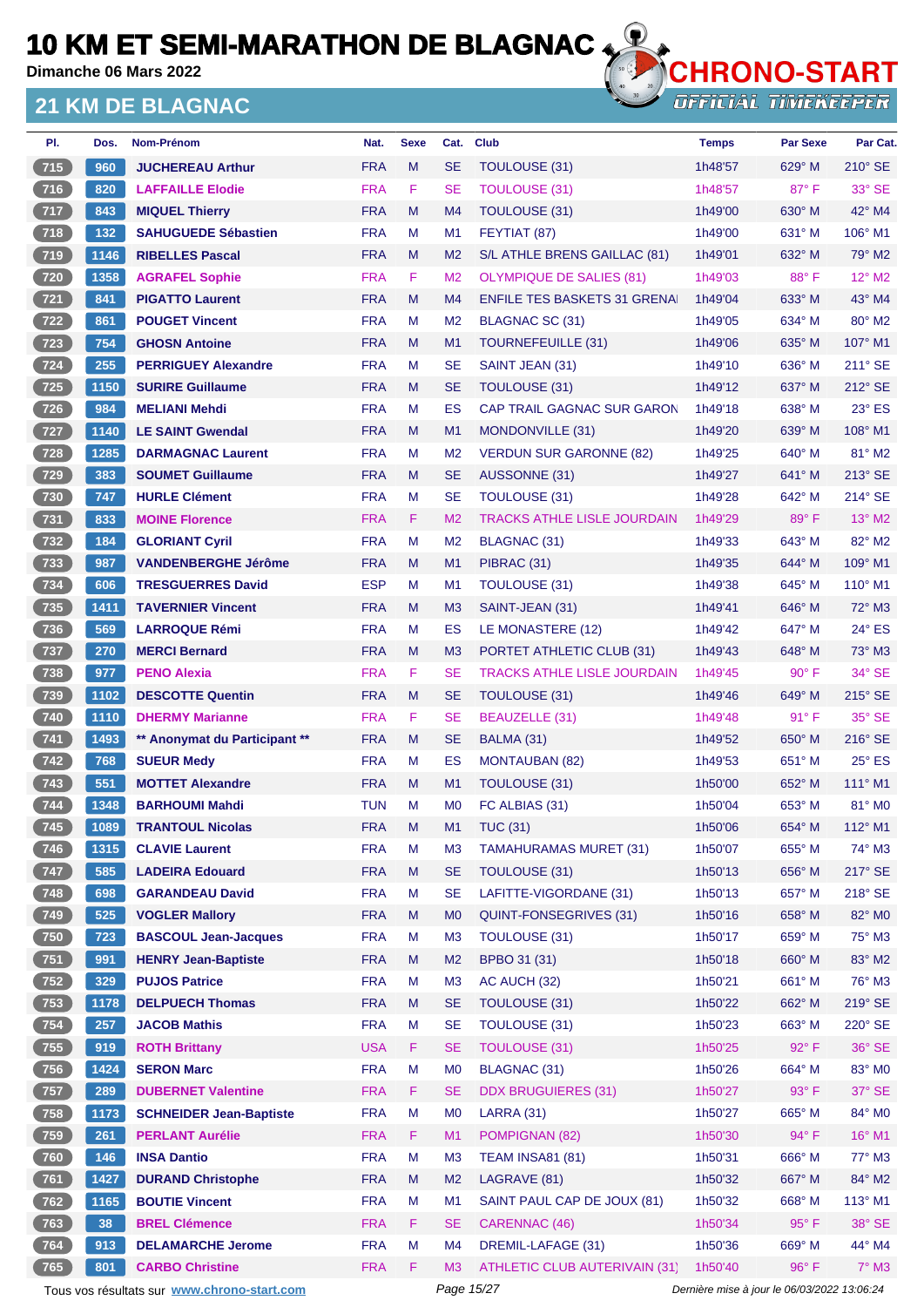# 10 KM ET SEMI-MARATHON DE BLAGNAC

Dimanche 06 Mars 2022

## 21 KM DE BLAGNAC

| Pl. | Dos. | Nom-Prénom | Nat. | Sexe | Cat. | Club | Temps | Par Sexe | Par Cat. |
|---|---|---|---|---|---|---|---|---|---|
| 715 | 960 | JUCHEREAU Arthur | FRA | M | SE | TOULOUSE (31) | 1h48'57 | 629° M | 210° SE |
| 716 | 820 | LAFFAILLE Elodie | FRA | F | SE | TOULOUSE (31) | 1h48'57 | 87° F | 33° SE |
| 717 | 843 | MIQUEL Thierry | FRA | M | M4 | TOULOUSE (31) | 1h49'00 | 630° M | 42° M4 |
| 718 | 132 | SAHUGUEDE Sébastien | FRA | M | M1 | FEYTIAT (87) | 1h49'00 | 631° M | 106° M1 |
| 719 | 1146 | RIBELLES Pascal | FRA | M | M2 | S/L ATHLE BRENS GAILLAC (81) | 1h49'01 | 632° M | 79° M2 |
| 720 | 1358 | AGRAFEL Sophie | FRA | F | M2 | OLYMPIQUE DE SALIES (81) | 1h49'03 | 88° F | 12° M2 |
| 721 | 841 | PIGATTO Laurent | FRA | M | M4 | ENFILE TES BASKETS 31 GRENAI | 1h49'04 | 633° M | 43° M4 |
| 722 | 861 | POUGET Vincent | FRA | M | M2 | BLAGNAC SC (31) | 1h49'05 | 634° M | 80° M2 |
| 723 | 754 | GHOSN Antoine | FRA | M | M1 | TOURNEFEUILLE (31) | 1h49'06 | 635° M | 107° M1 |
| 724 | 255 | PERRIGUEY Alexandre | FRA | M | SE | SAINT JEAN (31) | 1h49'10 | 636° M | 211° SE |
| 725 | 1150 | SURIRE Guillaume | FRA | M | SE | TOULOUSE (31) | 1h49'12 | 637° M | 212° SE |
| 726 | 984 | MELIANI Mehdi | FRA | M | ES | CAP TRAIL GAGNAC SUR GARON | 1h49'18 | 638° M | 23° ES |
| 727 | 1140 | LE SAINT Gwendal | FRA | M | M1 | MONDONVILLE (31) | 1h49'20 | 639° M | 108° M1 |
| 728 | 1285 | DARMAGNAC Laurent | FRA | M | M2 | VERDUN SUR GARONNE (82) | 1h49'25 | 640° M | 81° M2 |
| 729 | 383 | SOUMET Guillaume | FRA | M | SE | AUSSONNE (31) | 1h49'27 | 641° M | 213° SE |
| 730 | 747 | HURLE Clément | FRA | M | SE | TOULOUSE (31) | 1h49'28 | 642° M | 214° SE |
| 731 | 833 | MOINE Florence | FRA | F | M2 | TRACKS ATHLE LISLE JOURDAIN | 1h49'29 | 89° F | 13° M2 |
| 732 | 184 | GLORIANT Cyril | FRA | M | M2 | BLAGNAC (31) | 1h49'33 | 643° M | 82° M2 |
| 733 | 987 | VANDENBERGHE Jérôme | FRA | M | M1 | PIBRAC (31) | 1h49'35 | 644° M | 109° M1 |
| 734 | 606 | TRESGUERRES David | ESP | M | M1 | TOULOUSE (31) | 1h49'38 | 645° M | 110° M1 |
| 735 | 1411 | TAVERNIER Vincent | FRA | M | M3 | SAINT-JEAN (31) | 1h49'41 | 646° M | 72° M3 |
| 736 | 569 | LARROQUE Rémi | FRA | M | ES | LE MONASTERE (12) | 1h49'42 | 647° M | 24° ES |
| 737 | 270 | MERCI Bernard | FRA | M | M3 | PORTET ATHLETIC CLUB (31) | 1h49'43 | 648° M | 73° M3 |
| 738 | 977 | PENO Alexia | FRA | F | SE | TRACKS ATHLE LISLE JOURDAIN | 1h49'45 | 90° F | 34° SE |
| 739 | 1102 | DESCOTTE Quentin | FRA | M | SE | TOULOUSE (31) | 1h49'46 | 649° M | 215° SE |
| 740 | 1110 | DHERMY Marianne | FRA | F | SE | BEAUZELLE (31) | 1h49'48 | 91° F | 35° SE |
| 741 | 1493 | ** Anonymat du Participant ** | FRA | M | SE | BALMA (31) | 1h49'52 | 650° M | 216° SE |
| 742 | 768 | SUEUR Medy | FRA | M | ES | MONTAUBAN (82) | 1h49'53 | 651° M | 25° ES |
| 743 | 551 | MOTTET Alexandre | FRA | M | M1 | TOULOUSE (31) | 1h50'00 | 652° M | 111° M1 |
| 744 | 1348 | BARHOUMI Mahdi | TUN | M | M0 | FC ALBIAS (31) | 1h50'04 | 653° M | 81° M0 |
| 745 | 1089 | TRANTOUL Nicolas | FRA | M | M1 | TUC (31) | 1h50'06 | 654° M | 112° M1 |
| 746 | 1315 | CLAVIE Laurent | FRA | M | M3 | TAMAHURAMAS MURET (31) | 1h50'07 | 655° M | 74° M3 |
| 747 | 585 | LADEIRA Edouard | FRA | M | SE | TOULOUSE (31) | 1h50'13 | 656° M | 217° SE |
| 748 | 698 | GARANDEAU David | FRA | M | SE | LAFITTE-VIGORDANE (31) | 1h50'13 | 657° M | 218° SE |
| 749 | 525 | VOGLER Mallory | FRA | M | M0 | QUINT-FONSEGRIVES (31) | 1h50'16 | 658° M | 82° M0 |
| 750 | 723 | BASCOUL Jean-Jacques | FRA | M | M3 | TOULOUSE (31) | 1h50'17 | 659° M | 75° M3 |
| 751 | 991 | HENRY Jean-Baptiste | FRA | M | M2 | BPBO 31 (31) | 1h50'18 | 660° M | 83° M2 |
| 752 | 329 | PUJOS Patrice | FRA | M | M3 | AC AUCH (32) | 1h50'21 | 661° M | 76° M3 |
| 753 | 1178 | DELPUECH Thomas | FRA | M | SE | TOULOUSE (31) | 1h50'22 | 662° M | 219° SE |
| 754 | 257 | JACOB Mathis | FRA | M | SE | TOULOUSE (31) | 1h50'23 | 663° M | 220° SE |
| 755 | 919 | ROTH Brittany | USA | F | SE | TOULOUSE (31) | 1h50'25 | 92° F | 36° SE |
| 756 | 1424 | SERON Marc | FRA | M | M0 | BLAGNAC (31) | 1h50'26 | 664° M | 83° M0 |
| 757 | 289 | DUBERNET Valentine | FRA | F | SE | DDX BRUGUIERES (31) | 1h50'27 | 93° F | 37° SE |
| 758 | 1173 | SCHNEIDER Jean-Baptiste | FRA | M | M0 | LARRA (31) | 1h50'27 | 665° M | 84° M0 |
| 759 | 261 | PERLANT Aurélie | FRA | F | M1 | POMPIGNAN (82) | 1h50'30 | 94° F | 16° M1 |
| 760 | 146 | INSA Dantio | FRA | M | M3 | TEAM INSA81 (81) | 1h50'31 | 666° M | 77° M3 |
| 761 | 1427 | DURAND Christophe | FRA | M | M2 | LAGRAVE (81) | 1h50'32 | 667° M | 84° M2 |
| 762 | 1165 | BOUTIE Vincent | FRA | M | M1 | SAINT PAUL CAP DE JOUX (81) | 1h50'32 | 668° M | 113° M1 |
| 763 | 38 | BREL Clémence | FRA | F | SE | CARENNAC (46) | 1h50'34 | 95° F | 38° SE |
| 764 | 913 | DELAMARCHE Jerome | FRA | M | M4 | DREMIL-LAFAGE (31) | 1h50'36 | 669° M | 44° M4 |
| 765 | 801 | CARBO Christine | FRA | F | M3 | ATHLETIC CLUB AUTERIVAIN (31) | 1h50'40 | 96° F | 7° M3 |

Tous vos résultats sur www.chrono-start.com — Dernière mise à jour le 06/03/2022 13:06:24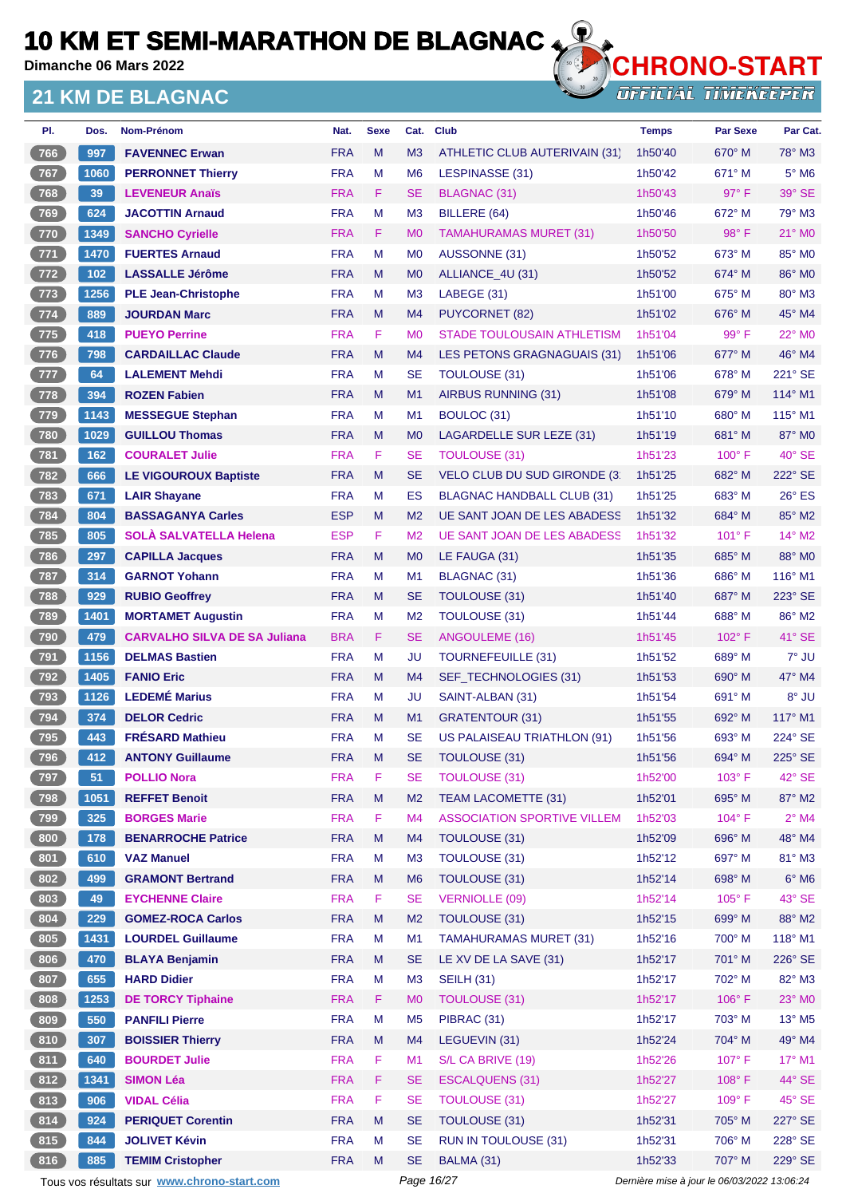# 10 KM ET SEMI-MARATHON DE BLAGNAC

**Dimanche 06 Mars 2022**

## 21 KM DE BLAGNAC

| Pl. | Dos. | Nom-Prénom | Nat. | Sexe | Cat. | Club | Temps | Par Sexe | Par Cat. |
|---|---|---|---|---|---|---|---|---|---|
| 766 | 997 | FAVENNEC Erwan | FRA | M | M3 | ATHLETIC CLUB AUTERIVAIN (31) | 1h50'40 | 670° M | 78° M3 |
| 767 | 1060 | PERRONNET Thierry | FRA | M | M6 | LESPINASSE (31) | 1h50'42 | 671° M | 5° M6 |
| 768 | 39 | LEVENEUR Anaïs | FRA | F | SE | BLAGNAC (31) | 1h50'43 | 97° F | 39° SE |
| 769 | 624 | JACOTTIN Arnaud | FRA | M | M3 | BILLERE (64) | 1h50'46 | 672° M | 79° M3 |
| 770 | 1349 | SANCHO Cyrielle | FRA | F | M0 | TAMAHURAMAS MURET (31) | 1h50'50 | 98° F | 21° M0 |
| 771 | 1470 | FUERTES Arnaud | FRA | M | M0 | AUSSONNE (31) | 1h50'52 | 673° M | 85° M0 |
| 772 | 102 | LASSALLE Jérôme | FRA | M | M0 | ALLIANCE_4U (31) | 1h50'52 | 674° M | 86° M0 |
| 773 | 1256 | PLE Jean-Christophe | FRA | M | M3 | LABEGE (31) | 1h51'00 | 675° M | 80° M3 |
| 774 | 889 | JOURDAN Marc | FRA | M | M4 | PUYCORNET (82) | 1h51'02 | 676° M | 45° M4 |
| 775 | 418 | PUEYO Perrine | FRA | F | M0 | STADE TOULOUSAIN ATHLETISM | 1h51'04 | 99° F | 22° M0 |
| 776 | 798 | CARDAILLAC Claude | FRA | M | M4 | LES PETONS GRAGNAGUAIS (31) | 1h51'06 | 677° M | 46° M4 |
| 777 | 64 | LALEMENT Mehdi | FRA | M | SE | TOULOUSE (31) | 1h51'06 | 678° M | 221° SE |
| 778 | 394 | ROZEN Fabien | FRA | M | M1 | AIRBUS RUNNING (31) | 1h51'08 | 679° M | 114° M1 |
| 779 | 1143 | MESSEGUE Stephan | FRA | M | M1 | BOULOC (31) | 1h51'10 | 680° M | 115° M1 |
| 780 | 1029 | GUILLOU Thomas | FRA | M | M0 | LAGARDELLE SUR LEZE (31) | 1h51'19 | 681° M | 87° M0 |
| 781 | 162 | COURALET Julie | FRA | F | SE | TOULOUSE (31) | 1h51'23 | 100° F | 40° SE |
| 782 | 666 | LE VIGOUROUX Baptiste | FRA | M | SE | VELO CLUB DU SUD GIRONDE (3 | 1h51'25 | 682° M | 222° SE |
| 783 | 671 | LAIR Shayane | FRA | M | ES | BLAGNAC HANDBALL CLUB (31) | 1h51'25 | 683° M | 26° ES |
| 784 | 804 | BASSAGANYA Carles | ESP | M | M2 | UE SANT JOAN DE LES ABADESS | 1h51'32 | 684° M | 85° M2 |
| 785 | 805 | SOLÀ SALVATELLA Helena | ESP | F | M2 | UE SANT JOAN DE LES ABADESS | 1h51'32 | 101° F | 14° M2 |
| 786 | 297 | CAPILLA Jacques | FRA | M | M0 | LE FAUGA (31) | 1h51'35 | 685° M | 88° M0 |
| 787 | 314 | GARNOT Yohann | FRA | M | M1 | BLAGNAC (31) | 1h51'36 | 686° M | 116° M1 |
| 788 | 929 | RUBIO Geoffrey | FRA | M | SE | TOULOUSE (31) | 1h51'40 | 687° M | 223° SE |
| 789 | 1401 | MORTAMET Augustin | FRA | M | M2 | TOULOUSE (31) | 1h51'44 | 688° M | 86° M2 |
| 790 | 479 | CARVALHO SILVA DE SA Juliana | BRA | F | SE | ANGOULEME (16) | 1h51'45 | 102° F | 41° SE |
| 791 | 1156 | DELMAS Bastien | FRA | M | JU | TOURNEFEUILLE (31) | 1h51'52 | 689° M | 7° JU |
| 792 | 1405 | FANIO Eric | FRA | M | M4 | SEF_TECHNOLOGIES (31) | 1h51'53 | 690° M | 47° M4 |
| 793 | 1126 | LEDEMÉ Marius | FRA | M | JU | SAINT-ALBAN (31) | 1h51'54 | 691° M | 8° JU |
| 794 | 374 | DELOR Cedric | FRA | M | M1 | GRATENTOUR (31) | 1h51'55 | 692° M | 117° M1 |
| 795 | 443 | FRÉSARD Mathieu | FRA | M | SE | US PALAISEAU TRIATHLON (91) | 1h51'56 | 693° M | 224° SE |
| 796 | 412 | ANTONY Guillaume | FRA | M | SE | TOULOUSE (31) | 1h51'56 | 694° M | 225° SE |
| 797 | 51 | POLLIO Nora | FRA | F | SE | TOULOUSE (31) | 1h52'00 | 103° F | 42° SE |
| 798 | 1051 | REFFET Benoit | FRA | M | M2 | TEAM LACOMETTE (31) | 1h52'01 | 695° M | 87° M2 |
| 799 | 325 | BORGES Marie | FRA | F | M4 | ASSOCIATION SPORTIVE VILLEM | 1h52'03 | 104° F | 2° M4 |
| 800 | 178 | BENARROCHE Patrice | FRA | M | M4 | TOULOUSE (31) | 1h52'09 | 696° M | 48° M4 |
| 801 | 610 | VAZ Manuel | FRA | M | M3 | TOULOUSE (31) | 1h52'12 | 697° M | 81° M3 |
| 802 | 499 | GRAMONT Bertrand | FRA | M | M6 | TOULOUSE (31) | 1h52'14 | 698° M | 6° M6 |
| 803 | 49 | EYCHENNE Claire | FRA | F | SE | VERNIOLLE (09) | 1h52'14 | 105° F | 43° SE |
| 804 | 229 | GOMEZ-ROCA Carlos | FRA | M | M2 | TOULOUSE (31) | 1h52'15 | 699° M | 88° M2 |
| 805 | 1431 | LOURDEL Guillaume | FRA | M | M1 | TAMAHURAMAS MURET (31) | 1h52'16 | 700° M | 118° M1 |
| 806 | 470 | BLAYA Benjamin | FRA | M | SE | LE XV DE LA SAVE (31) | 1h52'17 | 701° M | 226° SE |
| 807 | 655 | HARD Didier | FRA | M | M3 | SEILH (31) | 1h52'17 | 702° M | 82° M3 |
| 808 | 1253 | DE TORCY Tiphaine | FRA | F | M0 | TOULOUSE (31) | 1h52'17 | 106° F | 23° M0 |
| 809 | 550 | PANFILI Pierre | FRA | M | M5 | PIBRAC (31) | 1h52'17 | 703° M | 13° M5 |
| 810 | 307 | BOISSIER Thierry | FRA | M | M4 | LEGUEVIN (31) | 1h52'24 | 704° M | 49° M4 |
| 811 | 640 | BOURDET Julie | FRA | F | M1 | S/L CA BRIVE (19) | 1h52'26 | 107° F | 17° M1 |
| 812 | 1341 | SIMON Léa | FRA | F | SE | ESCALQUENS (31) | 1h52'27 | 108° F | 44° SE |
| 813 | 906 | VIDAL Célia | FRA | F | SE | TOULOUSE (31) | 1h52'27 | 109° F | 45° SE |
| 814 | 924 | PERIQUET Corentin | FRA | M | SE | TOULOUSE (31) | 1h52'31 | 705° M | 227° SE |
| 815 | 844 | JOLIVET Kévin | FRA | M | SE | RUN IN TOULOUSE (31) | 1h52'31 | 706° M | 228° SE |
| 816 | 885 | TEMIM Cristopher | FRA | M | SE | BALMA (31) | 1h52'33 | 707° M | 229° SE |

Tous vos résultats sur www.chrono-start.com — Dernière mise à jour le 06/03/2022 13:06:24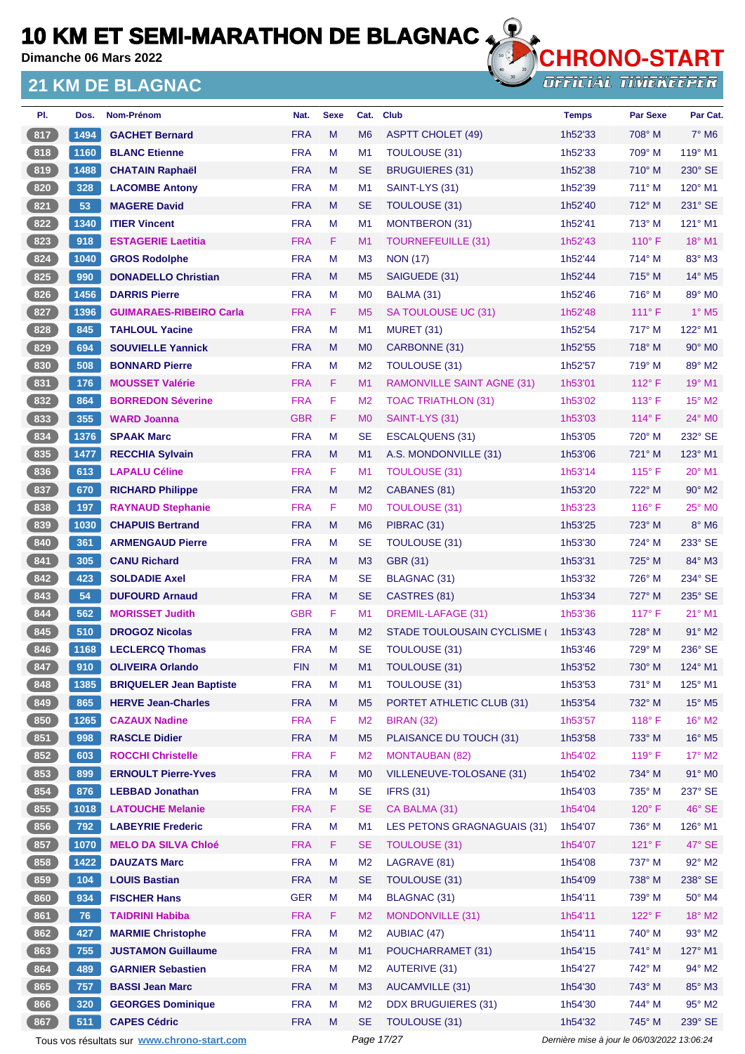# 10 KM ET SEMI-MARATHON DE BLAGNAC

Dimanche 06 Mars 2022

## 21 KM DE BLAGNAC

CHRONO-START OFFICIAL TIMEKEEPER

| Pl. | Dos. | Nom-Prénom | Nat. | Sexe | Cat. | Club | Temps | Par Sexe | Par Cat. |
|---|---|---|---|---|---|---|---|---|---|
| 817 | 1494 | GACHET Bernard | FRA | M | M6 | ASPTT CHOLET (49) | 1h52'33 | 708° M | 7° M6 |
| 818 | 1160 | BLANC Etienne | FRA | M | M1 | TOULOUSE (31) | 1h52'33 | 709° M | 119° M1 |
| 819 | 1488 | CHATAIN Raphaël | FRA | M | SE | BRUGUIERES (31) | 1h52'38 | 710° M | 230° SE |
| 820 | 328 | LACOMBE Antony | FRA | M | M1 | SAINT-LYS (31) | 1h52'39 | 711° M | 120° M1 |
| 821 | 53 | MAGERE David | FRA | M | SE | TOULOUSE (31) | 1h52'40 | 712° M | 231° SE |
| 822 | 1340 | ITIER Vincent | FRA | M | M1 | MONTBERON (31) | 1h52'41 | 713° M | 121° M1 |
| 823 | 918 | ESTAGERIE Laetitia | FRA | F | M1 | TOURNEFEUILLE (31) | 1h52'43 | 110° F | 18° M1 |
| 824 | 1040 | GROS Rodolphe | FRA | M | M3 | NON (17) | 1h52'44 | 714° M | 83° M3 |
| 825 | 990 | DONADELLO Christian | FRA | M | M5 | SAIGUEDE (31) | 1h52'44 | 715° M | 14° M5 |
| 826 | 1456 | DARRIS Pierre | FRA | M | M0 | BALMA (31) | 1h52'46 | 716° M | 89° M0 |
| 827 | 1396 | GUIMARAES-RIBEIRO Carla | FRA | F | M5 | SA TOULOUSE UC (31) | 1h52'48 | 111° F | 1° M5 |
| 828 | 845 | TAHLOUL Yacine | FRA | M | M1 | MURET (31) | 1h52'54 | 717° M | 122° M1 |
| 829 | 694 | SOUVIELLE Yannick | FRA | M | M0 | CARBONNE (31) | 1h52'55 | 718° M | 90° M0 |
| 830 | 508 | BONNARD Pierre | FRA | M | M2 | TOULOUSE (31) | 1h52'57 | 719° M | 89° M2 |
| 831 | 176 | MOUSSET Valérie | FRA | F | M1 | RAMONVILLE SAINT AGNE (31) | 1h53'01 | 112° F | 19° M1 |
| 832 | 864 | BORREDON Séverine | FRA | F | M2 | TOAC TRIATHLON (31) | 1h53'02 | 113° F | 15° M2 |
| 833 | 355 | WARD Joanna | GBR | F | M0 | SAINT-LYS (31) | 1h53'03 | 114° F | 24° M0 |
| 834 | 1376 | SPAAK Marc | FRA | M | SE | ESCALQUENS (31) | 1h53'05 | 720° M | 232° SE |
| 835 | 1477 | RECCHIA Sylvain | FRA | M | M1 | A.S. MONDONVILLE (31) | 1h53'06 | 721° M | 123° M1 |
| 836 | 613 | LAPALU Céline | FRA | F | M1 | TOULOUSE (31) | 1h53'14 | 115° F | 20° M1 |
| 837 | 670 | RICHARD Philippe | FRA | M | M2 | CABANES (81) | 1h53'20 | 722° M | 90° M2 |
| 838 | 197 | RAYNAUD Stephanie | FRA | F | M0 | TOULOUSE (31) | 1h53'23 | 116° F | 25° M0 |
| 839 | 1030 | CHAPUIS Bertrand | FRA | M | M6 | PIBRAC (31) | 1h53'25 | 723° M | 8° M6 |
| 840 | 361 | ARMENGAUD Pierre | FRA | M | SE | TOULOUSE (31) | 1h53'30 | 724° M | 233° SE |
| 841 | 305 | CANU Richard | FRA | M | M3 | GBR (31) | 1h53'31 | 725° M | 84° M3 |
| 842 | 423 | SOLDADIE Axel | FRA | M | SE | BLAGNAC (31) | 1h53'32 | 726° M | 234° SE |
| 843 | 54 | DUFOURD Arnaud | FRA | M | SE | CASTRES (81) | 1h53'34 | 727° M | 235° SE |
| 844 | 562 | MORISSET Judith | GBR | F | M1 | DREMIL-LAFAGE (31) | 1h53'36 | 117° F | 21° M1 |
| 845 | 510 | DROGOZ Nicolas | FRA | M | M2 | STADE TOULOUSAIN CYCLISME ( | 1h53'43 | 728° M | 91° M2 |
| 846 | 1168 | LECLERCQ Thomas | FRA | M | SE | TOULOUSE (31) | 1h53'46 | 729° M | 236° SE |
| 847 | 910 | OLIVEIRA Orlando | FIN | M | M1 | TOULOUSE (31) | 1h53'52 | 730° M | 124° M1 |
| 848 | 1385 | BRIQUELER Jean Baptiste | FRA | M | M1 | TOULOUSE (31) | 1h53'53 | 731° M | 125° M1 |
| 849 | 865 | HERVE Jean-Charles | FRA | M | M5 | PORTET ATHLETIC CLUB (31) | 1h53'54 | 732° M | 15° M5 |
| 850 | 1265 | CAZAUX Nadine | FRA | F | M2 | BIRAN (32) | 1h53'57 | 118° F | 16° M2 |
| 851 | 998 | RASCLE Didier | FRA | M | M5 | PLAISANCE DU TOUCH (31) | 1h53'58 | 733° M | 16° M5 |
| 852 | 603 | ROCCHI Christelle | FRA | F | M2 | MONTAUBAN (82) | 1h54'02 | 119° F | 17° M2 |
| 853 | 899 | ERNOULT Pierre-Yves | FRA | M | M0 | VILLENEUVE-TOLOSANE (31) | 1h54'02 | 734° M | 91° M0 |
| 854 | 876 | LEBBAD Jonathan | FRA | M | SE | IFRS (31) | 1h54'03 | 735° M | 237° SE |
| 855 | 1018 | LATOUCHE Melanie | FRA | F | SE | CA BALMA (31) | 1h54'04 | 120° F | 46° SE |
| 856 | 792 | LABEYRIE Frederic | FRA | M | M1 | LES PETONS GRAGNAGUAIS (31) | 1h54'07 | 736° M | 126° M1 |
| 857 | 1070 | MELO DA SILVA Chloé | FRA | F | SE | TOULOUSE (31) | 1h54'07 | 121° F | 47° SE |
| 858 | 1422 | DAUZATS Marc | FRA | M | M2 | LAGRAVE (81) | 1h54'08 | 737° M | 92° M2 |
| 859 | 104 | LOUIS Bastian | FRA | M | SE | TOULOUSE (31) | 1h54'09 | 738° M | 238° SE |
| 860 | 934 | FISCHER Hans | GER | M | M4 | BLAGNAC (31) | 1h54'11 | 739° M | 50° M4 |
| 861 | 76 | TAIDRINI Habiba | FRA | F | M2 | MONDONVILLE (31) | 1h54'11 | 122° F | 18° M2 |
| 862 | 427 | MARMIE Christophe | FRA | M | M2 | AUBIAC (47) | 1h54'11 | 740° M | 93° M2 |
| 863 | 755 | JUSTAMON Guillaume | FRA | M | M1 | POUCHARRAMET (31) | 1h54'15 | 741° M | 127° M1 |
| 864 | 489 | GARNIER Sebastien | FRA | M | M2 | AUTERIVE (31) | 1h54'27 | 742° M | 94° M2 |
| 865 | 757 | BASSI Jean Marc | FRA | M | M3 | AUCAMVILLE (31) | 1h54'30 | 743° M | 85° M3 |
| 866 | 320 | GEORGES Dominique | FRA | M | M2 | DDX BRUGUIERES (31) | 1h54'30 | 744° M | 95° M2 |
| 867 | 511 | CAPES Cédric | FRA | M | SE | TOULOUSE (31) | 1h54'32 | 745° M | 239° SE |

Tous vos résultats sur www.chrono-start.com — Dernière mise à jour le 06/03/2022 13:06:24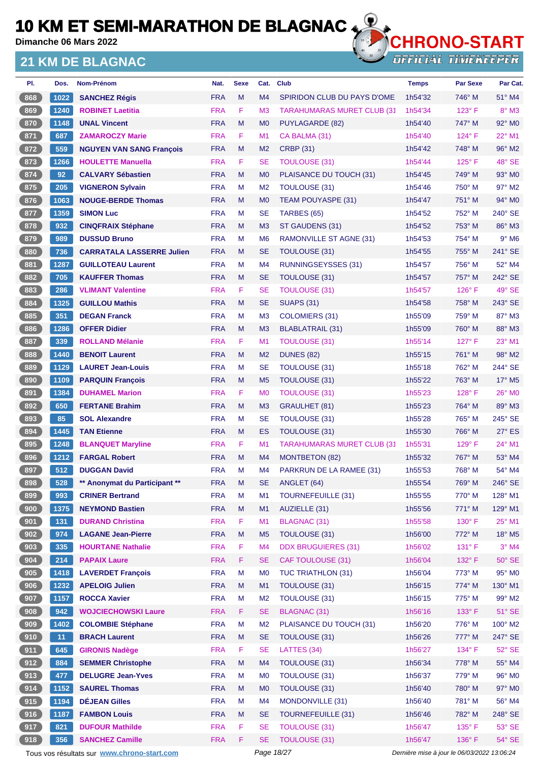# 10 KM ET SEMI-MARATHON DE BLAGNAC

**Dimanche 06 Mars 2022**

## 21 KM DE BLAGNAC

CHRONO-START
OFFICIAL TIMEKEEPER

| Pl. | Dos. | Nom-Prénom | Nat. | Sexe | Cat. | Club | Temps | Par Sexe | Par Cat. |
|---|---|---|---|---|---|---|---|---|---|
| 868 | 1022 | SANCHEZ Régis | FRA | M | M4 | SPIRIDON CLUB DU PAYS D'OME | 1h54'32 | 746° M | 51° M4 |
| 869 | 1240 | ROBINET Laetitia | FRA | F | M3 | TARAHUMARAS MURET CLUB (31 | 1h54'34 | 123° F | 8° M3 |
| 870 | 1148 | UNAL Vincent | FRA | M | M0 | PUYLAGARDE (82) | 1h54'40 | 747° M | 92° M0 |
| 871 | 687 | ZAMAROCZY Marie | FRA | F | M1 | CA BALMA (31) | 1h54'40 | 124° F | 22° M1 |
| 872 | 559 | NGUYEN VAN SANG François | FRA | M | M2 | CRBP (31) | 1h54'42 | 748° M | 96° M2 |
| 873 | 1266 | HOULETTE Manuella | FRA | F | SE | TOULOUSE (31) | 1h54'44 | 125° F | 48° SE |
| 874 | 92 | CALVARY Sébastien | FRA | M | M0 | PLAISANCE DU TOUCH (31) | 1h54'45 | 749° M | 93° M0 |
| 875 | 205 | VIGNERON Sylvain | FRA | M | M2 | TOULOUSE (31) | 1h54'46 | 750° M | 97° M2 |
| 876 | 1063 | NOUGE-BERDE Thomas | FRA | M | M0 | TEAM POUYASPE (31) | 1h54'47 | 751° M | 94° M0 |
| 877 | 1359 | SIMON Luc | FRA | M | SE | TARBES (65) | 1h54'52 | 752° M | 240° SE |
| 878 | 932 | CINQFRAIX Stéphane | FRA | M | M3 | ST GAUDENS (31) | 1h54'52 | 753° M | 86° M3 |
| 879 | 989 | DUSSUD Bruno | FRA | M | M6 | RAMONVILLE ST AGNE (31) | 1h54'53 | 754° M | 9° M6 |
| 880 | 736 | CARRATALA LASSERRE Julien | FRA | M | SE | TOULOUSE (31) | 1h54'55 | 755° M | 241° SE |
| 881 | 1287 | GUILLOTEAU Laurent | FRA | M | M4 | RUNNINGSEYSSES (31) | 1h54'57 | 756° M | 52° M4 |
| 882 | 705 | KAUFFER Thomas | FRA | M | SE | TOULOUSE (31) | 1h54'57 | 757° M | 242° SE |
| 883 | 286 | VLIMANT Valentine | FRA | F | SE | TOULOUSE (31) | 1h54'57 | 126° F | 49° SE |
| 884 | 1325 | GUILLOU Mathis | FRA | M | SE | SUAPS (31) | 1h54'58 | 758° M | 243° SE |
| 885 | 351 | DEGAN Franck | FRA | M | M3 | COLOMIERS (31) | 1h55'09 | 759° M | 87° M3 |
| 886 | 1286 | OFFER Didier | FRA | M | M3 | BLABLATRAIL (31) | 1h55'09 | 760° M | 88° M3 |
| 887 | 339 | ROLLAND Mélanie | FRA | F | M1 | TOULOUSE (31) | 1h55'14 | 127° F | 23° M1 |
| 888 | 1440 | BENOIT Laurent | FRA | M | M2 | DUNES (82) | 1h55'15 | 761° M | 98° M2 |
| 889 | 1129 | LAURET Jean-Louis | FRA | M | SE | TOULOUSE (31) | 1h55'18 | 762° M | 244° SE |
| 890 | 1109 | PARQUIN François | FRA | M | M5 | TOULOUSE (31) | 1h55'22 | 763° M | 17° M5 |
| 891 | 1384 | DUHAMEL Marion | FRA | F | M0 | TOULOUSE (31) | 1h55'23 | 128° F | 26° M0 |
| 892 | 650 | FERTANE Brahim | FRA | M | M3 | GRAULHET (81) | 1h55'23 | 764° M | 89° M3 |
| 893 | 85 | SOL Alexandre | FRA | M | SE | TOULOUSE (31) | 1h55'28 | 765° M | 245° SE |
| 894 | 1445 | TAN Etienne | FRA | M | ES | TOULOUSE (31) | 1h55'30 | 766° M | 27° ES |
| 895 | 1248 | BLANQUET Maryline | FRA | F | M1 | TARAHUMARAS MURET CLUB (31 | 1h55'31 | 129° F | 24° M1 |
| 896 | 1212 | FARGAL Robert | FRA | M | M4 | MONTBETON (82) | 1h55'32 | 767° M | 53° M4 |
| 897 | 512 | DUGGAN David | FRA | M | M4 | PARKRUN DE LA RAMEE (31) | 1h55'53 | 768° M | 54° M4 |
| 898 | 528 | ** Anonymat du Participant ** | FRA | M | SE | ANGLET (64) | 1h55'54 | 769° M | 246° SE |
| 899 | 993 | CRINER Bertrand | FRA | M | M1 | TOURNEFEUILLE (31) | 1h55'55 | 770° M | 128° M1 |
| 900 | 1375 | NEYMOND Bastien | FRA | M | M1 | AUZIELLE (31) | 1h55'56 | 771° M | 129° M1 |
| 901 | 131 | DURAND Christina | FRA | F | M1 | BLAGNAC (31) | 1h55'58 | 130° F | 25° M1 |
| 902 | 974 | LAGANE Jean-Pierre | FRA | M | M5 | TOULOUSE (31) | 1h56'00 | 772° M | 18° M5 |
| 903 | 335 | HOURTANE Nathalie | FRA | F | M4 | DDX BRUGUIERES (31) | 1h56'02 | 131° F | 3° M4 |
| 904 | 214 | PAPAIX Laure | FRA | F | SE | CAF TOULOUSE (31) | 1h56'04 | 132° F | 50° SE |
| 905 | 1418 | LAVERDET François | FRA | M | M0 | TUC TRIATHLON (31) | 1h56'04 | 773° M | 95° M0 |
| 906 | 1232 | APELOIG Julien | FRA | M | M1 | TOULOUSE (31) | 1h56'15 | 774° M | 130° M1 |
| 907 | 1157 | ROCCA Xavier | FRA | M | M2 | TOULOUSE (31) | 1h56'15 | 775° M | 99° M2 |
| 908 | 942 | WOJCIECHOWSKI Laure | FRA | F | SE | BLAGNAC (31) | 1h56'16 | 133° F | 51° SE |
| 909 | 1402 | COLOMBIE Stéphane | FRA | M | M2 | PLAISANCE DU TOUCH (31) | 1h56'20 | 776° M | 100° M2 |
| 910 | 11 | BRACH Laurent | FRA | M | SE | TOULOUSE (31) | 1h56'26 | 777° M | 247° SE |
| 911 | 645 | GIRONIS Nadège | FRA | F | SE | LATTES (34) | 1h56'27 | 134° F | 52° SE |
| 912 | 884 | SEMMER Christophe | FRA | M | M4 | TOULOUSE (31) | 1h56'34 | 778° M | 55° M4 |
| 913 | 477 | DELUGRE Jean-Yves | FRA | M | M0 | TOULOUSE (31) | 1h56'37 | 779° M | 96° M0 |
| 914 | 1152 | SAUREL Thomas | FRA | M | M0 | TOULOUSE (31) | 1h56'40 | 780° M | 97° M0 |
| 915 | 1194 | DÉJEAN Gilles | FRA | M | M4 | MONDONVILLE (31) | 1h56'40 | 781° M | 56° M4 |
| 916 | 1187 | FAMBON Louis | FRA | M | SE | TOURNEFEUILLE (31) | 1h56'46 | 782° M | 248° SE |
| 917 | 821 | DUFOUR Mathilde | FRA | F | SE | TOULOUSE (31) | 1h56'47 | 135° F | 53° SE |
| 918 | 356 | SANCHEZ Camille | FRA | F | SE | TOULOUSE (31) | 1h56'47 | 136° F | 54° SE |

Tous vos résultats sur www.chrono-start.com — Dernière mise à jour le 06/03/2022 13:06:24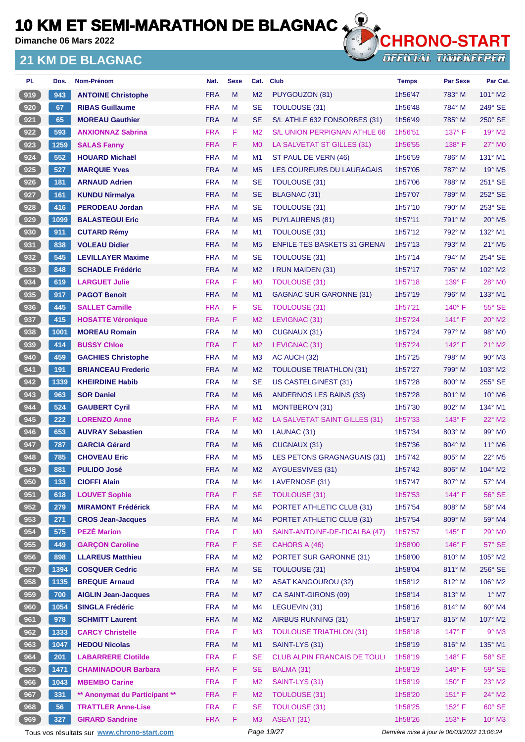# 10 KM ET SEMI-MARATHON DE BLAGNAC

Dimanche 06 Mars 2022

## 21 KM DE BLAGNAC

| Pl. | Dos. | Nom-Prénom | Nat. | Sexe | Cat. | Club | Temps | Par Sexe | Par Cat. |
|---|---|---|---|---|---|---|---|---|---|
| 919 | 943 | ANTOINE Christophe | FRA | M | M2 | PUYGOUZON (81) | 1h56'47 | 783° M | 101° M2 |
| 920 | 67 | RIBAS Guillaume | FRA | M | SE | TOULOUSE (31) | 1h56'48 | 784° M | 249° SE |
| 921 | 65 | MOREAU Gauthier | FRA | M | SE | S/L ATHLE 632 FONSORBES (31) | 1h56'49 | 785° M | 250° SE |
| 922 | 593 | ANXIONNAZ Sabrina | FRA | F | M2 | S/L UNION PERPIGNAN ATHLE 66 | 1h56'51 | 137° F | 19° M2 |
| 923 | 1259 | SALAS Fanny | FRA | F | M0 | LA SALVETAT ST GILLES (31) | 1h56'55 | 138° F | 27° M0 |
| 924 | 552 | HOUARD Michaël | FRA | M | M1 | ST PAUL DE VERN (46) | 1h56'59 | 786° M | 131° M1 |
| 925 | 527 | MARQUIE Yves | FRA | M | M5 | LES COUREURS DU LAURAGAIS | 1h57'05 | 787° M | 19° M5 |
| 926 | 181 | ARNAUD Adrien | FRA | M | SE | TOULOUSE (31) | 1h57'06 | 788° M | 251° SE |
| 927 | 161 | KUNDU Nirmalya | FRA | M | SE | BLAGNAC (31) | 1h57'07 | 789° M | 252° SE |
| 928 | 416 | PERODEAU Jordan | FRA | M | SE | TOULOUSE (31) | 1h57'10 | 790° M | 253° SE |
| 929 | 1099 | BALASTEGUI Eric | FRA | M | M5 | PUYLAURENS (81) | 1h57'11 | 791° M | 20° M5 |
| 930 | 911 | CUTARD Rémy | FRA | M | M1 | TOULOUSE (31) | 1h57'12 | 792° M | 132° M1 |
| 931 | 838 | VOLEAU Didier | FRA | M | M5 | ENFILE TES BASKETS 31 GRENA | 1h57'13 | 793° M | 21° M5 |
| 932 | 545 | LEVILLAYER Maxime | FRA | M | SE | TOULOUSE (31) | 1h57'14 | 794° M | 254° SE |
| 933 | 848 | SCHADLE Frédéric | FRA | M | M2 | I RUN MAIDEN (31) | 1h57'17 | 795° M | 102° M2 |
| 934 | 619 | LARGUET Julie | FRA | F | M0 | TOULOUSE (31) | 1h57'18 | 139° F | 28° M0 |
| 935 | 917 | PAGOT Benoit | FRA | M | M1 | GAGNAC SUR GARONNE (31) | 1h57'19 | 796° M | 133° M1 |
| 936 | 445 | SALLET Camille | FRA | F | SE | TOULOUSE (31) | 1h57'21 | 140° F | 55° SE |
| 937 | 415 | HOSATTE Véronique | FRA | F | M2 | LEVIGNAC (31) | 1h57'24 | 141° F | 20° M2 |
| 938 | 1001 | MOREAU Romain | FRA | M | M0 | CUGNAUX (31) | 1h57'24 | 797° M | 98° M0 |
| 939 | 414 | BUSSY Chloe | FRA | F | M2 | LEVIGNAC (31) | 1h57'24 | 142° F | 21° M2 |
| 940 | 459 | GACHIES Christophe | FRA | M | M3 | AC AUCH (32) | 1h57'25 | 798° M | 90° M3 |
| 941 | 191 | BRIANCEAU Frederic | FRA | M | M2 | TOULOUSE TRIATHLON (31) | 1h57'27 | 799° M | 103° M2 |
| 942 | 1339 | KHEIRDINE Habib | FRA | M | SE | US CASTELGINEST (31) | 1h57'28 | 800° M | 255° SE |
| 943 | 963 | SOR Daniel | FRA | M | M6 | ANDERNOS LES BAINS (33) | 1h57'28 | 801° M | 10° M6 |
| 944 | 524 | GAUBERT Cyril | FRA | M | M1 | MONTBERON (31) | 1h57'30 | 802° M | 134° M1 |
| 945 | 222 | LORENZO Anne | FRA | F | M2 | LA SALVETAT SAINT GILLES (31) | 1h57'33 | 143° F | 22° M2 |
| 946 | 653 | AUVRAY Sebastien | FRA | M | M0 | LAUNAC (31) | 1h57'34 | 803° M | 99° M0 |
| 947 | 787 | GARCIA Gérard | FRA | M | M6 | CUGNAUX (31) | 1h57'36 | 804° M | 11° M6 |
| 948 | 785 | CHOVEAU Eric | FRA | M | M5 | LES PETONS GRAGNAGUAIS (31) | 1h57'42 | 805° M | 22° M5 |
| 949 | 881 | PULIDO José | FRA | M | M2 | AYGUESVIVES (31) | 1h57'42 | 806° M | 104° M2 |
| 950 | 133 | CIOFFI Alain | FRA | M | M4 | LAVERNOSE (31) | 1h57'47 | 807° M | 57° M4 |
| 951 | 618 | LOUVET Sophie | FRA | F | SE | TOULOUSE (31) | 1h57'53 | 144° F | 56° SE |
| 952 | 279 | MIRAMONT Frédérick | FRA | M | M4 | PORTET ATHLETIC CLUB (31) | 1h57'54 | 808° M | 58° M4 |
| 953 | 271 | CROS Jean-Jacques | FRA | M | M4 | PORTET ATHLETIC CLUB (31) | 1h57'54 | 809° M | 59° M4 |
| 954 | 575 | PEZÉ Marion | FRA | F | M0 | SAINT-ANTOINE-DE-FICALBA (47) | 1h57'57 | 145° F | 29° M0 |
| 955 | 449 | GARÇON Caroline | FRA | F | SE | CAHORS A (46) | 1h58'00 | 146° F | 57° SE |
| 956 | 898 | LLAREUS Matthieu | FRA | M | M2 | PORTET SUR GARONNE (31) | 1h58'00 | 810° M | 105° M2 |
| 957 | 1394 | COSQUER Cedric | FRA | M | SE | TOULOUSE (31) | 1h58'04 | 811° M | 256° SE |
| 958 | 1135 | BREQUE Arnaud | FRA | M | M2 | ASAT KANGOUROU (32) | 1h58'12 | 812° M | 106° M2 |
| 959 | 700 | AIGLIN Jean-Jacques | FRA | M | M7 | CA SAINT-GIRONS (09) | 1h58'14 | 813° M | 1° M7 |
| 960 | 1054 | SINGLA Frédéric | FRA | M | M4 | LEGUEVIN (31) | 1h58'16 | 814° M | 60° M4 |
| 961 | 978 | SCHMITT Laurent | FRA | M | M2 | AIRBUS RUNNING (31) | 1h58'17 | 815° M | 107° M2 |
| 962 | 1333 | CARCY Christelle | FRA | F | M3 | TOULOUSE TRIATHLON (31) | 1h58'18 | 147° F | 9° M3 |
| 963 | 1047 | HEDOU Nicolas | FRA | M | M1 | SAINT-LYS (31) | 1h58'19 | 816° M | 135° M1 |
| 964 | 201 | LABARRERE Clotilde | FRA | F | SE | CLUB ALPIN FRANCAIS DE TOUL | 1h58'19 | 148° F | 58° SE |
| 965 | 1471 | CHAMINADOUR Barbara | FRA | F | SE | BALMA (31) | 1h58'19 | 149° F | 59° SE |
| 966 | 1043 | MBEMBO Carine | FRA | F | M2 | SAINT-LYS (31) | 1h58'19 | 150° F | 23° M2 |
| 967 | 331 | ** Anonymat du Participant ** | FRA | F | M2 | TOULOUSE (31) | 1h58'20 | 151° F | 24° M2 |
| 968 | 56 | TRATTLER Anne-Lise | FRA | F | SE | TOULOUSE (31) | 1h58'25 | 152° F | 60° SE |
| 969 | 327 | GIRARD Sandrine | FRA | F | M3 | ASEAT (31) | 1h58'26 | 153° F | 10° M3 |

Tous vos résultats sur www.chrono-start.com — Dernière mise à jour le 06/03/2022 13:06:24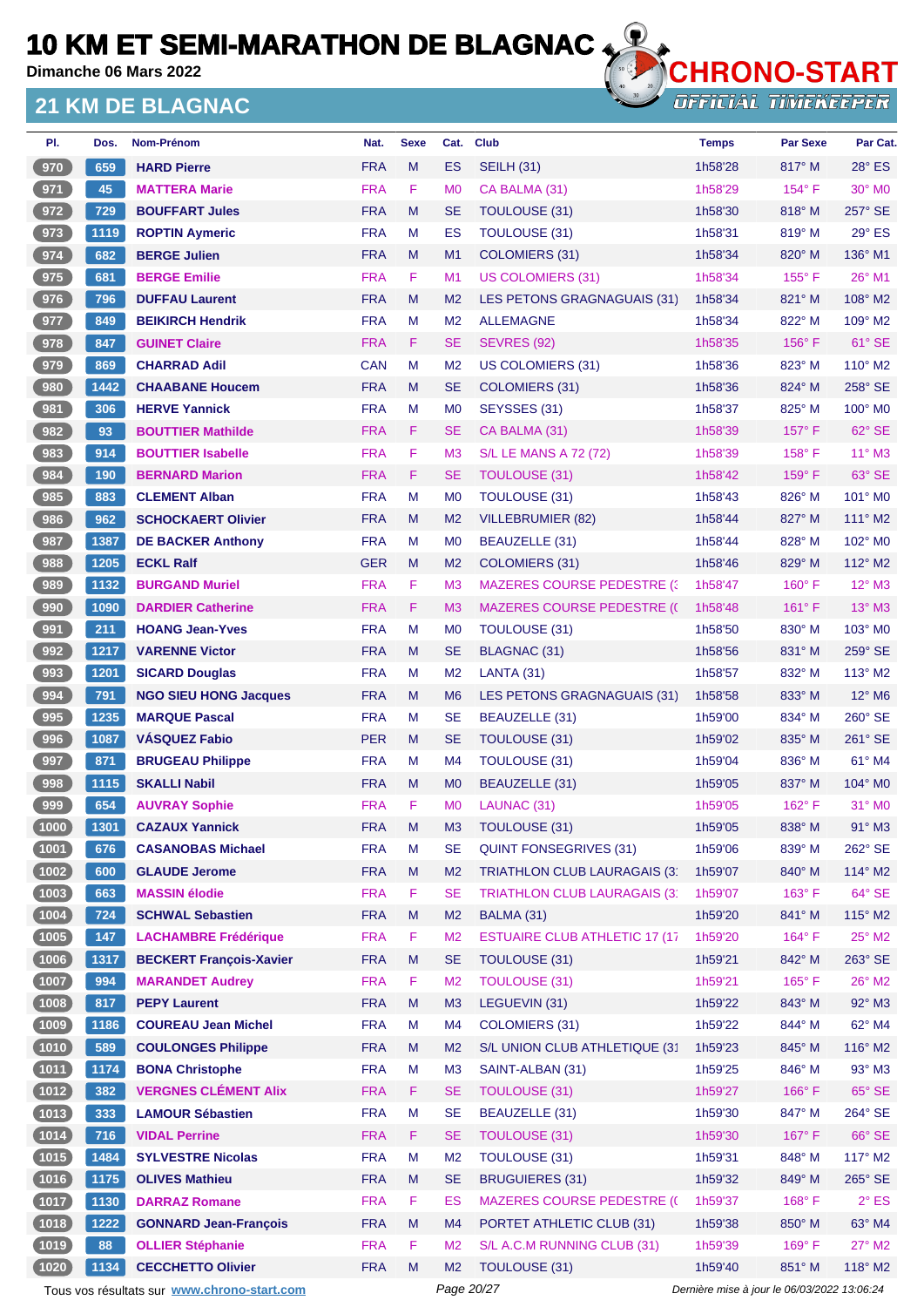# 10 KM ET SEMI-MARATHON DE BLAGNAC

**Dimanche 06 Mars 2022**

## 21 KM DE BLAGNAC

CHRONO-START
OFFICIAL TIMEKEEPER

| Pl. | Dos. | Nom-Prénom | Nat. | Sexe | Cat. | Club | Temps | Par Sexe | Par Cat. |
|---|---|---|---|---|---|---|---|---|---|
| 970 | 659 | **HARD Pierre** | FRA | M | ES | SEILH (31) | 1h58'28 | 817° M | 28° ES |
| 971 | 45 | **MATTERA Marie** | FRA | F | M0 | CA BALMA (31) | 1h58'29 | 154° F | 30° M0 |
| 972 | 729 | **BOUFFANT Jules** | FRA | M | SE | TOULOUSE (31) | 1h58'30 | 818° M | 257° SE |
| 973 | 1119 | **ROPTIN Aymeric** | FRA | M | ES | TOULOUSE (31) | 1h58'31 | 819° M | 29° ES |
| 974 | 682 | **BERGE Julien** | FRA | M | M1 | COLOMIERS (31) | 1h58'34 | 820° M | 136° M1 |
| 975 | 681 | **BERGE Emilie** | FRA | F | M1 | US COLOMIERS (31) | 1h58'34 | 155° F | 26° M1 |
| 976 | 796 | **DUFFAU Laurent** | FRA | M | M2 | LES PETONS GRAGNAGUAIS (31) | 1h58'34 | 821° M | 108° M2 |
| 977 | 849 | **BEIKIRCH Hendrik** | FRA | M | M2 | ALLEMAGNE | 1h58'34 | 822° M | 109° M2 |
| 978 | 847 | **GUINET Claire** | FRA | F | SE | SEVRES (92) | 1h58'35 | 156° F | 61° SE |
| 979 | 869 | **CHARRAD Adil** | CAN | M | M2 | US COLOMIERS (31) | 1h58'36 | 823° M | 110° M2 |
| 980 | 1442 | **CHAABANE Houcem** | FRA | M | SE | COLOMIERS (31) | 1h58'36 | 824° M | 258° SE |
| 981 | 306 | **HERVE Yannick** | FRA | M | M0 | SEYSSES (31) | 1h58'37 | 825° M | 100° M0 |
| 982 | 93 | **BOUTTIER Mathilde** | FRA | F | SE | CA BALMA (31) | 1h58'39 | 157° F | 62° SE |
| 983 | 914 | **BOUTTIER Isabelle** | FRA | F | M3 | S/L LE MANS A 72 (72) | 1h58'39 | 158° F | 11° M3 |
| 984 | 190 | **BERNARD Marion** | FRA | F | SE | TOULOUSE (31) | 1h58'42 | 159° F | 63° SE |
| 985 | 883 | **CLEMENT Alban** | FRA | M | M0 | TOULOUSE (31) | 1h58'43 | 826° M | 101° M0 |
| 986 | 962 | **SCHOCKAERT Olivier** | FRA | M | M2 | VILLEBRUMIER (82) | 1h58'44 | 827° M | 111° M2 |
| 987 | 1387 | **DE BACKER Anthony** | FRA | M | M0 | BEAUZELLE (31) | 1h58'44 | 828° M | 102° M0 |
| 988 | 1205 | **ECKL Ralf** | GER | M | M2 | COLOMIERS (31) | 1h58'46 | 829° M | 112° M2 |
| 989 | 1132 | **BURGAND Muriel** | FRA | F | M3 | MAZERES COURSE PEDESTRE (3 | 1h58'47 | 160° F | 12° M3 |
| 990 | 1090 | **DARDIER Catherine** | FRA | F | M3 | MAZERES COURSE PEDESTRE (( | 1h58'48 | 161° F | 13° M3 |
| 991 | 211 | **HOANG Jean-Yves** | FRA | M | M0 | TOULOUSE (31) | 1h58'50 | 830° M | 103° M0 |
| 992 | 1217 | **VARENNE Victor** | FRA | M | SE | BLAGNAC (31) | 1h58'56 | 831° M | 259° SE |
| 993 | 1201 | **SICARD Douglas** | FRA | M | M2 | LANTA (31) | 1h58'57 | 832° M | 113° M2 |
| 994 | 791 | **NGO SIEU HONG Jacques** | FRA | M | M6 | LES PETONS GRAGNAGUAIS (31) | 1h58'58 | 833° M | 12° M6 |
| 995 | 1235 | **MARQUE Pascal** | FRA | M | SE | BEAUZELLE (31) | 1h59'00 | 834° M | 260° SE |
| 996 | 1087 | **VÁSQUEZ Fabio** | PER | M | SE | TOULOUSE (31) | 1h59'02 | 835° M | 261° SE |
| 997 | 871 | **BRUGEAU Philippe** | FRA | M | M4 | TOULOUSE (31) | 1h59'04 | 836° M | 61° M4 |
| 998 | 1115 | **SKALLI Nabil** | FRA | M | M0 | BEAUZELLE (31) | 1h59'05 | 837° M | 104° M0 |
| 999 | 654 | **AUVRAY Sophie** | FRA | F | M0 | LAUNAC (31) | 1h59'05 | 162° F | 31° M0 |
| 1000 | 1301 | **CAZAUX Yannick** | FRA | M | M3 | TOULOUSE (31) | 1h59'05 | 838° M | 91° M3 |
| 1001 | 676 | **CASANOBAS Michael** | FRA | M | SE | QUINT FONSEGRIVES (31) | 1h59'06 | 839° M | 262° SE |
| 1002 | 600 | **GLAUDE Jerome** | FRA | M | M2 | TRIATHLON CLUB LAURAGAIS (3 | 1h59'07 | 840° M | 114° M2 |
| 1003 | 663 | **MASSIN élodie** | FRA | F | SE | TRIATHLON CLUB LAURAGAIS (3 | 1h59'07 | 163° F | 64° SE |
| 1004 | 724 | **SCHWAL Sebastien** | FRA | M | M2 | BALMA (31) | 1h59'20 | 841° M | 115° M2 |
| 1005 | 147 | **LACHAMBRE Frédérique** | FRA | F | M2 | ESTUAIRE CLUB ATHLETIC 17 (17 | 1h59'20 | 164° F | 25° M2 |
| 1006 | 1317 | **BECKERT François-Xavier** | FRA | M | SE | TOULOUSE (31) | 1h59'21 | 842° M | 263° SE |
| 1007 | 994 | **MARANDET Audrey** | FRA | F | M2 | TOULOUSE (31) | 1h59'21 | 165° F | 26° M2 |
| 1008 | 817 | **PEPY Laurent** | FRA | M | M3 | LEGUEVIN (31) | 1h59'22 | 843° M | 92° M3 |
| 1009 | 1186 | **COUREAU Jean Michel** | FRA | M | M4 | COLOMIERS (31) | 1h59'22 | 844° M | 62° M4 |
| 1010 | 589 | **COULONGES Philippe** | FRA | M | M2 | S/L UNION CLUB ATHLETIQUE (31 | 1h59'23 | 845° M | 116° M2 |
| 1011 | 1174 | **BONA Christophe** | FRA | M | M3 | SAINT-ALBAN (31) | 1h59'25 | 846° M | 93° M3 |
| 1012 | 382 | **VERGNES CLÉMENT Alix** | FRA | F | SE | TOULOUSE (31) | 1h59'27 | 166° F | 65° SE |
| 1013 | 333 | **LAMOUR Sébastien** | FRA | M | SE | BEAUZELLE (31) | 1h59'30 | 847° M | 264° SE |
| 1014 | 716 | **VIDAL Perrine** | FRA | F | SE | TOULOUSE (31) | 1h59'30 | 167° F | 66° SE |
| 1015 | 1484 | **SYLVESTRE Nicolas** | FRA | M | M2 | TOULOUSE (31) | 1h59'31 | 848° M | 117° M2 |
| 1016 | 1175 | **OLIVES Mathieu** | FRA | M | SE | BRUGUIERES (31) | 1h59'32 | 849° M | 265° SE |
| 1017 | 1130 | **DARRAZ Romane** | FRA | F | ES | MAZERES COURSE PEDESTRE (( | 1h59'37 | 168° F | 2° ES |
| 1018 | 1222 | **GONNARD Jean-François** | FRA | M | M4 | PORTET ATHLETIC CLUB (31) | 1h59'38 | 850° M | 63° M4 |
| 1019 | 88 | **OLLIER Stéphanie** | FRA | F | M2 | S/L A.C.M RUNNING CLUB (31) | 1h59'39 | 169° F | 27° M2 |
| 1020 | 1134 | **CECCHETTO Olivier** | FRA | M | M2 | TOULOUSE (31) | 1h59'40 | 851° M | 118° M2 |

Tous vos résultats sur www.chrono-start.com — *Dernière mise à jour le 06/03/2022 13:06:24*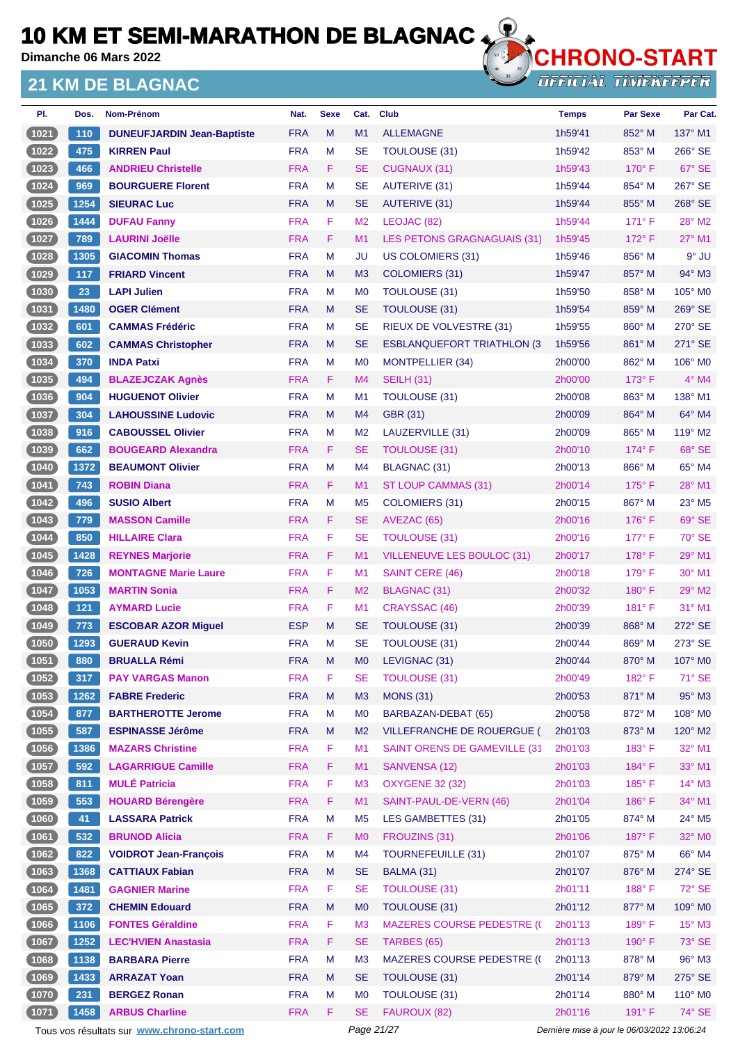# 10 KM ET SEMI-MARATHON DE BLAGNAC

Dimanche 06 Mars 2022

## 21 KM DE BLAGNAC

| Pl. | Dos. | Nom-Prénom | Nat. | Sexe | Cat. | Club | Temps | Par Sexe | Par Cat. |
|---|---|---|---|---|---|---|---|---|---|
| 1021 | 110 | DUNEUFJARDIN Jean-Baptiste | FRA | M | M1 | ALLEMAGNE | 1h59'41 | 852° M | 137° M1 |
| 1022 | 475 | KIRREN Paul | FRA | M | SE | TOULOUSE (31) | 1h59'42 | 853° M | 266° SE |
| 1023 | 466 | ANDRIEU Christelle | FRA | F | SE | CUGNAUX (31) | 1h59'43 | 170° F | 67° SE |
| 1024 | 969 | BOURGUERE Florent | FRA | M | SE | AUTERIVE (31) | 1h59'44 | 854° M | 267° SE |
| 1025 | 1254 | SIEURAC Luc | FRA | M | SE | AUTERIVE (31) | 1h59'44 | 855° M | 268° SE |
| 1026 | 1444 | DUFAU Fanny | FRA | F | M2 | LEOJAC (82) | 1h59'44 | 171° F | 28° M2 |
| 1027 | 789 | LAURINI Joëlle | FRA | F | M1 | LES PETONS GRAGNAGUAIS (31) | 1h59'45 | 172° F | 27° M1 |
| 1028 | 1305 | GIACOMIN Thomas | FRA | M | JU | US COLOMIERS (31) | 1h59'46 | 856° M | 9° JU |
| 1029 | 117 | FRIARD Vincent | FRA | M | M3 | COLOMIERS (31) | 1h59'47 | 857° M | 94° M3 |
| 1030 | 23 | LAPI Julien | FRA | M | M0 | TOULOUSE (31) | 1h59'50 | 858° M | 105° M0 |
| 1031 | 1480 | OGER Clément | FRA | M | SE | TOULOUSE (31) | 1h59'54 | 859° M | 269° SE |
| 1032 | 601 | CAMMAS Frédéric | FRA | M | SE | RIEUX DE VOLVESTRE (31) | 1h59'55 | 860° M | 270° SE |
| 1033 | 602 | CAMMAS Christopher | FRA | M | SE | ESBLANQUEFORT TRIATHLON (3 | 1h59'56 | 861° M | 271° SE |
| 1034 | 370 | INDA Patxi | FRA | M | M0 | MONTPELLIER (34) | 2h00'00 | 862° M | 106° M0 |
| 1035 | 494 | BLAZEJCZAK Agnès | FRA | F | M4 | SEILH (31) | 2h00'00 | 173° F | 4° M4 |
| 1036 | 904 | HUGUENOT Olivier | FRA | M | M1 | TOULOUSE (31) | 2h00'08 | 863° M | 138° M1 |
| 1037 | 304 | LAHOUSSINE Ludovic | FRA | M | M4 | GBR (31) | 2h00'09 | 864° M | 64° M4 |
| 1038 | 916 | CABOUSSEL Olivier | FRA | M | M2 | LAUZERVILLE (31) | 2h00'09 | 865° M | 119° M2 |
| 1039 | 662 | BOUGEARD Alexandra | FRA | F | SE | TOULOUSE (31) | 2h00'10 | 174° F | 68° SE |
| 1040 | 1372 | BEAUMONT Olivier | FRA | M | M4 | BLAGNAC (31) | 2h00'13 | 866° M | 65° M4 |
| 1041 | 743 | ROBIN Diana | FRA | F | M1 | ST LOUP CAMMAS (31) | 2h00'14 | 175° F | 28° M1 |
| 1042 | 496 | SUSIO Albert | FRA | M | M5 | COLOMIERS (31) | 2h00'15 | 867° M | 23° M5 |
| 1043 | 779 | MASSON Camille | FRA | F | SE | AVEZAC (65) | 2h00'16 | 176° F | 69° SE |
| 1044 | 850 | HILLAIRE Clara | FRA | F | SE | TOULOUSE (31) | 2h00'16 | 177° F | 70° SE |
| 1045 | 1428 | REYNES Marjorie | FRA | F | M1 | VILLENEUVE LES BOULOC (31) | 2h00'17 | 178° F | 29° M1 |
| 1046 | 726 | MONTAGNE Marie Laure | FRA | F | M1 | SAINT CERE (46) | 2h00'18 | 179° F | 30° M1 |
| 1047 | 1053 | MARTIN Sonia | FRA | F | M2 | BLAGNAC (31) | 2h00'32 | 180° F | 29° M2 |
| 1048 | 121 | AYMARD Lucie | FRA | F | M1 | CRAYSSAC (46) | 2h00'39 | 181° F | 31° M1 |
| 1049 | 773 | ESCOBAR AZOR Miguel | ESP | M | SE | TOULOUSE (31) | 2h00'39 | 868° M | 272° SE |
| 1050 | 1293 | GUERAUD Kevin | FRA | M | SE | TOULOUSE (31) | 2h00'44 | 869° M | 273° SE |
| 1051 | 880 | BRUALLA Rémi | FRA | M | M0 | LEVIGNAC (31) | 2h00'44 | 870° M | 107° M0 |
| 1052 | 317 | PAY VARGAS Manon | FRA | F | SE | TOULOUSE (31) | 2h00'49 | 182° F | 71° SE |
| 1053 | 1262 | FABRE Frederic | FRA | M | M3 | MONS (31) | 2h00'53 | 871° M | 95° M3 |
| 1054 | 877 | BARTHEROTTE Jerome | FRA | M | M0 | BARBAZAN-DEBAT (65) | 2h00'58 | 872° M | 108° M0 |
| 1055 | 587 | ESPINASSE Jérôme | FRA | M | M2 | VILLEFRANCHE DE ROUERGUE ( | 2h01'03 | 873° M | 120° M2 |
| 1056 | 1386 | MAZARS Christine | FRA | F | M1 | SAINT ORENS DE GAMEVILLE (31 | 2h01'03 | 183° F | 32° M1 |
| 1057 | 592 | LAGARRIGUE Camille | FRA | F | M1 | SANVENSA (12) | 2h01'03 | 184° F | 33° M1 |
| 1058 | 811 | MULÉ Patricia | FRA | F | M3 | OXYGENE 32 (32) | 2h01'03 | 185° F | 14° M3 |
| 1059 | 553 | HOUARD Bérengère | FRA | F | M1 | SAINT-PAUL-DE-VERN (46) | 2h01'04 | 186° F | 34° M1 |
| 1060 | 41 | LASSARA Patrick | FRA | M | M5 | LES GAMBETTES (31) | 2h01'05 | 874° M | 24° M5 |
| 1061 | 532 | BRUNOD Alicia | FRA | F | M0 | FROUZINS (31) | 2h01'06 | 187° F | 32° M0 |
| 1062 | 822 | VOIDROT Jean-François | FRA | M | M4 | TOURNEFEUILLE (31) | 2h01'07 | 875° M | 66° M4 |
| 1063 | 1368 | CATTIAUX Fabian | FRA | M | SE | BALMA (31) | 2h01'07 | 876° M | 274° SE |
| 1064 | 1481 | GAGNIER Marine | FRA | F | SE | TOULOUSE (31) | 2h01'11 | 188° F | 72° SE |
| 1065 | 372 | CHEMIN Edouard | FRA | M | M0 | TOULOUSE (31) | 2h01'12 | 877° M | 109° M0 |
| 1066 | 1106 | FONTES Géraldine | FRA | F | M3 | MAZERES COURSE PEDESTRE (( | 2h01'13 | 189° F | 15° M3 |
| 1067 | 1252 | LEC'HVIEN Anastasia | FRA | F | SE | TARBES (65) | 2h01'13 | 190° F | 73° SE |
| 1068 | 1138 | BARBARA Pierre | FRA | M | M3 | MAZERES COURSE PEDESTRE (( | 2h01'13 | 878° M | 96° M3 |
| 1069 | 1433 | ARRAZAT Yoan | FRA | M | SE | TOULOUSE (31) | 2h01'14 | 879° M | 275° SE |
| 1070 | 231 | BERGEZ Ronan | FRA | M | M0 | TOULOUSE (31) | 2h01'14 | 880° M | 110° M0 |
| 1071 | 1458 | ARBUS Charline | FRA | F | SE | FAUROUX (82) | 2h01'16 | 191° F | 74° SE |

Tous vos résultats sur www.chrono-start.com — Dernière mise à jour le 06/03/2022 13:06:24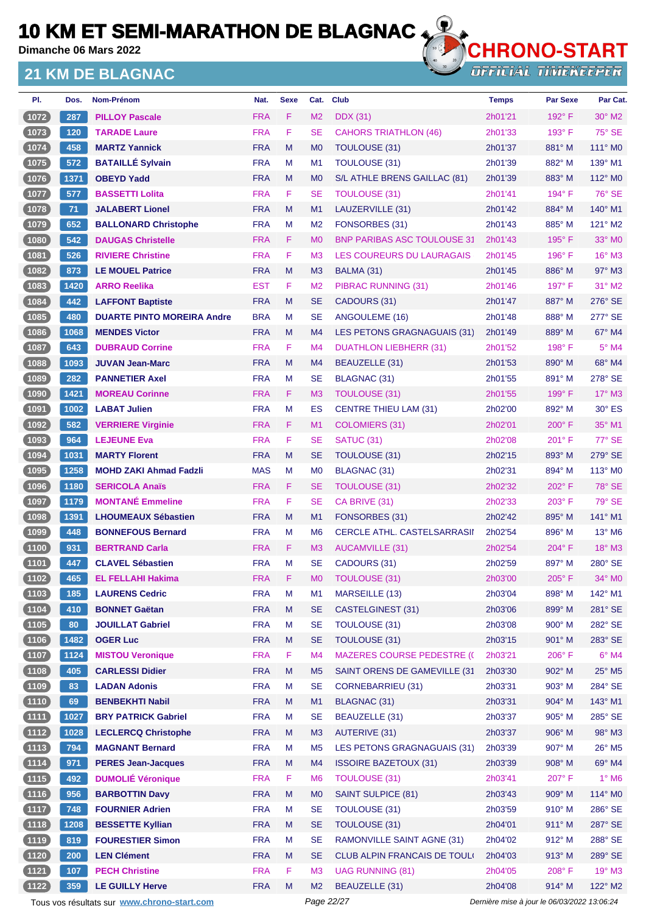# 10 KM ET SEMI-MARATHON DE BLAGNAC

**Dimanche 06 Mars 2022**

## 21 KM DE BLAGNAC

CHRONO-START
OFFICIAL TIMEKEEPER

| Pl. | Dos. | Nom-Prénom | Nat. | Sexe | Cat. | Club | Temps | Par Sexe | Par Cat. |
|---|---|---|---|---|---|---|---|---|---|
| 1072 | 287 | PILLOY Pascale | FRA | F | M2 | DDX (31) | 2h01'21 | 192° F | 30° M2 |
| 1073 | 120 | TARADE Laure | FRA | F | SE | CAHORS TRIATHLON (46) | 2h01'33 | 193° F | 75° SE |
| 1074 | 458 | MARTZ Yannick | FRA | M | M0 | TOULOUSE (31) | 2h01'37 | 881° M | 111° M0 |
| 1075 | 572 | BATAILLÉ Sylvain | FRA | M | M1 | TOULOUSE (31) | 2h01'39 | 882° M | 139° M1 |
| 1076 | 1371 | OBEYD Yadd | FRA | M | M0 | S/L ATHLE BRENS GAILLAC (81) | 2h01'39 | 883° M | 112° M0 |
| 1077 | 577 | BASSETTI Lolita | FRA | F | SE | TOULOUSE (31) | 2h01'41 | 194° F | 76° SE |
| 1078 | 71 | JALABERT Lionel | FRA | M | M1 | LAUZERVILLE (31) | 2h01'42 | 884° M | 140° M1 |
| 1079 | 652 | BALLONARD Christophe | FRA | M | M2 | FONSORBES (31) | 2h01'43 | 885° M | 121° M2 |
| 1080 | 542 | DAUGAS Christelle | FRA | F | M0 | BNP PARIBAS ASC TOULOUSE 31 | 2h01'43 | 195° F | 33° M0 |
| 1081 | 526 | RIVIERE Christine | FRA | F | M3 | LES COUREURS DU LAURAGAIS | 2h01'45 | 196° F | 16° M3 |
| 1082 | 873 | LE MOUEL Patrice | FRA | M | M3 | BALMA (31) | 2h01'45 | 886° M | 97° M3 |
| 1083 | 1420 | ARRO Reelika | EST | F | M2 | PIBRAC RUNNING (31) | 2h01'46 | 197° F | 31° M2 |
| 1084 | 442 | LAFFONT Baptiste | FRA | M | SE | CADOURS (31) | 2h01'47 | 887° M | 276° SE |
| 1085 | 480 | DUARTE PINTO MOREIRA Andre | BRA | M | SE | ANGOULEME (16) | 2h01'48 | 888° M | 277° SE |
| 1086 | 1068 | MENDES Victor | FRA | M | M4 | LES PETONS GRAGNAGUAIS (31) | 2h01'49 | 889° M | 67° M4 |
| 1087 | 643 | DUBRAUD Corrine | FRA | F | M4 | DUATHLON LIEBHERR (31) | 2h01'52 | 198° F | 5° M4 |
| 1088 | 1093 | JUVAN Jean-Marc | FRA | M | M4 | BEAUZELLE (31) | 2h01'53 | 890° M | 68° M4 |
| 1089 | 282 | PANNETIER Axel | FRA | M | SE | BLAGNAC (31) | 2h01'55 | 891° M | 278° SE |
| 1090 | 1421 | MOREAU Corinne | FRA | F | M3 | TOULOUSE (31) | 2h01'55 | 199° F | 17° M3 |
| 1091 | 1002 | LABAT Julien | FRA | M | ES | CENTRE THIEU LAM (31) | 2h02'00 | 892° M | 30° ES |
| 1092 | 582 | VERRIERE Virginie | FRA | F | M1 | COLOMIERS (31) | 2h02'01 | 200° F | 35° M1 |
| 1093 | 964 | LEJEUNE Eva | FRA | F | SE | SATUC (31) | 2h02'08 | 201° F | 77° SE |
| 1094 | 1031 | MARTY Florent | FRA | M | SE | TOULOUSE (31) | 2h02'15 | 893° M | 279° SE |
| 1095 | 1258 | MOHD ZAKI Ahmad Fadzli | MAS | M | M0 | BLAGNAC (31) | 2h02'31 | 894° M | 113° M0 |
| 1096 | 1180 | SERICOLA Anaïs | FRA | F | SE | TOULOUSE (31) | 2h02'32 | 202° F | 78° SE |
| 1097 | 1179 | MONTANÉ Emmeline | FRA | F | SE | CA BRIVE (31) | 2h02'33 | 203° F | 79° SE |
| 1098 | 1391 | LHOUMEAUX Sébastien | FRA | M | M1 | FONSORBES (31) | 2h02'42 | 895° M | 141° M1 |
| 1099 | 448 | BONNEFOUS Bernard | FRA | M | M6 | CERCLE ATHL. CASTELSARRASII | 2h02'54 | 896° M | 13° M6 |
| 1100 | 931 | BERTRAND Carla | FRA | F | M3 | AUCAMVILLE (31) | 2h02'54 | 204° F | 18° M3 |
| 1101 | 447 | CLAVEL Sébastien | FRA | M | SE | CADOURS (31) | 2h02'59 | 897° M | 280° SE |
| 1102 | 465 | EL FELLAHI Hakima | FRA | F | M0 | TOULOUSE (31) | 2h03'00 | 205° F | 34° M0 |
| 1103 | 185 | LAURENS Cedric | FRA | M | M1 | MARSEILLE (13) | 2h03'04 | 898° M | 142° M1 |
| 1104 | 410 | BONNET Gaëtan | FRA | M | SE | CASTELGINEST (31) | 2h03'06 | 899° M | 281° SE |
| 1105 | 80 | JOUILLAT Gabriel | FRA | M | SE | TOULOUSE (31) | 2h03'08 | 900° M | 282° SE |
| 1106 | 1482 | OGER Luc | FRA | M | SE | TOULOUSE (31) | 2h03'15 | 901° M | 283° SE |
| 1107 | 1124 | MISTOU Veronique | FRA | F | M4 | MAZERES COURSE PEDESTRE (( | 2h03'21 | 206° F | 6° M4 |
| 1108 | 405 | CARLESSI Didier | FRA | M | M5 | SAINT ORENS DE GAMEVILLE (31 | 2h03'30 | 902° M | 25° M5 |
| 1109 | 83 | LADAN Adonis | FRA | M | SE | CORNEBARRIEU (31) | 2h03'31 | 903° M | 284° SE |
| 1110 | 69 | BENBEKHTI Nabil | FRA | M | M1 | BLAGNAC (31) | 2h03'31 | 904° M | 143° M1 |
| 1111 | 1027 | BRY PATRICK Gabriel | FRA | M | SE | BEAUZELLE (31) | 2h03'37 | 905° M | 285° SE |
| 1112 | 1028 | LECLERCQ Christophe | FRA | M | M3 | AUTERIVE (31) | 2h03'37 | 906° M | 98° M3 |
| 1113 | 794 | MAGNANT Bernard | FRA | M | M5 | LES PETONS GRAGNAGUAIS (31) | 2h03'39 | 907° M | 26° M5 |
| 1114 | 971 | PERES Jean-Jacques | FRA | M | M4 | ISSOIRE BAZETOUX (31) | 2h03'39 | 908° M | 69° M4 |
| 1115 | 492 | DUMOLIÉ Véronique | FRA | F | M6 | TOULOUSE (31) | 2h03'41 | 207° F | 1° M6 |
| 1116 | 956 | BARBOTTIN Davy | FRA | M | M0 | SAINT SULPICE (81) | 2h03'43 | 909° M | 114° M0 |
| 1117 | 748 | FOURNIER Adrien | FRA | M | SE | TOULOUSE (31) | 2h03'59 | 910° M | 286° SE |
| 1118 | 1208 | BESSETTE Kyllian | FRA | M | SE | TOULOUSE (31) | 2h04'01 | 911° M | 287° SE |
| 1119 | 819 | FOURESTIER Simon | FRA | M | SE | RAMONVILLE SAINT AGNE (31) | 2h04'02 | 912° M | 288° SE |
| 1120 | 200 | LEN Clément | FRA | M | SE | CLUB ALPIN FRANCAIS DE TOUL( | 2h04'03 | 913° M | 289° SE |
| 1121 | 107 | PECH Christine | FRA | F | M3 | UAG RUNNING (81) | 2h04'05 | 208° F | 19° M3 |
| 1122 | 359 | LE GUILLY Herve | FRA | M | M2 | BEAUZELLE (31) | 2h04'08 | 914° M | 122° M2 |

Tous vos résultats sur www.chrono-start.com

Dernière mise à jour le 06/03/2022 13:06:24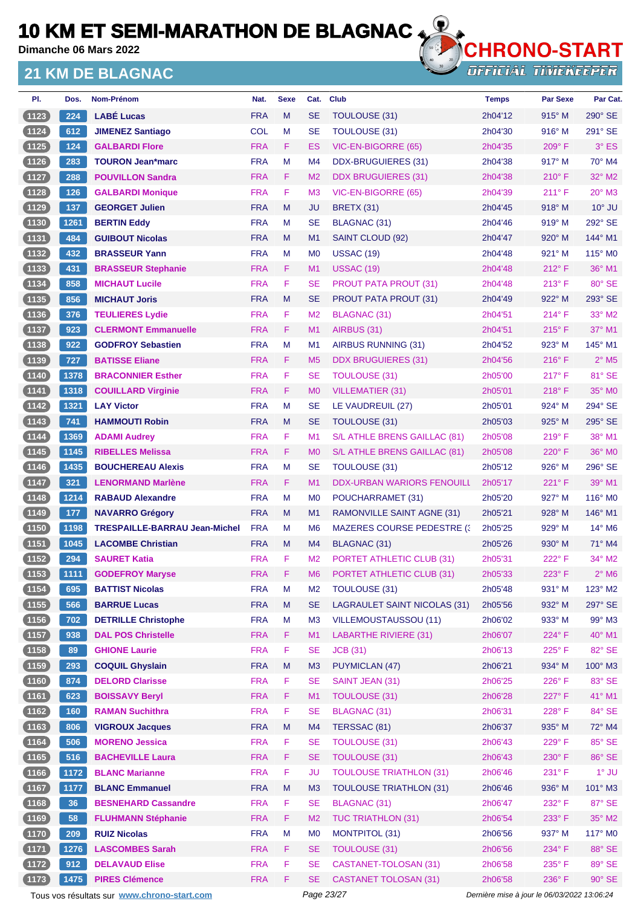# 10 KM ET SEMI-MARATHON DE BLAGNAC

Dimanche 06 Mars 2022

## 21 KM DE BLAGNAC

CHRONO-START OFFICIAL TIMEKEEPER

| Pl. | Dos. | Nom-Prénom | Nat. | Sexe | Cat. | Club | Temps | Par Sexe | Par Cat. |
|---|---|---|---|---|---|---|---|---|---|
| 1123 | 224 | LABÉ Lucas | FRA | M | SE | TOULOUSE (31) | 2h04'12 | 915° M | 290° SE |
| 1124 | 612 | JIMENEZ Santiago | COL | M | SE | TOULOUSE (31) | 2h04'30 | 916° M | 291° SE |
| 1125 | 124 | GALBARDI Flore | FRA | F | ES | VIC-EN-BIGORRE (65) | 2h04'35 | 209° F | 3° ES |
| 1126 | 283 | TOURON Jean*marc | FRA | M | M4 | DDX-BRUGUIERES (31) | 2h04'38 | 917° M | 70° M4 |
| 1127 | 288 | POUVILLON Sandra | FRA | F | M2 | DDX BRUGUIERES (31) | 2h04'38 | 210° F | 32° M2 |
| 1128 | 126 | GALBARDI Monique | FRA | F | M3 | VIC-EN-BIGORRE (65) | 2h04'39 | 211° F | 20° M3 |
| 1129 | 137 | GEORGET Julien | FRA | M | JU | BRETX (31) | 2h04'45 | 918° M | 10° JU |
| 1130 | 1261 | BERTIN Eddy | FRA | M | SE | BLAGNAC (31) | 2h04'46 | 919° M | 292° SE |
| 1131 | 484 | GUIBOUT Nicolas | FRA | M | M1 | SAINT CLOUD (92) | 2h04'47 | 920° M | 144° M1 |
| 1132 | 432 | BRASSEUR Yann | FRA | M | M0 | USSAC (19) | 2h04'48 | 921° M | 115° M0 |
| 1133 | 431 | BRASSEUR Stephanie | FRA | F | M1 | USSAC (19) | 2h04'48 | 212° F | 36° M1 |
| 1134 | 858 | MICHAUT Lucile | FRA | F | SE | PROUT PATA PROUT (31) | 2h04'48 | 213° F | 80° SE |
| 1135 | 856 | MICHAUT Joris | FRA | M | SE | PROUT PATA PROUT (31) | 2h04'49 | 922° M | 293° SE |
| 1136 | 376 | TEULIERES Lydie | FRA | F | M2 | BLAGNAC (31) | 2h04'51 | 214° F | 33° M2 |
| 1137 | 923 | CLERMONT Emmanuelle | FRA | F | M1 | AIRBUS (31) | 2h04'51 | 215° F | 37° M1 |
| 1138 | 922 | GODFROY Sebastien | FRA | M | M1 | AIRBUS RUNNING (31) | 2h04'52 | 923° M | 145° M1 |
| 1139 | 727 | BATISSE Eliane | FRA | F | M5 | DDX BRUGUIERES (31) | 2h04'56 | 216° F | 2° M5 |
| 1140 | 1378 | BRACONNIER Esther | FRA | F | SE | TOULOUSE (31) | 2h05'00 | 217° F | 81° SE |
| 1141 | 1318 | COUILLARD Virginie | FRA | F | M0 | VILLEMATIER (31) | 2h05'01 | 218° F | 35° M0 |
| 1142 | 1321 | LAY Victor | FRA | M | SE | LE VAUDREUIL (27) | 2h05'01 | 924° M | 294° SE |
| 1143 | 741 | HAMMOUTI Robin | FRA | M | SE | TOULOUSE (31) | 2h05'03 | 925° M | 295° SE |
| 1144 | 1369 | ADAMI Audrey | FRA | F | M1 | S/L ATHLE BRENS GAILLAC (81) | 2h05'08 | 219° F | 38° M1 |
| 1145 | 1145 | RIBELLES Melissa | FRA | F | M0 | S/L ATHLE BRENS GAILLAC (81) | 2h05'08 | 220° F | 36° M0 |
| 1146 | 1435 | BOUCHEREAU Alexis | FRA | M | SE | TOULOUSE (31) | 2h05'12 | 926° M | 296° SE |
| 1147 | 321 | LENORMAND Marlène | FRA | F | M1 | DDX-URBAN WARIORS FENOUILL | 2h05'17 | 221° F | 39° M1 |
| 1148 | 1214 | RABAUD Alexandre | FRA | M | M0 | POUCHARRAMET (31) | 2h05'20 | 927° M | 116° M0 |
| 1149 | 177 | NAVARRO Grégory | FRA | M | M1 | RAMONVILLE SAINT AGNE (31) | 2h05'21 | 928° M | 146° M1 |
| 1150 | 1198 | TRESPAILLE-BARRAU Jean-Michel | FRA | M | M6 | MAZERES COURSE PEDESTRE (3 | 2h05'25 | 929° M | 14° M6 |
| 1151 | 1045 | LACOMBE Christian | FRA | M | M4 | BLAGNAC (31) | 2h05'26 | 930° M | 71° M4 |
| 1152 | 294 | SAURET Katia | FRA | F | M2 | PORTET ATHLETIC CLUB (31) | 2h05'31 | 222° F | 34° M2 |
| 1153 | 1111 | GODEFROY Maryse | FRA | F | M6 | PORTET ATHLETIC CLUB (31) | 2h05'33 | 223° F | 2° M6 |
| 1154 | 695 | BATTIST Nicolas | FRA | M | M2 | TOULOUSE (31) | 2h05'48 | 931° M | 123° M2 |
| 1155 | 566 | BARRUE Lucas | FRA | M | SE | LAGRAULET SAINT NICOLAS (31) | 2h05'56 | 932° M | 297° SE |
| 1156 | 702 | DETRILLE Christophe | FRA | M | M3 | VILLEMOUSTAUSSOU (11) | 2h06'02 | 933° M | 99° M3 |
| 1157 | 938 | DAL POS Christelle | FRA | F | M1 | LABARTHE RIVIERE (31) | 2h06'07 | 224° F | 40° M1 |
| 1158 | 89 | GHIONE Laurie | FRA | F | SE | JCB (31) | 2h06'13 | 225° F | 82° SE |
| 1159 | 293 | COQUIL Ghyslain | FRA | M | M3 | PUYMICLAN (47) | 2h06'21 | 934° M | 100° M3 |
| 1160 | 874 | DELORD Clarisse | FRA | F | SE | SAINT JEAN (31) | 2h06'25 | 226° F | 83° SE |
| 1161 | 623 | BOISSAVY Beryl | FRA | F | M1 | TOULOUSE (31) | 2h06'28 | 227° F | 41° M1 |
| 1162 | 160 | RAMAN Suchithra | FRA | F | SE | BLAGNAC (31) | 2h06'31 | 228° F | 84° SE |
| 1163 | 806 | VIGROUX Jacques | FRA | M | M4 | TERSSAC (81) | 2h06'37 | 935° M | 72° M4 |
| 1164 | 506 | MORENO Jessica | FRA | F | SE | TOULOUSE (31) | 2h06'43 | 229° F | 85° SE |
| 1165 | 516 | BACHEVILLE Laura | FRA | F | SE | TOULOUSE (31) | 2h06'43 | 230° F | 86° SE |
| 1166 | 1172 | BLANC Marianne | FRA | F | JU | TOULOUSE TRIATHLON (31) | 2h06'46 | 231° F | 1° JU |
| 1167 | 1177 | BLANC Emmanuel | FRA | M | M3 | TOULOUSE TRIATHLON (31) | 2h06'46 | 936° M | 101° M3 |
| 1168 | 36 | BESNEHARD Cassandre | FRA | F | SE | BLAGNAC (31) | 2h06'47 | 232° F | 87° SE |
| 1169 | 58 | FLUHMANN Stéphanie | FRA | F | M2 | TUC TRIATHLON (31) | 2h06'54 | 233° F | 35° M2 |
| 1170 | 209 | RUIZ Nicolas | FRA | M | M0 | MONTPITOL (31) | 2h06'56 | 937° M | 117° M0 |
| 1171 | 1276 | LASCOMBES Sarah | FRA | F | SE | TOULOUSE (31) | 2h06'56 | 234° F | 88° SE |
| 1172 | 912 | DELAVAUD Elise | FRA | F | SE | CASTANET-TOLOSAN (31) | 2h06'58 | 235° F | 89° SE |
| 1173 | 1475 | PIRES Clémence | FRA | F | SE | CASTANET TOLOSAN (31) | 2h06'58 | 236° F | 90° SE |

Tous vos résultats sur www.chrono-start.com — Dernière mise à jour le 06/03/2022 13:06:24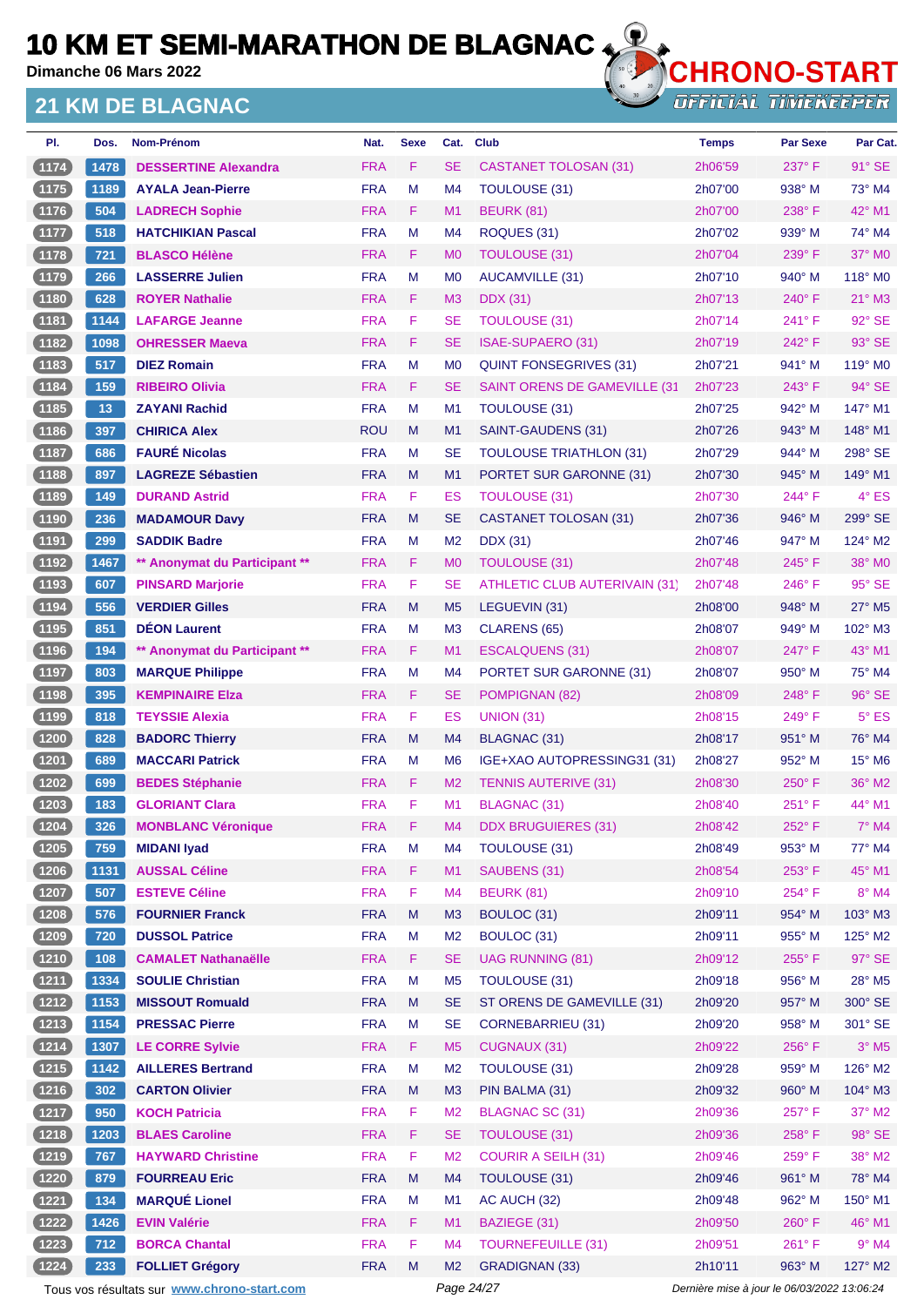# 10 KM ET SEMI-MARATHON DE BLAGNAC

Dimanche 06 Mars 2022

## 21 KM DE BLAGNAC

CHRONO-START OFFICIAL TIMEKEEPER

| Pl. | Dos. | Nom-Prénom | Nat. | Sexe | Cat. | Club | Temps | Par Sexe | Par Cat. |
|---|---|---|---|---|---|---|---|---|---|
| 1174 | 1478 | DESSERTINE Alexandra | FRA | F | SE | CASTANET TOLOSAN (31) | 2h06'59 | 237° F | 91° SE |
| 1175 | 1189 | AYALA Jean-Pierre | FRA | M | M4 | TOULOUSE (31) | 2h07'00 | 938° M | 73° M4 |
| 1176 | 504 | LADRECH Sophie | FRA | F | M1 | BEURK (81) | 2h07'00 | 238° F | 42° M1 |
| 1177 | 518 | HATCHIKIAN Pascal | FRA | M | M4 | ROQUES (31) | 2h07'02 | 939° M | 74° M4 |
| 1178 | 721 | BLASCO Hélène | FRA | F | M0 | TOULOUSE (31) | 2h07'04 | 239° F | 37° M0 |
| 1179 | 266 | LASSERRE Julien | FRA | M | M0 | AUCAMVILLE (31) | 2h07'10 | 940° M | 118° M0 |
| 1180 | 628 | ROYER Nathalie | FRA | F | M3 | DDX (31) | 2h07'13 | 240° F | 21° M3 |
| 1181 | 1144 | LAFARGE Jeanne | FRA | F | SE | TOULOUSE (31) | 2h07'14 | 241° F | 92° SE |
| 1182 | 1098 | OHRESSER Maeva | FRA | F | SE | ISAE-SUPAERO (31) | 2h07'19 | 242° F | 93° SE |
| 1183 | 517 | DIEZ Romain | FRA | M | M0 | QUINT FONSEGRIVES (31) | 2h07'21 | 941° M | 119° M0 |
| 1184 | 159 | RIBEIRO Olivia | FRA | F | SE | SAINT ORENS DE GAMEVILLE (31 | 2h07'23 | 243° F | 94° SE |
| 1185 | 13 | ZAYANI Rachid | FRA | M | M1 | TOULOUSE (31) | 2h07'25 | 942° M | 147° M1 |
| 1186 | 397 | CHIRICA Alex | ROU | M | M1 | SAINT-GAUDENS (31) | 2h07'26 | 943° M | 148° M1 |
| 1187 | 686 | FAURÉ Nicolas | FRA | M | SE | TOULOUSE TRIATHLON (31) | 2h07'29 | 944° M | 298° SE |
| 1188 | 897 | LAGREZE Sébastien | FRA | M | M1 | PORTET SUR GARONNE (31) | 2h07'30 | 945° M | 149° M1 |
| 1189 | 149 | DURAND Astrid | FRA | F | ES | TOULOUSE (31) | 2h07'30 | 244° F | 4° ES |
| 1190 | 236 | MADAMOUR Davy | FRA | M | SE | CASTANET TOLOSAN (31) | 2h07'36 | 946° M | 299° SE |
| 1191 | 299 | SADDIK Badre | FRA | M | M2 | DDX (31) | 2h07'46 | 947° M | 124° M2 |
| 1192 | 1467 | ** Anonymat du Participant ** | FRA | F | M0 | TOULOUSE (31) | 2h07'48 | 245° F | 38° M0 |
| 1193 | 607 | PINSARD Marjorie | FRA | F | SE | ATHLETIC CLUB AUTERIVAIN (31) | 2h07'48 | 246° F | 95° SE |
| 1194 | 556 | VERDIER Gilles | FRA | M | M5 | LEGUEVIN (31) | 2h08'00 | 948° M | 27° M5 |
| 1195 | 851 | DÉON Laurent | FRA | M | M3 | CLARENS (65) | 2h08'07 | 949° M | 102° M3 |
| 1196 | 194 | ** Anonymat du Participant ** | FRA | F | M1 | ESCALQUENS (31) | 2h08'07 | 247° F | 43° M1 |
| 1197 | 803 | MARQUE Philippe | FRA | M | M4 | PORTET SUR GARONNE (31) | 2h08'07 | 950° M | 75° M4 |
| 1198 | 395 | KEMPINAIRE Elza | FRA | F | SE | POMPIGNAN (82) | 2h08'09 | 248° F | 96° SE |
| 1199 | 818 | TEYSSIE Alexia | FRA | F | ES | UNION (31) | 2h08'15 | 249° F | 5° ES |
| 1200 | 828 | BADORC Thierry | FRA | M | M4 | BLAGNAC (31) | 2h08'17 | 951° M | 76° M4 |
| 1201 | 689 | MACCARI Patrick | FRA | M | M6 | IGE+XAO AUTOPRESSING31 (31) | 2h08'27 | 952° M | 15° M6 |
| 1202 | 699 | BEDES Stéphanie | FRA | F | M2 | TENNIS AUTERIVE (31) | 2h08'30 | 250° F | 36° M2 |
| 1203 | 183 | GLORIANT Clara | FRA | F | M1 | BLAGNAC (31) | 2h08'40 | 251° F | 44° M1 |
| 1204 | 326 | MONBLANC Véronique | FRA | F | M4 | DDX BRUGUIERES (31) | 2h08'42 | 252° F | 7° M4 |
| 1205 | 759 | MIDANI Iyad | FRA | M | M4 | TOULOUSE (31) | 2h08'49 | 953° M | 77° M4 |
| 1206 | 1131 | AUSSAL Céline | FRA | F | M1 | SAUBENS (31) | 2h08'54 | 253° F | 45° M1 |
| 1207 | 507 | ESTEVE Céline | FRA | F | M4 | BEURK (81) | 2h09'10 | 254° F | 8° M4 |
| 1208 | 576 | FOURNIER Franck | FRA | M | M3 | BOULOC (31) | 2h09'11 | 954° M | 103° M3 |
| 1209 | 720 | DUSSOL Patrice | FRA | M | M2 | BOULOC (31) | 2h09'11 | 955° M | 125° M2 |
| 1210 | 108 | CAMALET Nathanaëlle | FRA | F | SE | UAG RUNNING (81) | 2h09'12 | 255° F | 97° SE |
| 1211 | 1334 | SOULIE Christian | FRA | M | M5 | TOULOUSE (31) | 2h09'18 | 956° M | 28° M5 |
| 1212 | 1153 | MISSOUT Romuald | FRA | M | SE | ST ORENS DE GAMEVILLE (31) | 2h09'20 | 957° M | 300° SE |
| 1213 | 1154 | PRESSAC Pierre | FRA | M | SE | CORNEBARRIEU (31) | 2h09'20 | 958° M | 301° SE |
| 1214 | 1307 | LE CORRE Sylvie | FRA | F | M5 | CUGNAUX (31) | 2h09'22 | 256° F | 3° M5 |
| 1215 | 1142 | AILLERES Bertrand | FRA | M | M2 | TOULOUSE (31) | 2h09'28 | 959° M | 126° M2 |
| 1216 | 302 | CARTON Olivier | FRA | M | M3 | PIN BALMA (31) | 2h09'32 | 960° M | 104° M3 |
| 1217 | 950 | KOCH Patricia | FRA | F | M2 | BLAGNAC SC (31) | 2h09'36 | 257° F | 37° M2 |
| 1218 | 1203 | BLAES Caroline | FRA | F | SE | TOULOUSE (31) | 2h09'36 | 258° F | 98° SE |
| 1219 | 767 | HAYWARD Christine | FRA | F | M2 | COURIR A SEILH (31) | 2h09'46 | 259° F | 38° M2 |
| 1220 | 879 | FOURREAU Eric | FRA | M | M4 | TOULOUSE (31) | 2h09'46 | 961° M | 78° M4 |
| 1221 | 134 | MARQUÉ Lionel | FRA | M | M1 | AC AUCH (32) | 2h09'48 | 962° M | 150° M1 |
| 1222 | 1426 | EVIN Valérie | FRA | F | M1 | BAZIEGE (31) | 2h09'50 | 260° F | 46° M1 |
| 1223 | 712 | BORCA Chantal | FRA | F | M4 | TOURNEFEUILLE (31) | 2h09'51 | 261° F | 9° M4 |
| 1224 | 233 | FOLLIET Grégory | FRA | M | M2 | GRADIGNAN (33) | 2h10'11 | 963° M | 127° M2 |

Tous vos résultats sur www.chrono-start.com — Dernière mise à jour le 06/03/2022 13:06:24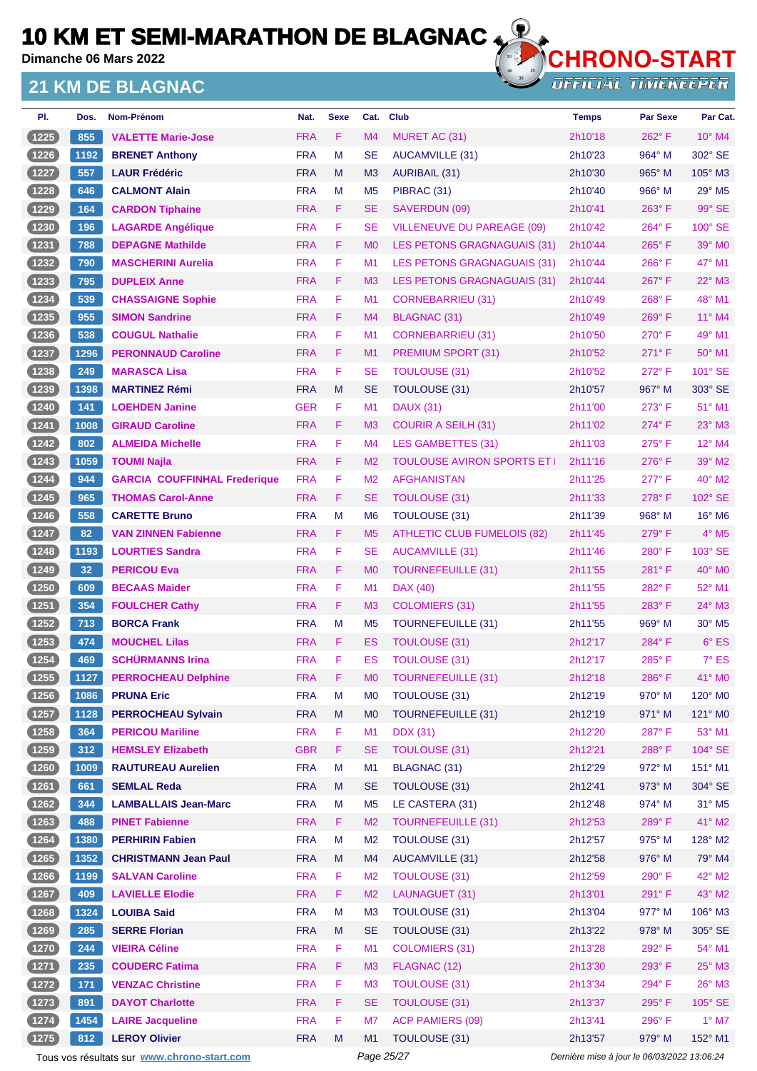# 10 KM ET SEMI-MARATHON DE BLAGNAC

**Dimanche 06 Mars 2022**

## 21 KM DE BLAGNAC

CHRONO-START
OFFICIAL TIMEKEEPER

| Pl. | Dos. | Nom-Prénom | Nat. | Sexe | Cat. | Club | Temps | Par Sexe | Par Cat. |
|---|---|---|---|---|---|---|---|---|---|
| 1225 | 855 | VALETTE Marie-Jose | FRA | F | M4 | MURET AC (31) | 2h10'18 | 262° F | 10° M4 |
| 1226 | 1192 | BRENET Anthony | FRA | M | SE | AUCAMVILLE (31) | 2h10'23 | 964° M | 302° SE |
| 1227 | 557 | LAUR Frédéric | FRA | M | M3 | AURIBAIL (31) | 2h10'30 | 965° M | 105° M3 |
| 1228 | 646 | CALMONT Alain | FRA | M | M5 | PIBRAC (31) | 2h10'40 | 966° M | 29° M5 |
| 1229 | 164 | CARDON Tiphaine | FRA | F | SE | SAVERDUN (09) | 2h10'41 | 263° F | 99° SE |
| 1230 | 196 | LAGARDE Angélique | FRA | F | SE | VILLENEUVE DU PAREAGE (09) | 2h10'42 | 264° F | 100° SE |
| 1231 | 788 | DEPAGNE Mathilde | FRA | F | M0 | LES PETONS GRAGNAGUAIS (31) | 2h10'44 | 265° F | 39° M0 |
| 1232 | 790 | MASCHERINI Aurelia | FRA | F | M1 | LES PETONS GRAGNAGUAIS (31) | 2h10'44 | 266° F | 47° M1 |
| 1233 | 795 | DUPLEIX Anne | FRA | F | M3 | LES PETONS GRAGNAGUAIS (31) | 2h10'44 | 267° F | 22° M3 |
| 1234 | 539 | CHASSAIGNE Sophie | FRA | F | M1 | CORNEBARRIEU (31) | 2h10'49 | 268° F | 48° M1 |
| 1235 | 955 | SIMON Sandrine | FRA | F | M4 | BLAGNAC (31) | 2h10'49 | 269° F | 11° M4 |
| 1236 | 538 | COUGUL Nathalie | FRA | F | M1 | CORNEBARRIEU (31) | 2h10'50 | 270° F | 49° M1 |
| 1237 | 1296 | PERONNAUD Caroline | FRA | F | M1 | PREMIUM SPORT (31) | 2h10'52 | 271° F | 50° M1 |
| 1238 | 249 | MARASCA Lisa | FRA | F | SE | TOULOUSE (31) | 2h10'52 | 272° F | 101° SE |
| 1239 | 1398 | MARTINEZ Rémi | FRA | M | SE | TOULOUSE (31) | 2h10'57 | 967° M | 303° SE |
| 1240 | 141 | LOEHDEN Janine | GER | F | M1 | DAUX (31) | 2h11'00 | 273° F | 51° M1 |
| 1241 | 1008 | GIRAUD Caroline | FRA | F | M3 | COURIR A SEILH (31) | 2h11'02 | 274° F | 23° M3 |
| 1242 | 802 | ALMEIDA Michelle | FRA | F | M4 | LES GAMBETTES (31) | 2h11'03 | 275° F | 12° M4 |
| 1243 | 1059 | TOUMI Najla | FRA | F | M2 | TOULOUSE AVIRON SPORTS ET I | 2h11'16 | 276° F | 39° M2 |
| 1244 | 944 | GARCIA COUFFINHAL Frederique | FRA | F | M2 | AFGHANISTAN | 2h11'25 | 277° F | 40° M2 |
| 1245 | 965 | THOMAS Carol-Anne | FRA | F | SE | TOULOUSE (31) | 2h11'33 | 278° F | 102° SE |
| 1246 | 558 | CARETTE Bruno | FRA | M | M6 | TOULOUSE (31) | 2h11'39 | 968° M | 16° M6 |
| 1247 | 82 | VAN ZINNEN Fabienne | FRA | F | M5 | ATHLETIC CLUB FUMELOIS (82) | 2h11'45 | 279° F | 4° M5 |
| 1248 | 1193 | LOURTIES Sandra | FRA | F | SE | AUCAMVILLE (31) | 2h11'46 | 280° F | 103° SE |
| 1249 | 32 | PERICOU Eva | FRA | F | M0 | TOURNEFEUILLE (31) | 2h11'55 | 281° F | 40° M0 |
| 1250 | 609 | BECAAS Maider | FRA | F | M1 | DAX (40) | 2h11'55 | 282° F | 52° M1 |
| 1251 | 354 | FOULCHER Cathy | FRA | F | M3 | COLOMIERS (31) | 2h11'55 | 283° F | 24° M3 |
| 1252 | 713 | BORCA Frank | FRA | M | M5 | TOURNEFEUILLE (31) | 2h11'55 | 969° M | 30° M5 |
| 1253 | 474 | MOUCHEL Lilas | FRA | F | ES | TOULOUSE (31) | 2h12'17 | 284° F | 6° ES |
| 1254 | 469 | SCHÜRMANNS Irina | FRA | F | ES | TOULOUSE (31) | 2h12'17 | 285° F | 7° ES |
| 1255 | 1127 | PERROCHEAU Delphine | FRA | F | M0 | TOURNEFEUILLE (31) | 2h12'18 | 286° F | 41° M0 |
| 1256 | 1086 | PRUNA Eric | FRA | M | M0 | TOULOUSE (31) | 2h12'19 | 970° M | 120° M0 |
| 1257 | 1128 | PERROCHEAU Sylvain | FRA | M | M0 | TOURNEFEUILLE (31) | 2h12'19 | 971° M | 121° M0 |
| 1258 | 364 | PERICOU Mariline | FRA | F | M1 | DDX (31) | 2h12'20 | 287° F | 53° M1 |
| 1259 | 312 | HEMSLEY Elizabeth | GBR | F | SE | TOULOUSE (31) | 2h12'21 | 288° F | 104° SE |
| 1260 | 1009 | RAUTUREAU Aurelien | FRA | M | M1 | BLAGNAC (31) | 2h12'29 | 972° M | 151° M1 |
| 1261 | 661 | SEMLAL Reda | FRA | M | SE | TOULOUSE (31) | 2h12'41 | 973° M | 304° SE |
| 1262 | 344 | LAMBALLAIS Jean-Marc | FRA | M | M5 | LE CASTERA (31) | 2h12'48 | 974° M | 31° M5 |
| 1263 | 488 | PINET Fabienne | FRA | F | M2 | TOURNEFEUILLE (31) | 2h12'53 | 289° F | 41° M2 |
| 1264 | 1380 | PERHIRIN Fabien | FRA | M | M2 | TOULOUSE (31) | 2h12'57 | 975° M | 128° M2 |
| 1265 | 1352 | CHRISTMANN Jean Paul | FRA | M | M4 | AUCAMVILLE (31) | 2h12'58 | 976° M | 79° M4 |
| 1266 | 1199 | SALVAN Caroline | FRA | F | M2 | TOULOUSE (31) | 2h12'59 | 290° F | 42° M2 |
| 1267 | 409 | LAVIELLE Elodie | FRA | F | M2 | LAUNAGUET (31) | 2h13'01 | 291° F | 43° M2 |
| 1268 | 1324 | LOUIBA Said | FRA | M | M3 | TOULOUSE (31) | 2h13'04 | 977° M | 106° M3 |
| 1269 | 285 | SERRE Florian | FRA | M | SE | TOULOUSE (31) | 2h13'22 | 978° M | 305° SE |
| 1270 | 244 | VIEIRA Céline | FRA | F | M1 | COLOMIERS (31) | 2h13'28 | 292° F | 54° M1 |
| 1271 | 235 | COUDERC Fatima | FRA | F | M3 | FLAGNAC (12) | 2h13'30 | 293° F | 25° M3 |
| 1272 | 171 | VENZAC Christine | FRA | F | M3 | TOULOUSE (31) | 2h13'34 | 294° F | 26° M3 |
| 1273 | 891 | DAYOT Charlotte | FRA | F | SE | TOULOUSE (31) | 2h13'37 | 295° F | 105° SE |
| 1274 | 1454 | LAIRE Jacqueline | FRA | F | M7 | ACP PAMIERS (09) | 2h13'41 | 296° F | 1° M7 |
| 1275 | 812 | LEROY Olivier | FRA | M | M1 | TOULOUSE (31) | 2h13'57 | 979° M | 152° M1 |

Tous vos résultats sur www.chrono-start.com

*Dernière mise à jour le 06/03/2022 13:06:24*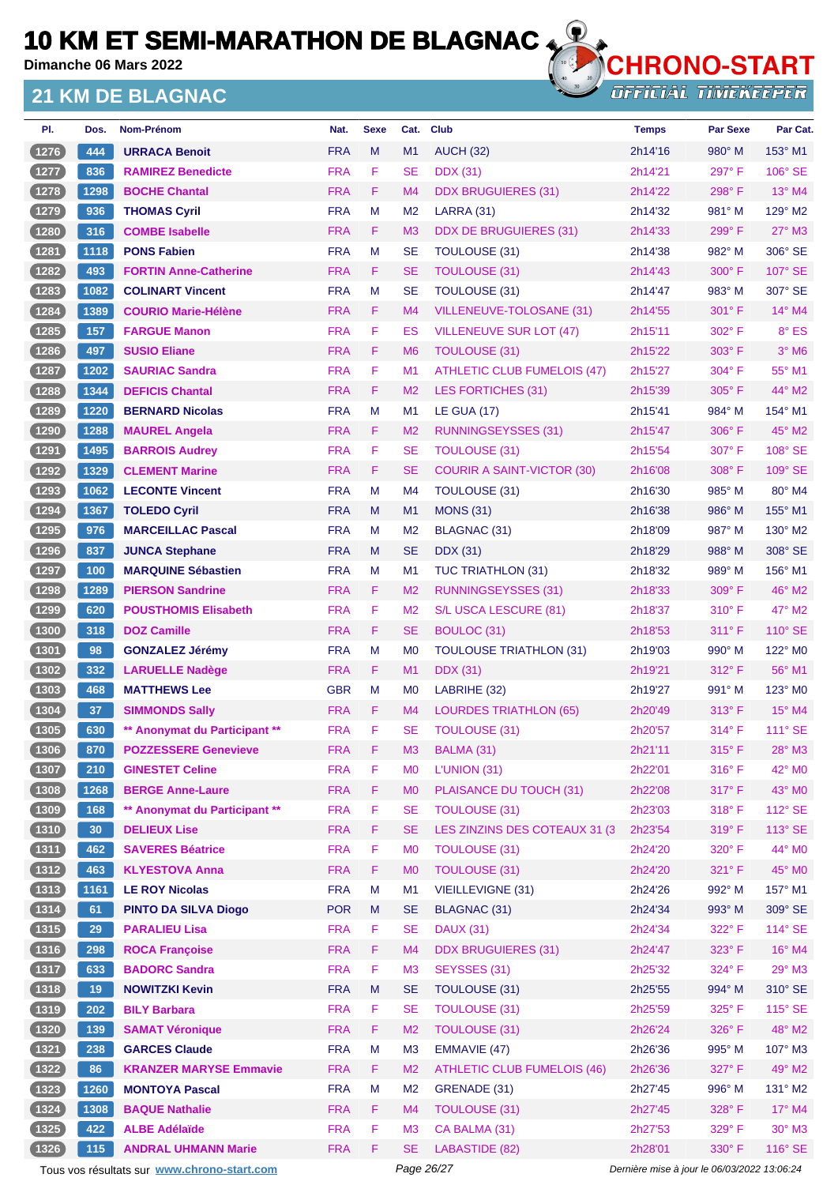# 10 KM ET SEMI-MARATHON DE BLAGNAC

**Dimanche 06 Mars 2022**

## 21 KM DE BLAGNAC

CHRONO-START
OFFICIAL TIMEKEEPER

| Pl. | Dos. | Nom-Prénom | Nat. | Sexe | Cat. | Club | Temps | Par Sexe | Par Cat. |
|---|---|---|---|---|---|---|---|---|---|
| 1276 | 444 | URRACA Benoit | FRA | M | M1 | AUCH (32) | 2h14'16 | 980° M | 153° M1 |
| 1277 | 836 | RAMIREZ Benedicte | FRA | F | SE | DDX (31) | 2h14'21 | 297° F | 106° SE |
| 1278 | 1298 | BOCHE Chantal | FRA | F | M4 | DDX BRUGUIERES (31) | 2h14'22 | 298° F | 13° M4 |
| 1279 | 936 | THOMAS Cyril | FRA | M | M2 | LARRA (31) | 2h14'32 | 981° M | 129° M2 |
| 1280 | 316 | COMBE Isabelle | FRA | F | M3 | DDX DE BRUGUIERES (31) | 2h14'33 | 299° F | 27° M3 |
| 1281 | 1118 | PONS Fabien | FRA | M | SE | TOULOUSE (31) | 2h14'38 | 982° M | 306° SE |
| 1282 | 493 | FORTIN Anne-Catherine | FRA | F | SE | TOULOUSE (31) | 2h14'43 | 300° F | 107° SE |
| 1283 | 1082 | COLINART Vincent | FRA | M | SE | TOULOUSE (31) | 2h14'47 | 983° M | 307° SE |
| 1284 | 1389 | COURIO Marie-Hélène | FRA | F | M4 | VILLENEUVE-TOLOSANE (31) | 2h14'55 | 301° F | 14° M4 |
| 1285 | 157 | FARGUE Manon | FRA | F | ES | VILLENEUVE SUR LOT (47) | 2h15'11 | 302° F | 8° ES |
| 1286 | 497 | SUSIO Eliane | FRA | F | M6 | TOULOUSE (31) | 2h15'22 | 303° F | 3° M6 |
| 1287 | 1202 | SAURIAC Sandra | FRA | F | M1 | ATHLETIC CLUB FUMELOIS (47) | 2h15'27 | 304° F | 55° M1 |
| 1288 | 1344 | DEFICIS Chantal | FRA | F | M2 | LES FORTICHES (31) | 2h15'39 | 305° F | 44° M2 |
| 1289 | 1220 | BERNARD Nicolas | FRA | M | M1 | LE GUA (17) | 2h15'41 | 984° M | 154° M1 |
| 1290 | 1288 | MAUREL Angela | FRA | F | M2 | RUNNINGSEYSSES (31) | 2h15'47 | 306° F | 45° M2 |
| 1291 | 1495 | BARROIS Audrey | FRA | F | SE | TOULOUSE (31) | 2h15'54 | 307° F | 108° SE |
| 1292 | 1329 | CLEMENT Marine | FRA | F | SE | COURIR A SAINT-VICTOR (30) | 2h16'08 | 308° F | 109° SE |
| 1293 | 1062 | LECONTE Vincent | FRA | M | M4 | TOULOUSE (31) | 2h16'30 | 985° M | 80° M4 |
| 1294 | 1367 | TOLEDO Cyril | FRA | M | M1 | MONS (31) | 2h16'38 | 986° M | 155° M1 |
| 1295 | 976 | MARCEILLAC Pascal | FRA | M | M2 | BLAGNAC (31) | 2h18'09 | 987° M | 130° M2 |
| 1296 | 837 | JUNCA Stephane | FRA | M | SE | DDX (31) | 2h18'29 | 988° M | 308° SE |
| 1297 | 100 | MARQUINE Sébastien | FRA | M | M1 | TUC TRIATHLON (31) | 2h18'32 | 989° M | 156° M1 |
| 1298 | 1289 | PIERSON Sandrine | FRA | F | M2 | RUNNINGSEYSSES (31) | 2h18'33 | 309° F | 46° M2 |
| 1299 | 620 | POUSTHOMIS Elisabeth | FRA | F | M2 | S/L USCA LESCURE (81) | 2h18'37 | 310° F | 47° M2 |
| 1300 | 318 | DOZ Camille | FRA | F | SE | BOULOC (31) | 2h18'53 | 311° F | 110° SE |
| 1301 | 98 | GONZALEZ Jérémy | FRA | M | M0 | TOULOUSE TRIATHLON (31) | 2h19'03 | 990° M | 122° M0 |
| 1302 | 332 | LARUELLE Nadège | FRA | F | M1 | DDX (31) | 2h19'21 | 312° F | 56° M1 |
| 1303 | 468 | MATTHEWS Lee | GBR | M | M0 | LABRIHE (32) | 2h19'27 | 991° M | 123° M0 |
| 1304 | 37 | SIMMONDS Sally | FRA | F | M4 | LOURDES TRIATHLON (65) | 2h20'49 | 313° F | 15° M4 |
| 1305 | 630 | ** Anonymat du Participant ** | FRA | F | SE | TOULOUSE (31) | 2h20'57 | 314° F | 111° SE |
| 1306 | 870 | POZZESSERE Genevieve | FRA | F | M3 | BALMA (31) | 2h21'11 | 315° F | 28° M3 |
| 1307 | 210 | GINESTET Celine | FRA | F | M0 | L'UNION (31) | 2h22'01 | 316° F | 42° M0 |
| 1308 | 1268 | BERGE Anne-Laure | FRA | F | M0 | PLAISANCE DU TOUCH (31) | 2h22'08 | 317° F | 43° M0 |
| 1309 | 168 | ** Anonymat du Participant ** | FRA | F | SE | TOULOUSE (31) | 2h23'03 | 318° F | 112° SE |
| 1310 | 30 | DELIEUX Lise | FRA | F | SE | LES ZINZINS DES COTEAUX 31 (3 | 2h23'54 | 319° F | 113° SE |
| 1311 | 462 | SAVERES Béatrice | FRA | F | M0 | TOULOUSE (31) | 2h24'20 | 320° F | 44° M0 |
| 1312 | 463 | KLYESTOVA Anna | FRA | F | M0 | TOULOUSE (31) | 2h24'20 | 321° F | 45° M0 |
| 1313 | 1161 | LE ROY Nicolas | FRA | M | M1 | VIEILLEVIGNE (31) | 2h24'26 | 992° M | 157° M1 |
| 1314 | 61 | PINTO DA SILVA Diogo | POR | M | SE | BLAGNAC (31) | 2h24'34 | 993° M | 309° SE |
| 1315 | 29 | PARALIEU Lisa | FRA | F | SE | DAUX (31) | 2h24'34 | 322° F | 114° SE |
| 1316 | 298 | ROCA Françoise | FRA | F | M4 | DDX BRUGUIERES (31) | 2h24'47 | 323° F | 16° M4 |
| 1317 | 633 | BADORC Sandra | FRA | F | M3 | SEYSSES (31) | 2h25'32 | 324° F | 29° M3 |
| 1318 | 19 | NOWITZKI Kevin | FRA | M | SE | TOULOUSE (31) | 2h25'55 | 994° M | 310° SE |
| 1319 | 202 | BILY Barbara | FRA | F | SE | TOULOUSE (31) | 2h25'59 | 325° F | 115° SE |
| 1320 | 139 | SAMAT Véronique | FRA | F | M2 | TOULOUSE (31) | 2h26'24 | 326° F | 48° M2 |
| 1321 | 238 | GARCES Claude | FRA | M | M3 | EMMAVIE (47) | 2h26'36 | 995° M | 107° M3 |
| 1322 | 86 | KRANZER MARYSE Emmavie | FRA | F | M2 | ATHLETIC CLUB FUMELOIS (46) | 2h26'36 | 327° F | 49° M2 |
| 1323 | 1260 | MONTOYA Pascal | FRA | M | M2 | GRENADE (31) | 2h27'45 | 996° M | 131° M2 |
| 1324 | 1308 | BAQUE Nathalie | FRA | F | M4 | TOULOUSE (31) | 2h27'45 | 328° F | 17° M4 |
| 1325 | 422 | ALBE Adélaïde | FRA | F | M3 | CA BALMA (31) | 2h27'53 | 329° F | 30° M3 |
| 1326 | 115 | ANDRAL UHMANN Marie | FRA | F | SE | LABASTIDE (82) | 2h28'01 | 330° F | 116° SE |

Tous vos résultats sur www.chrono-start.com

*Dernière mise à jour le 06/03/2022 13:06:24*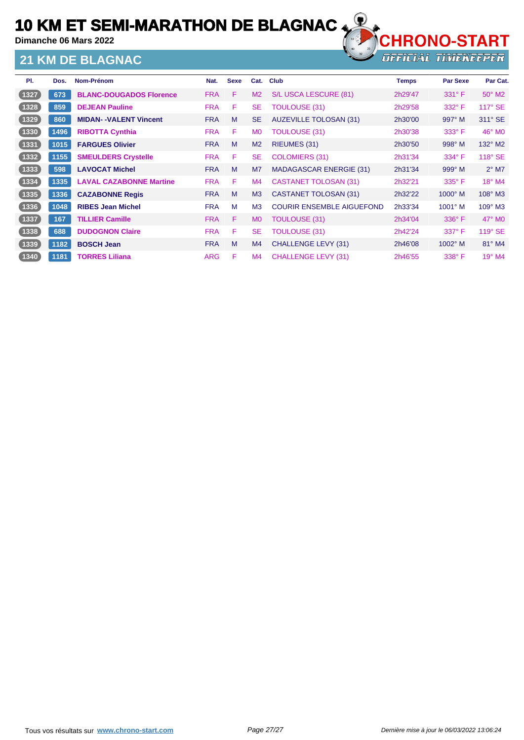# 10 KM ET SEMI-MARATHON DE BLAGNAC

**Dimanche 06 Mars 2022**

## 21 KM DE BLAGNAC

CHRONO-START OFFICIAL TIMEKEEPER

| Pl. | Dos. | Nom-Prénom | Nat. | Sexe | Cat. | Club | Temps | Par Sexe | Par Cat. |
|---|---|---|---|---|---|---|---|---|---|
| 1327 | 673 | **BLANC-DOUGADOS Florence** | FRA | F | M2 | S/L USCA LESCURE (81) | 2h29'47 | 331° F | 50° M2 |
| 1328 | 859 | **DEJEAN Pauline** | FRA | F | SE | TOULOUSE (31) | 2h29'58 | 332° F | 117° SE |
| 1329 | 860 | **MIDAN- -VALENT Vincent** | FRA | M | SE | AUZEVILLE TOLOSAN (31) | 2h30'00 | 997° M | 311° SE |
| 1330 | 1496 | **RIBOTTA Cynthia** | FRA | F | M0 | TOULOUSE (31) | 2h30'38 | 333° F | 46° M0 |
| 1331 | 1015 | **FARGUES Olivier** | FRA | M | M2 | RIEUMES (31) | 2h30'50 | 998° M | 132° M2 |
| 1332 | 1155 | **SMEULDERS Crystelle** | FRA | F | SE | COLOMIERS (31) | 2h31'34 | 334° F | 118° SE |
| 1333 | 598 | **LAVOCAT Michel** | FRA | M | M7 | MADAGASCAR ENERGIE (31) | 2h31'34 | 999° M | 2° M7 |
| 1334 | 1335 | **LAVAL CAZABONNE Martine** | FRA | F | M4 | CASTANET TOLOSAN (31) | 2h32'21 | 335° F | 18° M4 |
| 1335 | 1336 | **CAZABONNE Regis** | FRA | M | M3 | CASTANET TOLOSAN (31) | 2h32'22 | 1000° M | 108° M3 |
| 1336 | 1048 | **RIBES Jean Michel** | FRA | M | M3 | COURIR ENSEMBLE AIGUEFOND | 2h33'34 | 1001° M | 109° M3 |
| 1337 | 167 | **TILLIER Camille** | FRA | F | M0 | TOULOUSE (31) | 2h34'04 | 336° F | 47° M0 |
| 1338 | 688 | **DUDOGNON Claire** | FRA | F | SE | TOULOUSE (31) | 2h42'24 | 337° F | 119° SE |
| 1339 | 1182 | **BOSCH Jean** | FRA | M | M4 | CHALLENGE LEVY (31) | 2h46'08 | 1002° M | 81° M4 |
| 1340 | 1181 | **TORRES Liliana** | ARG | F | M4 | CHALLENGE LEVY (31) | 2h46'55 | 338° F | 19° M4 |

Tous vos résultats sur www.chrono-start.com

*Dernière mise à jour le 06/03/2022 13:06:24*